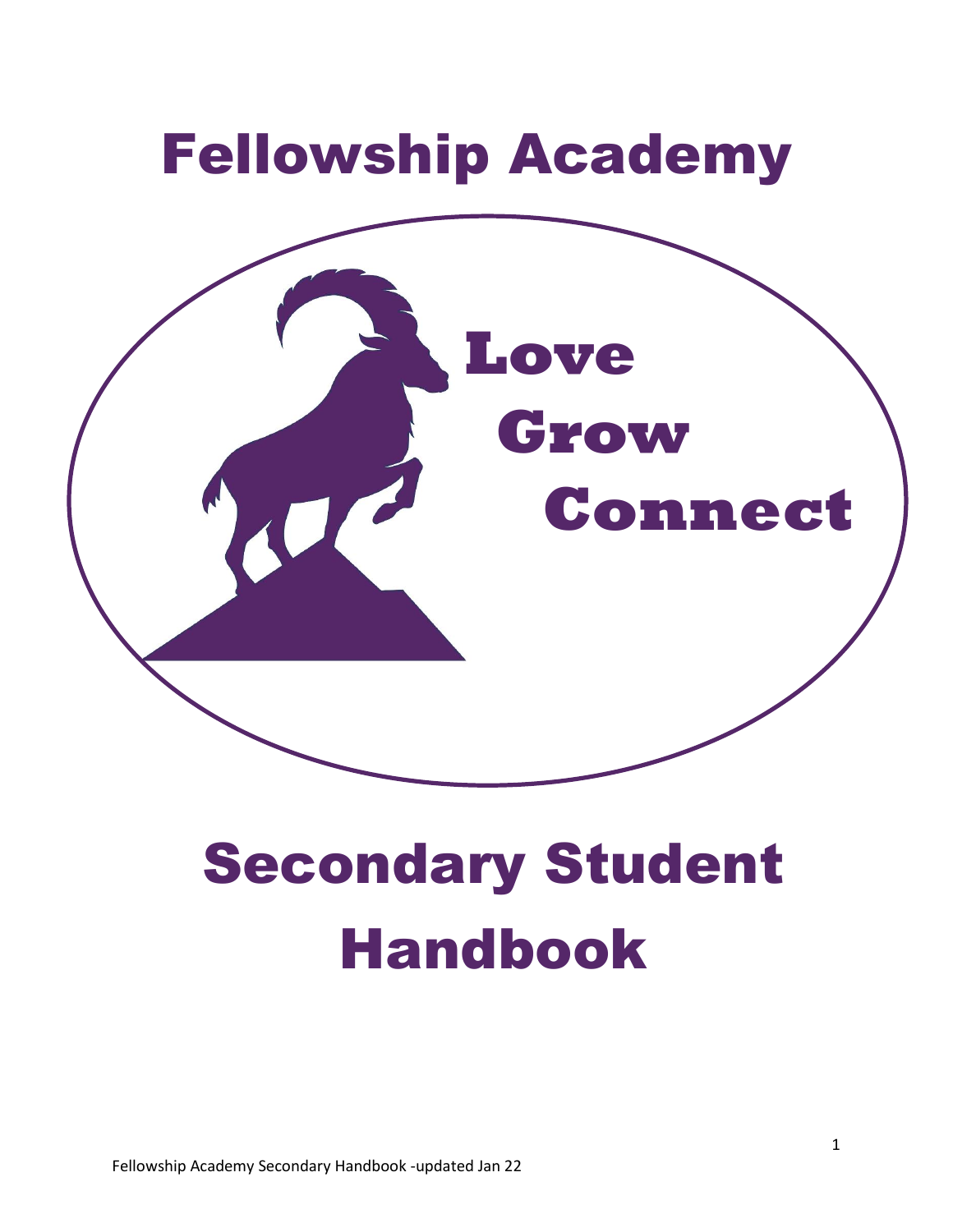# Fellowship Academy

**Love**

**Grow**

**Connect**

# Secondary Student Handbook

Fellowship Academy Secondary Handbook -updated Jan 22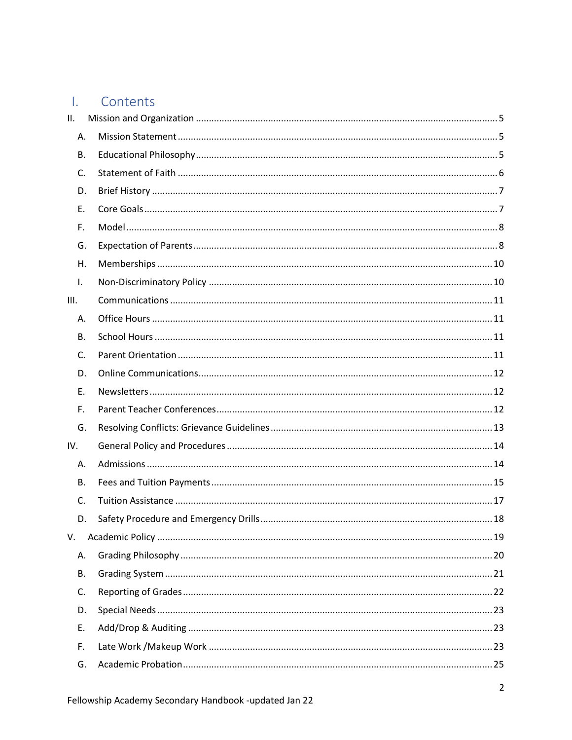# I. Contents

- II. Mission and Organization ..... 5
  - A. Mission Statement ..... 5
  - B. Educational Philosophy ..... 5
  - C. Statement of Faith ..... 6
  - D. Brief History ..... 7
  - E. Core Goals ..... 7
  - F. Model ..... 8
  - G. Expectation of Parents ..... 8
  - H. Memberships ..... 10
  - I. Non-Discriminatory Policy ..... 10
- III. Communications ..... 11
  - A. Office Hours ..... 11
  - B. School Hours ..... 11
  - C. Parent Orientation ..... 11
  - D. Online Communications ..... 12
  - E. Newsletters ..... 12
  - F. Parent Teacher Conferences ..... 12
  - G. Resolving Conflicts: Grievance Guidelines ..... 13
- IV. General Policy and Procedures ..... 14
  - A. Admissions ..... 14
  - B. Fees and Tuition Payments ..... 15
  - C. Tuition Assistance ..... 17
  - D. Safety Procedure and Emergency Drills ..... 18
- V. Academic Policy ..... 19
  - A. Grading Philosophy ..... 20
  - B. Grading System ..... 21
  - C. Reporting of Grades ..... 22
  - D. Special Needs ..... 23
  - E. Add/Drop & Auditing ..... 23
  - F. Late Work /Makeup Work ..... 23
  - G. Academic Probation ..... 25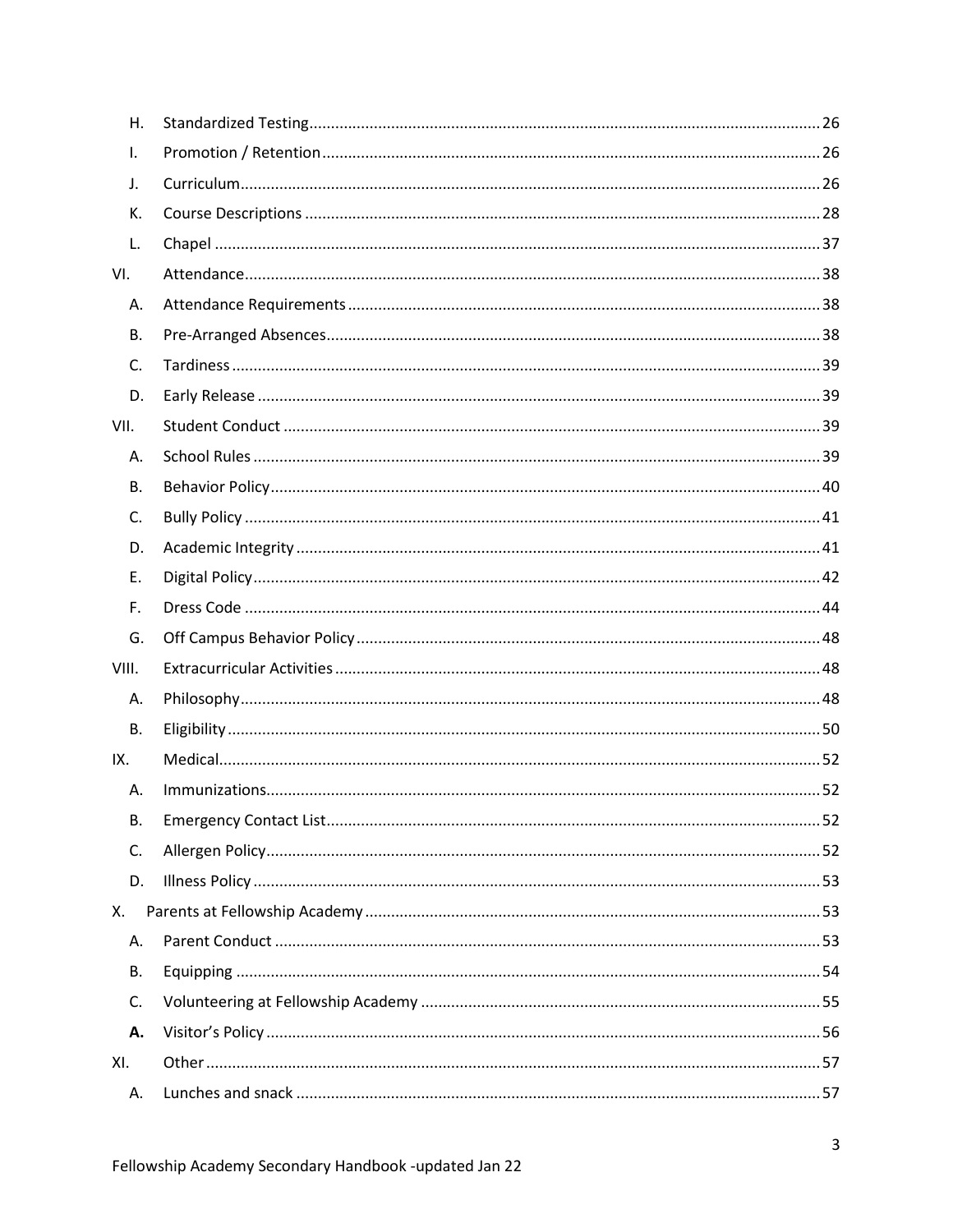H. Standardized Testing ............................................................ 26

I. Promotion / Retention ............................................................ 26

J. Curriculum ............................................................ 26

K. Course Descriptions ............................................................ 28

L. Chapel ............................................................ 37

VI. Attendance ............................................................ 38

A. Attendance Requirements ............................................................ 38

B. Pre-Arranged Absences ............................................................ 38

C. Tardiness ............................................................ 39

D. Early Release ............................................................ 39

VII. Student Conduct ............................................................ 39

A. School Rules ............................................................ 39

B. Behavior Policy ............................................................ 40

C. Bully Policy ............................................................ 41

D. Academic Integrity ............................................................ 41

E. Digital Policy ............................................................ 42

F. Dress Code ............................................................ 44

G. Off Campus Behavior Policy ............................................................ 48

VIII. Extracurricular Activities ............................................................ 48

A. Philosophy ............................................................ 48

B. Eligibility ............................................................ 50

IX. Medical ............................................................ 52

A. Immunizations ............................................................ 52

B. Emergency Contact List ............................................................ 52

C. Allergen Policy ............................................................ 52

D. Illness Policy ............................................................ 53

X. Parents at Fellowship Academy ............................................................ 53

A. Parent Conduct ............................................................ 53

B. Equipping ............................................................ 54

C. Volunteering at Fellowship Academy ............................................................ 55

**A.** Visitor's Policy ............................................................ 56

XI. Other ............................................................ 57

A. Lunches and snack ............................................................ 57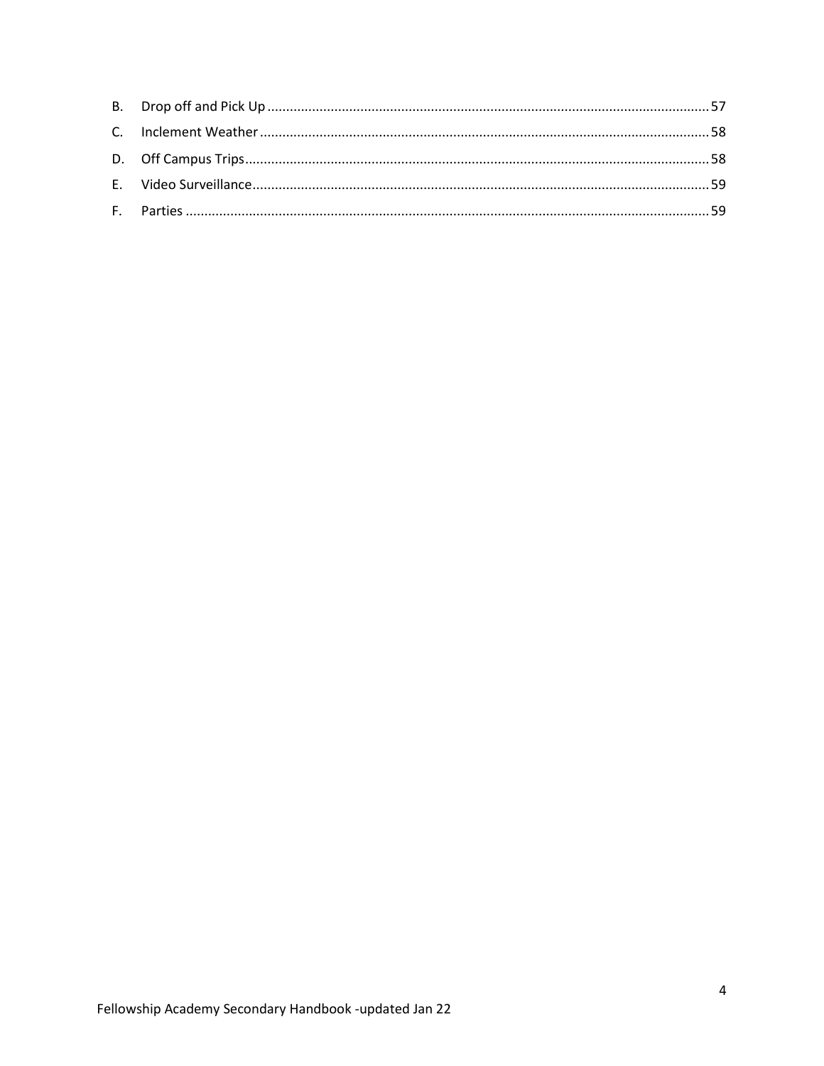B. Drop off and Pick Up .......... 57

C. Inclement Weather .......... 58

D. Off Campus Trips .......... 58

E. Video Surveillance .......... 59

F. Parties .......... 59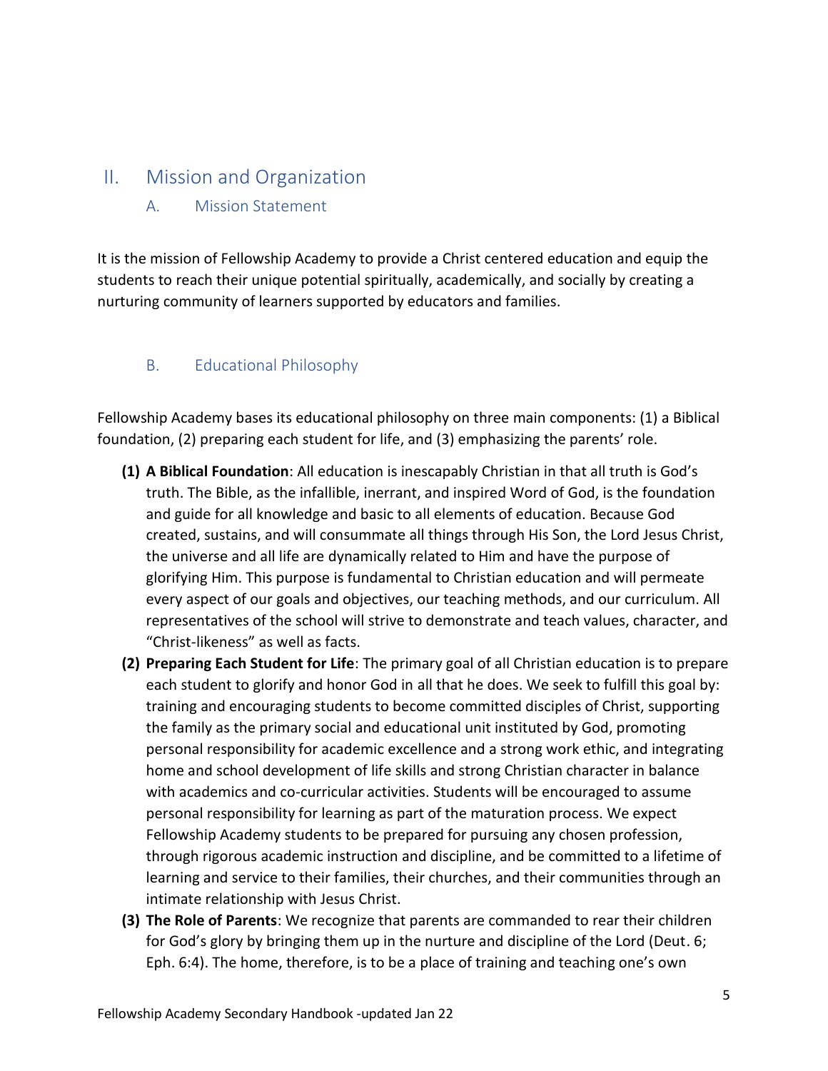## II. Mission and Organization

### A. Mission Statement

It is the mission of Fellowship Academy to provide a Christ centered education and equip the students to reach their unique potential spiritually, academically, and socially by creating a nurturing community of learners supported by educators and families.

### B. Educational Philosophy

Fellowship Academy bases its educational philosophy on three main components: (1) a Biblical foundation, (2) preparing each student for life, and (3) emphasizing the parents' role.

**(1) A Biblical Foundation**: All education is inescapably Christian in that all truth is God's truth. The Bible, as the infallible, inerrant, and inspired Word of God, is the foundation and guide for all knowledge and basic to all elements of education. Because God created, sustains, and will consummate all things through His Son, the Lord Jesus Christ, the universe and all life are dynamically related to Him and have the purpose of glorifying Him. This purpose is fundamental to Christian education and will permeate every aspect of our goals and objectives, our teaching methods, and our curriculum. All representatives of the school will strive to demonstrate and teach values, character, and "Christ-likeness" as well as facts.

**(2) Preparing Each Student for Life**: The primary goal of all Christian education is to prepare each student to glorify and honor God in all that he does. We seek to fulfill this goal by: training and encouraging students to become committed disciples of Christ, supporting the family as the primary social and educational unit instituted by God, promoting personal responsibility for academic excellence and a strong work ethic, and integrating home and school development of life skills and strong Christian character in balance with academics and co-curricular activities. Students will be encouraged to assume personal responsibility for learning as part of the maturation process. We expect Fellowship Academy students to be prepared for pursuing any chosen profession, through rigorous academic instruction and discipline, and be committed to a lifetime of learning and service to their families, their churches, and their communities through an intimate relationship with Jesus Christ.

**(3) The Role of Parents**: We recognize that parents are commanded to rear their children for God's glory by bringing them up in the nurture and discipline of the Lord (Deut. 6; Eph. 6:4). The home, therefore, is to be a place of training and teaching one's own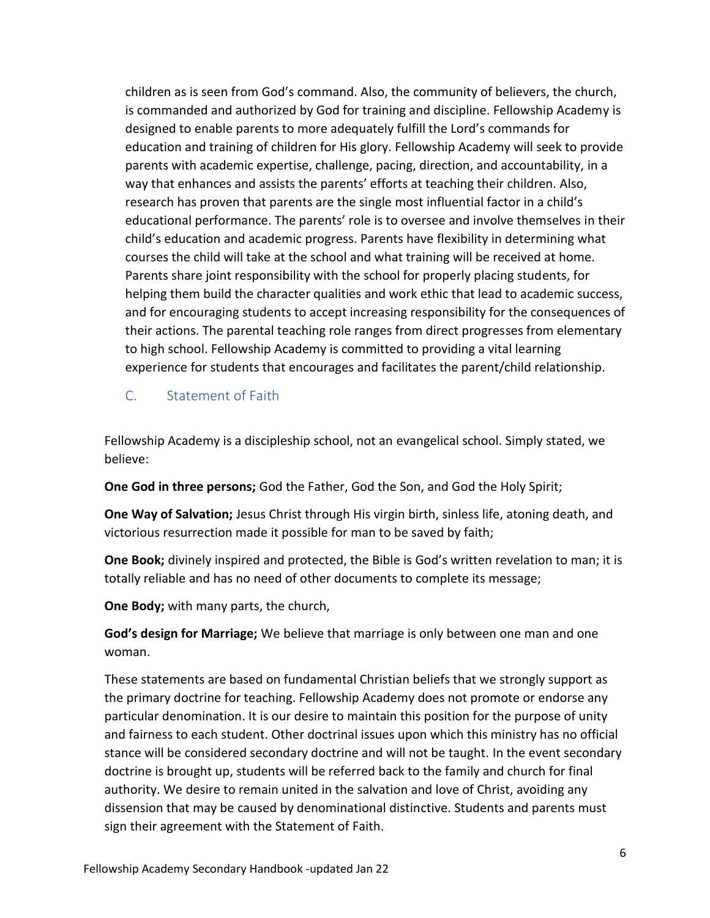children as is seen from God's command. Also, the community of believers, the church, is commanded and authorized by God for training and discipline. Fellowship Academy is designed to enable parents to more adequately fulfill the Lord's commands for education and training of children for His glory. Fellowship Academy will seek to provide parents with academic expertise, challenge, pacing, direction, and accountability, in a way that enhances and assists the parents' efforts at teaching their children. Also, research has proven that parents are the single most influential factor in a child's educational performance. The parents' role is to oversee and involve themselves in their child's education and academic progress. Parents have flexibility in determining what courses the child will take at the school and what training will be received at home. Parents share joint responsibility with the school for properly placing students, for helping them build the character qualities and work ethic that lead to academic success, and for encouraging students to accept increasing responsibility for the consequences of their actions. The parental teaching role ranges from direct progresses from elementary to high school. Fellowship Academy is committed to providing a vital learning experience for students that encourages and facilitates the parent/child relationship.

## C. Statement of Faith

Fellowship Academy is a discipleship school, not an evangelical school. Simply stated, we believe:

**One God in three persons;** God the Father, God the Son, and God the Holy Spirit;

**One Way of Salvation;** Jesus Christ through His virgin birth, sinless life, atoning death, and victorious resurrection made it possible for man to be saved by faith;

**One Book;** divinely inspired and protected, the Bible is God's written revelation to man; it is totally reliable and has no need of other documents to complete its message;

**One Body;** with many parts, the church,

**God's design for Marriage;** We believe that marriage is only between one man and one woman.

These statements are based on fundamental Christian beliefs that we strongly support as the primary doctrine for teaching. Fellowship Academy does not promote or endorse any particular denomination. It is our desire to maintain this position for the purpose of unity and fairness to each student. Other doctrinal issues upon which this ministry has no official stance will be considered secondary doctrine and will not be taught. In the event secondary doctrine is brought up, students will be referred back to the family and church for final authority. We desire to remain united in the salvation and love of Christ, avoiding any dissension that may be caused by denominational distinctive. Students and parents must sign their agreement with the Statement of Faith.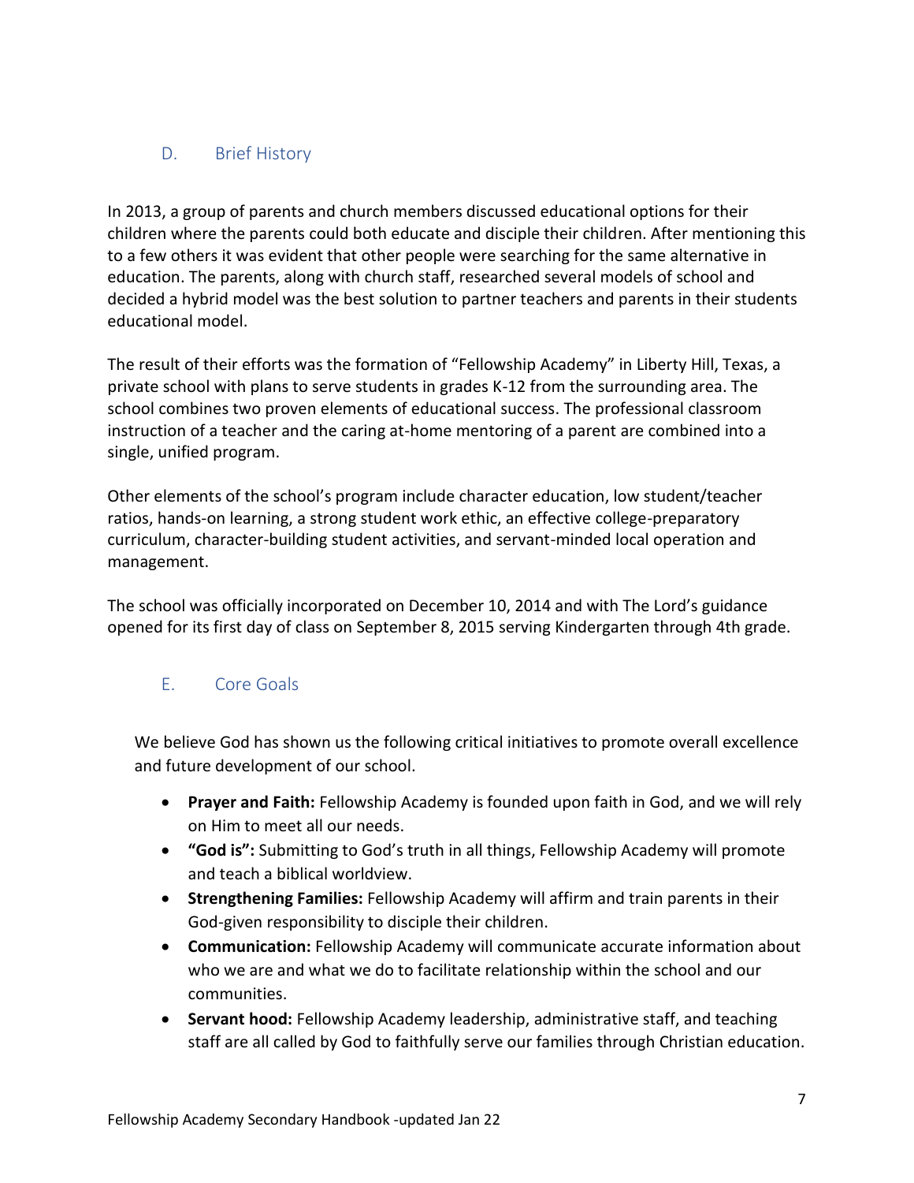## D. Brief History

In 2013, a group of parents and church members discussed educational options for their children where the parents could both educate and disciple their children. After mentioning this to a few others it was evident that other people were searching for the same alternative in education. The parents, along with church staff, researched several models of school and decided a hybrid model was the best solution to partner teachers and parents in their students educational model.

The result of their efforts was the formation of "Fellowship Academy" in Liberty Hill, Texas, a private school with plans to serve students in grades K-12 from the surrounding area. The school combines two proven elements of educational success. The professional classroom instruction of a teacher and the caring at-home mentoring of a parent are combined into a single, unified program.

Other elements of the school's program include character education, low student/teacher ratios, hands-on learning, a strong student work ethic, an effective college-preparatory curriculum, character-building student activities, and servant-minded local operation and management.

The school was officially incorporated on December 10, 2014 and with The Lord's guidance opened for its first day of class on September 8, 2015 serving Kindergarten through 4th grade.

## E. Core Goals

We believe God has shown us the following critical initiatives to promote overall excellence and future development of our school.

- **Prayer and Faith:** Fellowship Academy is founded upon faith in God, and we will rely on Him to meet all our needs.
- **"God is":** Submitting to God's truth in all things, Fellowship Academy will promote and teach a biblical worldview.
- **Strengthening Families:** Fellowship Academy will affirm and train parents in their God-given responsibility to disciple their children.
- **Communication:** Fellowship Academy will communicate accurate information about who we are and what we do to facilitate relationship within the school and our communities.
- **Servant hood:** Fellowship Academy leadership, administrative staff, and teaching staff are all called by God to faithfully serve our families through Christian education.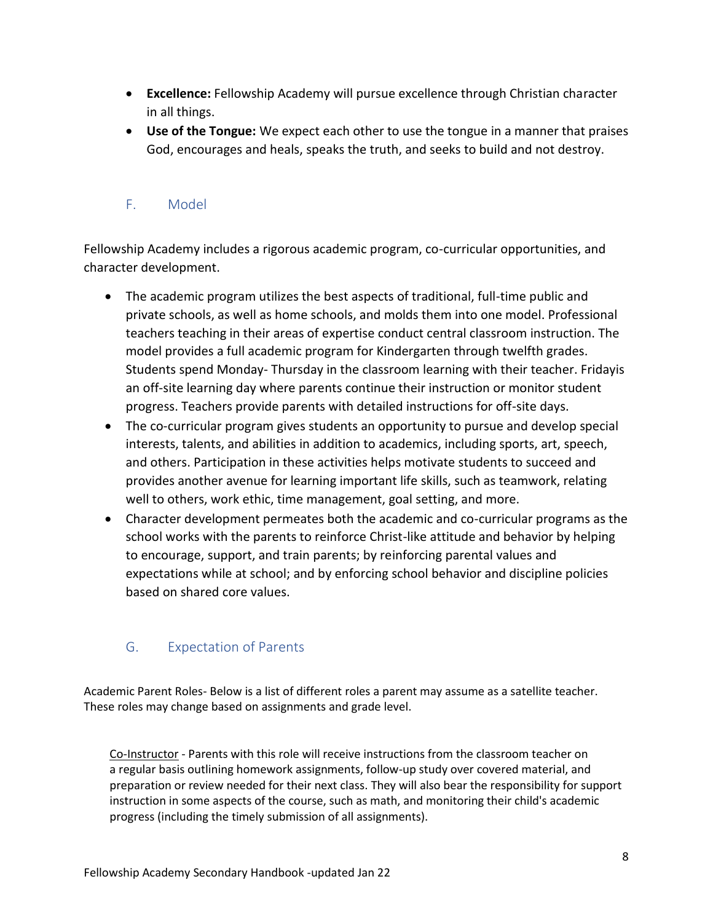- **Excellence:** Fellowship Academy will pursue excellence through Christian character in all things.
- **Use of the Tongue:** We expect each other to use the tongue in a manner that praises God, encourages and heals, speaks the truth, and seeks to build and not destroy.

## F. Model

Fellowship Academy includes a rigorous academic program, co-curricular opportunities, and character development.

- The academic program utilizes the best aspects of traditional, full-time public and private schools, as well as home schools, and molds them into one model. Professional teachers teaching in their areas of expertise conduct central classroom instruction. The model provides a full academic program for Kindergarten through twelfth grades. Students spend Monday- Thursday in the classroom learning with their teacher. Fridayis an off-site learning day where parents continue their instruction or monitor student progress. Teachers provide parents with detailed instructions for off-site days.
- The co-curricular program gives students an opportunity to pursue and develop special interests, talents, and abilities in addition to academics, including sports, art, speech, and others. Participation in these activities helps motivate students to succeed and provides another avenue for learning important life skills, such as teamwork, relating well to others, work ethic, time management, goal setting, and more.
- Character development permeates both the academic and co-curricular programs as the school works with the parents to reinforce Christ-like attitude and behavior by helping to encourage, support, and train parents; by reinforcing parental values and expectations while at school; and by enforcing school behavior and discipline policies based on shared core values.

## G. Expectation of Parents

Academic Parent Roles- Below is a list of different roles a parent may assume as a satellite teacher. These roles may change based on assignments and grade level.

Co-Instructor - Parents with this role will receive instructions from the classroom teacher on a regular basis outlining homework assignments, follow-up study over covered material, and preparation or review needed for their next class. They will also bear the responsibility for support instruction in some aspects of the course, such as math, and monitoring their child's academic progress (including the timely submission of all assignments).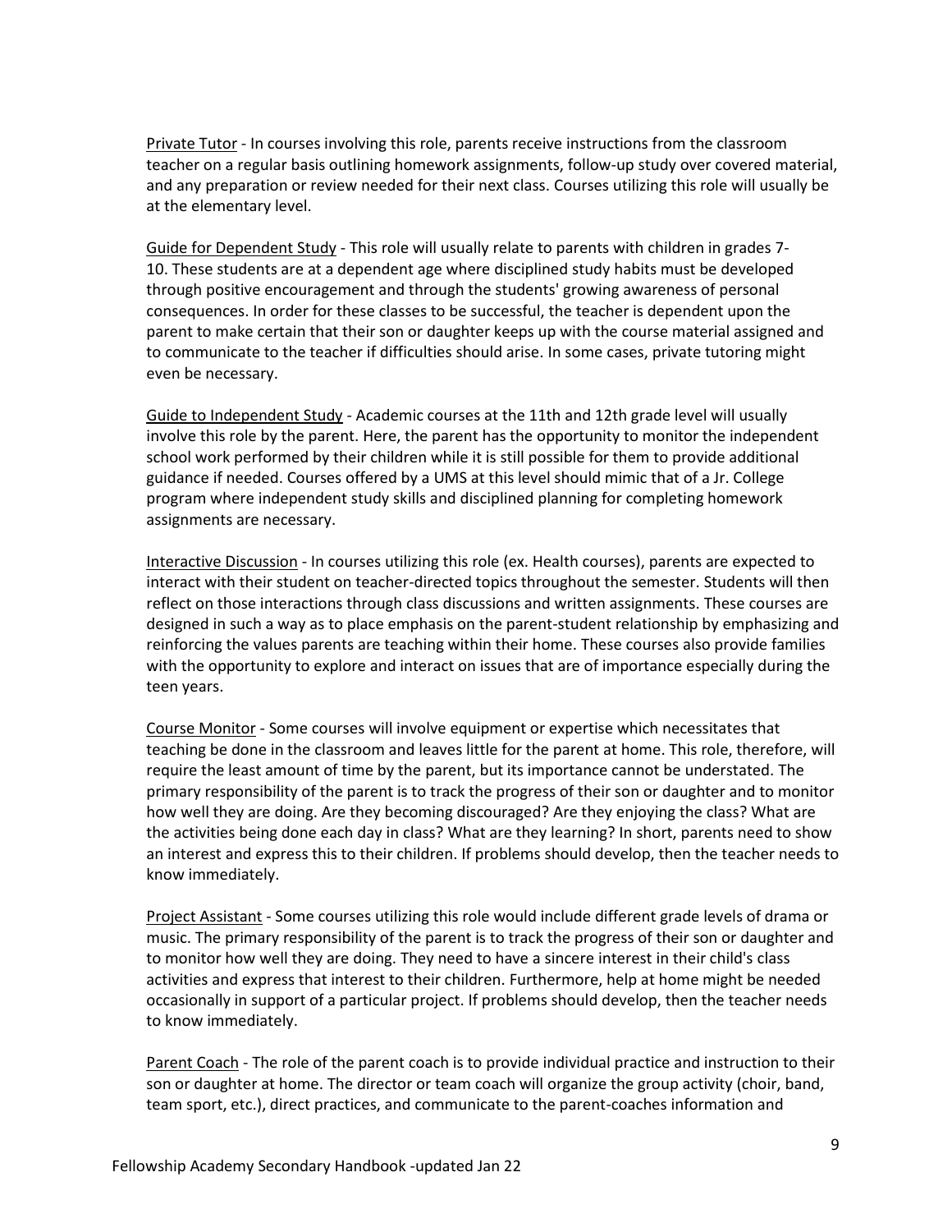Private Tutor - In courses involving this role, parents receive instructions from the classroom teacher on a regular basis outlining homework assignments, follow-up study over covered material, and any preparation or review needed for their next class. Courses utilizing this role will usually be at the elementary level.

Guide for Dependent Study - This role will usually relate to parents with children in grades 7-10. These students are at a dependent age where disciplined study habits must be developed through positive encouragement and through the students' growing awareness of personal consequences. In order for these classes to be successful, the teacher is dependent upon the parent to make certain that their son or daughter keeps up with the course material assigned and to communicate to the teacher if difficulties should arise. In some cases, private tutoring might even be necessary.

Guide to Independent Study - Academic courses at the 11th and 12th grade level will usually involve this role by the parent. Here, the parent has the opportunity to monitor the independent school work performed by their children while it is still possible for them to provide additional guidance if needed. Courses offered by a UMS at this level should mimic that of a Jr. College program where independent study skills and disciplined planning for completing homework assignments are necessary.

Interactive Discussion - In courses utilizing this role (ex. Health courses), parents are expected to interact with their student on teacher-directed topics throughout the semester. Students will then reflect on those interactions through class discussions and written assignments. These courses are designed in such a way as to place emphasis on the parent-student relationship by emphasizing and reinforcing the values parents are teaching within their home. These courses also provide families with the opportunity to explore and interact on issues that are of importance especially during the teen years.

Course Monitor - Some courses will involve equipment or expertise which necessitates that teaching be done in the classroom and leaves little for the parent at home. This role, therefore, will require the least amount of time by the parent, but its importance cannot be understated. The primary responsibility of the parent is to track the progress of their son or daughter and to monitor how well they are doing. Are they becoming discouraged? Are they enjoying the class? What are the activities being done each day in class? What are they learning? In short, parents need to show an interest and express this to their children. If problems should develop, then the teacher needs to know immediately.

Project Assistant - Some courses utilizing this role would include different grade levels of drama or music. The primary responsibility of the parent is to track the progress of their son or daughter and to monitor how well they are doing. They need to have a sincere interest in their child's class activities and express that interest to their children. Furthermore, help at home might be needed occasionally in support of a particular project. If problems should develop, then the teacher needs to know immediately.

Parent Coach - The role of the parent coach is to provide individual practice and instruction to their son or daughter at home. The director or team coach will organize the group activity (choir, band, team sport, etc.), direct practices, and communicate to the parent-coaches information and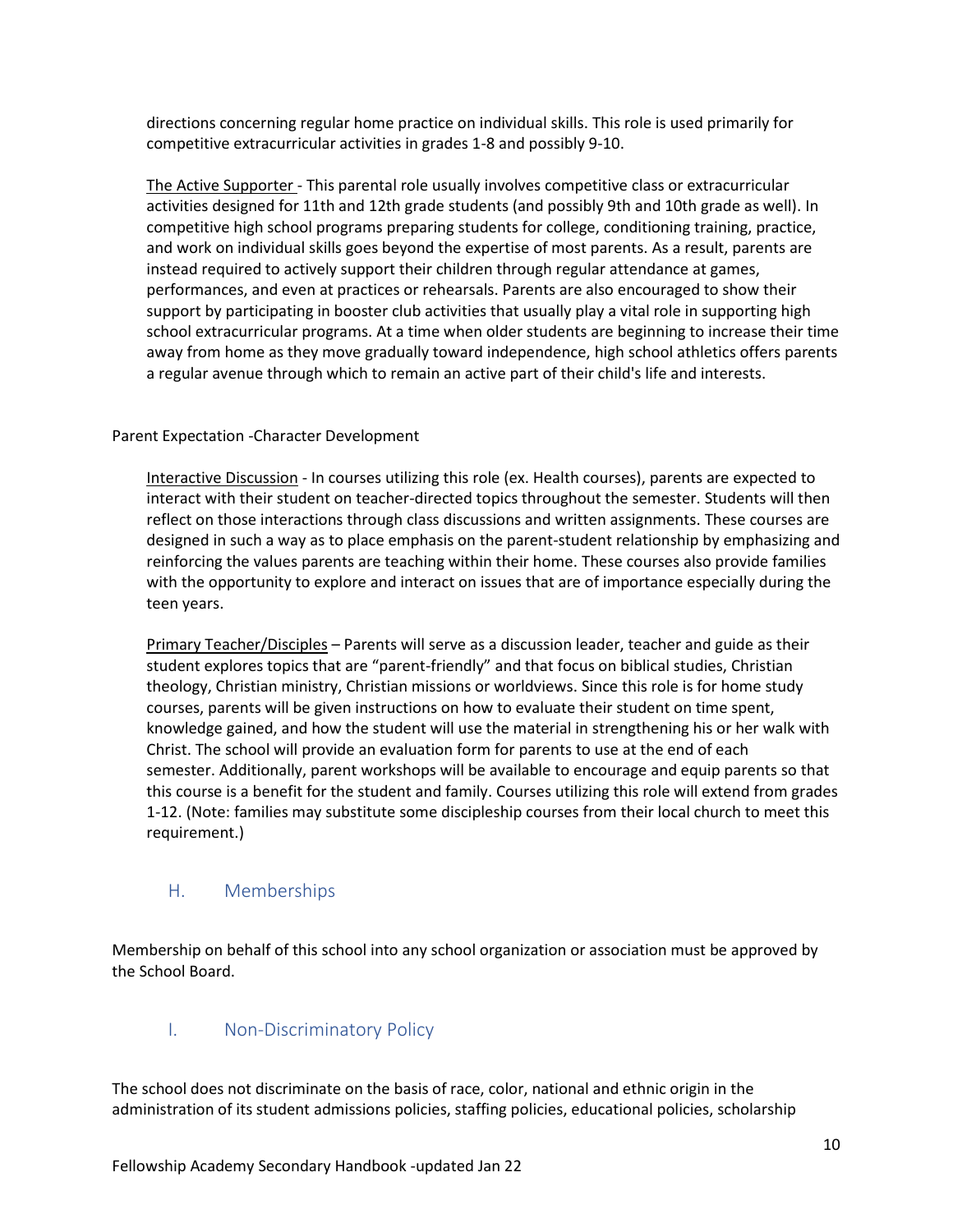directions concerning regular home practice on individual skills. This role is used primarily for competitive extracurricular activities in grades 1-8 and possibly 9-10.

The Active Supporter - This parental role usually involves competitive class or extracurricular activities designed for 11th and 12th grade students (and possibly 9th and 10th grade as well). In competitive high school programs preparing students for college, conditioning training, practice, and work on individual skills goes beyond the expertise of most parents. As a result, parents are instead required to actively support their children through regular attendance at games, performances, and even at practices or rehearsals. Parents are also encouraged to show their support by participating in booster club activities that usually play a vital role in supporting high school extracurricular programs. At a time when older students are beginning to increase their time away from home as they move gradually toward independence, high school athletics offers parents a regular avenue through which to remain an active part of their child's life and interests.

Parent Expectation -Character Development

Interactive Discussion - In courses utilizing this role (ex. Health courses), parents are expected to interact with their student on teacher-directed topics throughout the semester. Students will then reflect on those interactions through class discussions and written assignments. These courses are designed in such a way as to place emphasis on the parent-student relationship by emphasizing and reinforcing the values parents are teaching within their home. These courses also provide families with the opportunity to explore and interact on issues that are of importance especially during the teen years.

Primary Teacher/Disciples – Parents will serve as a discussion leader, teacher and guide as their student explores topics that are "parent-friendly" and that focus on biblical studies, Christian theology, Christian ministry, Christian missions or worldviews. Since this role is for home study courses, parents will be given instructions on how to evaluate their student on time spent, knowledge gained, and how the student will use the material in strengthening his or her walk with Christ. The school will provide an evaluation form for parents to use at the end of each semester. Additionally, parent workshops will be available to encourage and equip parents so that this course is a benefit for the student and family. Courses utilizing this role will extend from grades 1-12. (Note: families may substitute some discipleship courses from their local church to meet this requirement.)

## H. Memberships

Membership on behalf of this school into any school organization or association must be approved by the School Board.

## I. Non-Discriminatory Policy

The school does not discriminate on the basis of race, color, national and ethnic origin in the administration of its student admissions policies, staffing policies, educational policies, scholarship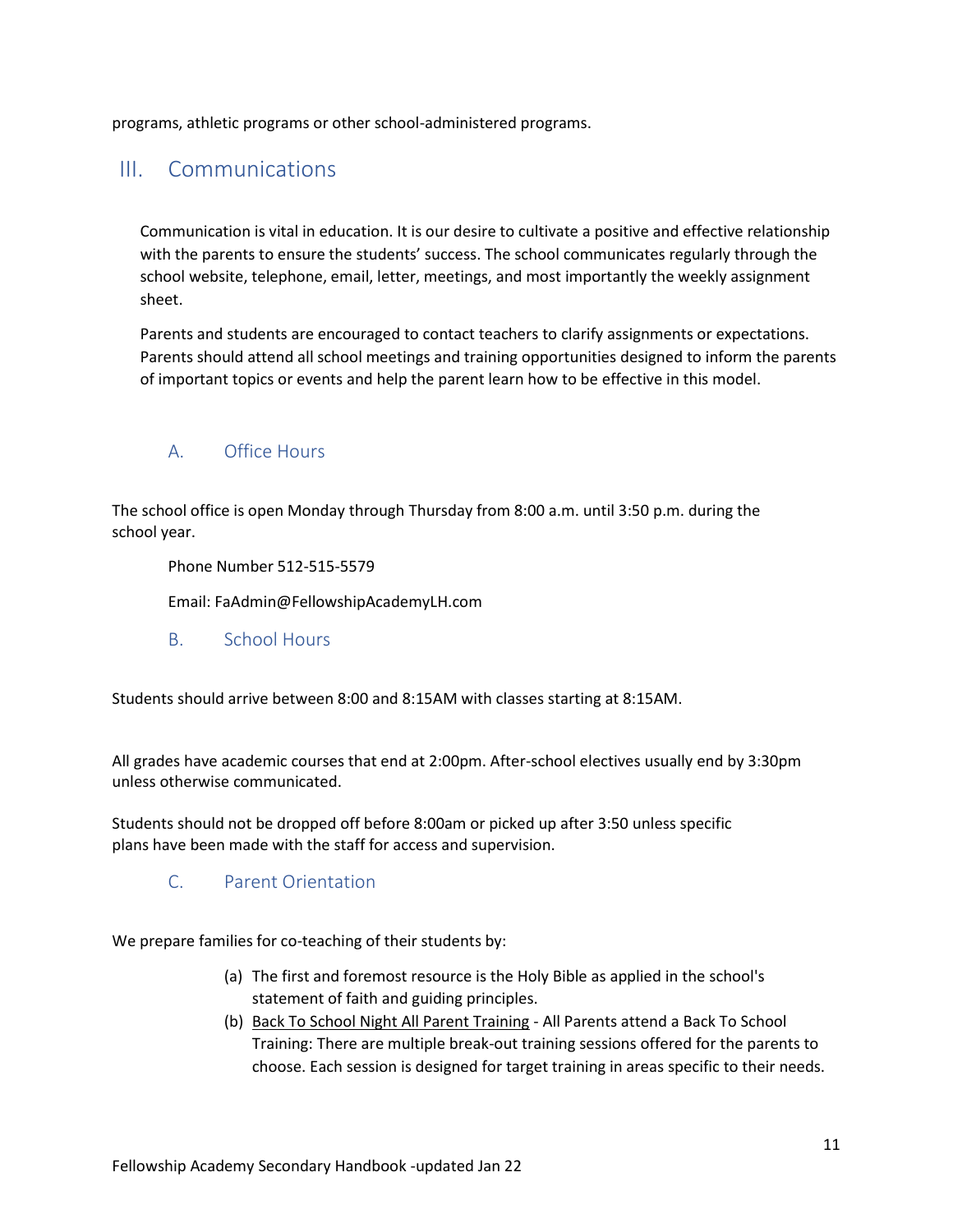programs, athletic programs or other school-administered programs.

# III. Communications

Communication is vital in education. It is our desire to cultivate a positive and effective relationship with the parents to ensure the students' success. The school communicates regularly through the school website, telephone, email, letter, meetings, and most importantly the weekly assignment sheet.

Parents and students are encouraged to contact teachers to clarify assignments or expectations. Parents should attend all school meetings and training opportunities designed to inform the parents of important topics or events and help the parent learn how to be effective in this model.

## A. Office Hours

The school office is open Monday through Thursday from 8:00 a.m. until 3:50 p.m. during the school year.

Phone Number 512-515-5579

Email: FaAdmin@FellowshipAcademyLH.com

## B. School Hours

Students should arrive between 8:00 and 8:15AM with classes starting at 8:15AM.

All grades have academic courses that end at 2:00pm. After-school electives usually end by 3:30pm unless otherwise communicated.

Students should not be dropped off before 8:00am or picked up after 3:50 unless specific plans have been made with the staff for access and supervision.

## C. Parent Orientation

We prepare families for co-teaching of their students by:

(a) The first and foremost resource is the Holy Bible as applied in the school's statement of faith and guiding principles.

(b) Back To School Night All Parent Training - All Parents attend a Back To School Training: There are multiple break-out training sessions offered for the parents to choose. Each session is designed for target training in areas specific to their needs.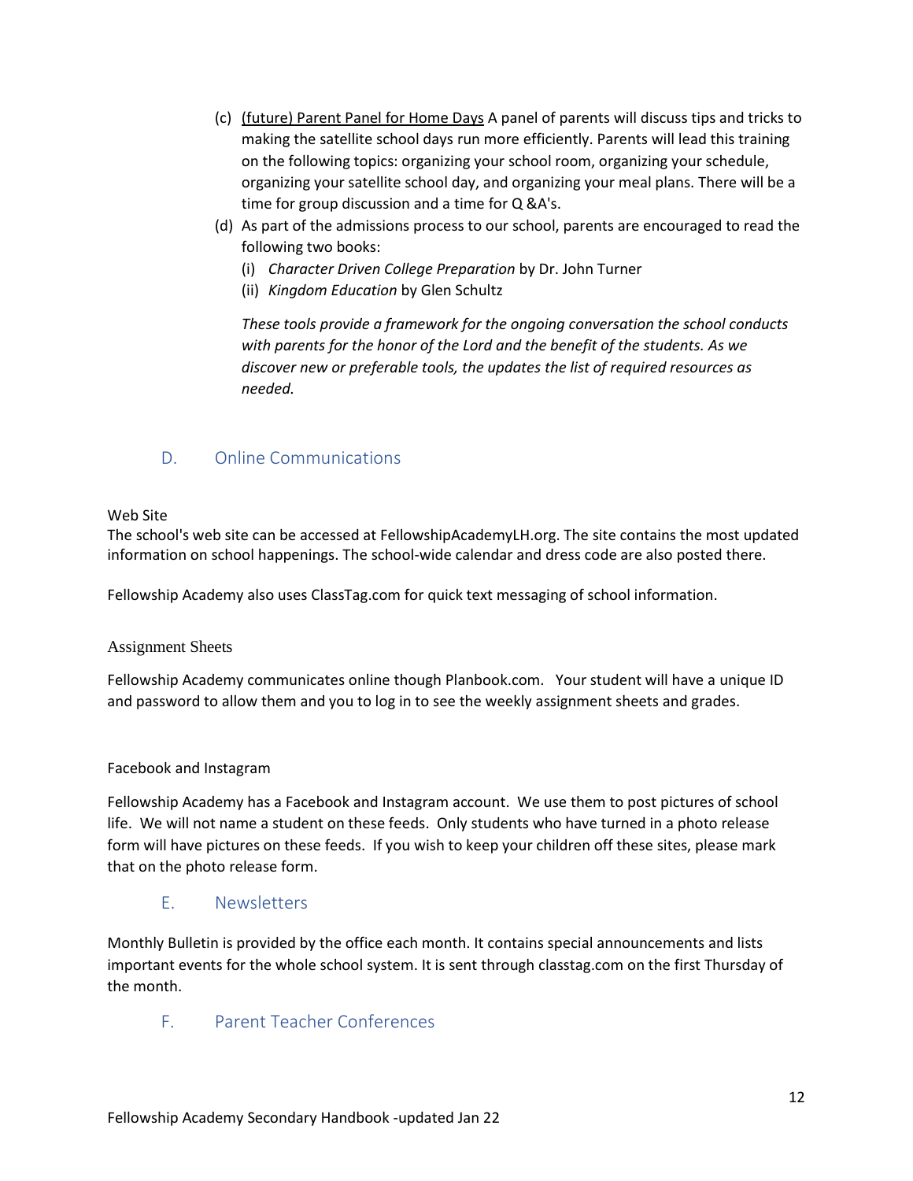(c) <u>(future) Parent Panel for Home Days</u> A panel of parents will discuss tips and tricks to making the satellite school days run more efficiently. Parents will lead this training on the following topics: organizing your school room, organizing your schedule, organizing your satellite school day, and organizing your meal plans. There will be a time for group discussion and a time for Q &A's.

(d) As part of the admissions process to our school, parents are encouraged to read the following two books:

   (i) *Character Driven College Preparation* by Dr. John Turner
   
   (ii) *Kingdom Education* by Glen Schultz

   *These tools provide a framework for the ongoing conversation the school conducts with parents for the honor of the Lord and the benefit of the students. As we discover new or preferable tools, the updates the list of required resources as needed.*

## D. Online Communications

Web Site

The school's web site can be accessed at FellowshipAcademyLH.org. The site contains the most updated information on school happenings. The school-wide calendar and dress code are also posted there.

Fellowship Academy also uses ClassTag.com for quick text messaging of school information.

Assignment Sheets

Fellowship Academy communicates online though Planbook.com. Your student will have a unique ID and password to allow them and you to log in to see the weekly assignment sheets and grades.

Facebook and Instagram

Fellowship Academy has a Facebook and Instagram account. We use them to post pictures of school life. We will not name a student on these feeds. Only students who have turned in a photo release form will have pictures on these feeds. If you wish to keep your children off these sites, please mark that on the photo release form.

## E. Newsletters

Monthly Bulletin is provided by the office each month. It contains special announcements and lists important events for the whole school system. It is sent through classtag.com on the first Thursday of the month.

## F. Parent Teacher Conferences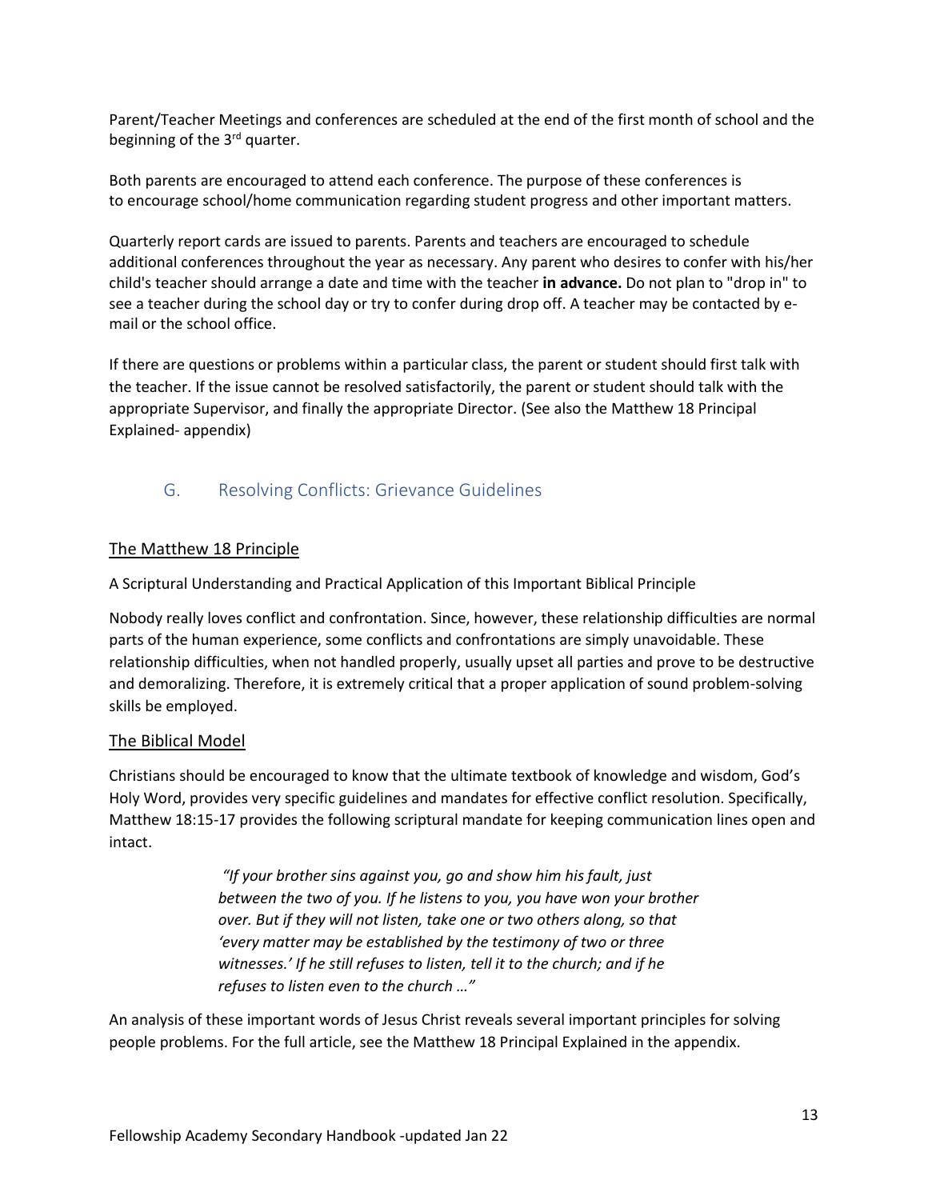Parent/Teacher Meetings and conferences are scheduled at the end of the first month of school and the beginning of the 3rd quarter.

Both parents are encouraged to attend each conference. The purpose of these conferences is to encourage school/home communication regarding student progress and other important matters.

Quarterly report cards are issued to parents. Parents and teachers are encouraged to schedule additional conferences throughout the year as necessary. Any parent who desires to confer with his/her child's teacher should arrange a date and time with the teacher **in advance.** Do not plan to "drop in" to see a teacher during the school day or try to confer during drop off. A teacher may be contacted by e-mail or the school office.

If there are questions or problems within a particular class, the parent or student should first talk with the teacher. If the issue cannot be resolved satisfactorily, the parent or student should talk with the appropriate Supervisor, and finally the appropriate Director. (See also the Matthew 18 Principal Explained- appendix)

## G. Resolving Conflicts: Grievance Guidelines

### The Matthew 18 Principle

A Scriptural Understanding and Practical Application of this Important Biblical Principle

Nobody really loves conflict and confrontation. Since, however, these relationship difficulties are normal parts of the human experience, some conflicts and confrontations are simply unavoidable. These relationship difficulties, when not handled properly, usually upset all parties and prove to be destructive and demoralizing. Therefore, it is extremely critical that a proper application of sound problem-solving skills be employed.

### The Biblical Model

Christians should be encouraged to know that the ultimate textbook of knowledge and wisdom, God's Holy Word, provides very specific guidelines and mandates for effective conflict resolution. Specifically, Matthew 18:15-17 provides the following scriptural mandate for keeping communication lines open and intact.

> *"If your brother sins against you, go and show him his fault, just between the two of you. If he listens to you, you have won your brother over. But if they will not listen, take one or two others along, so that 'every matter may be established by the testimony of two or three witnesses.' If he still refuses to listen, tell it to the church; and if he refuses to listen even to the church …"*

An analysis of these important words of Jesus Christ reveals several important principles for solving people problems. For the full article, see the Matthew 18 Principal Explained in the appendix.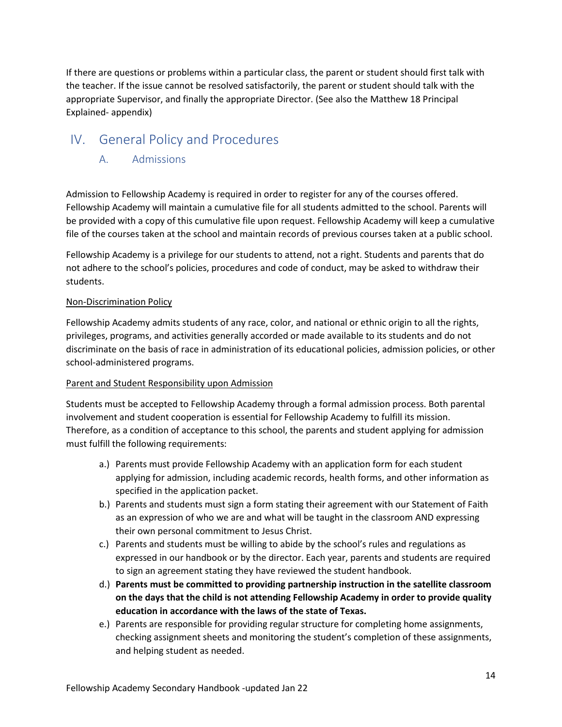If there are questions or problems within a particular class, the parent or student should first talk with the teacher. If the issue cannot be resolved satisfactorily, the parent or student should talk with the appropriate Supervisor, and finally the appropriate Director. (See also the Matthew 18 Principal Explained- appendix)

# IV. General Policy and Procedures

## A. Admissions

Admission to Fellowship Academy is required in order to register for any of the courses offered. Fellowship Academy will maintain a cumulative file for all students admitted to the school. Parents will be provided with a copy of this cumulative file upon request. Fellowship Academy will keep a cumulative file of the courses taken at the school and maintain records of previous courses taken at a public school.

Fellowship Academy is a privilege for our students to attend, not a right. Students and parents that do not adhere to the school's policies, procedures and code of conduct, may be asked to withdraw their students.

<u>Non-Discrimination Policy</u>

Fellowship Academy admits students of any race, color, and national or ethnic origin to all the rights, privileges, programs, and activities generally accorded or made available to its students and do not discriminate on the basis of race in administration of its educational policies, admission policies, or other school-administered programs.

<u>Parent and Student Responsibility upon Admission</u>

Students must be accepted to Fellowship Academy through a formal admission process. Both parental involvement and student cooperation is essential for Fellowship Academy to fulfill its mission. Therefore, as a condition of acceptance to this school, the parents and student applying for admission must fulfill the following requirements:

a.) Parents must provide Fellowship Academy with an application form for each student applying for admission, including academic records, health forms, and other information as specified in the application packet.

b.) Parents and students must sign a form stating their agreement with our Statement of Faith as an expression of who we are and what will be taught in the classroom AND expressing their own personal commitment to Jesus Christ.

c.) Parents and students must be willing to abide by the school's rules and regulations as expressed in our handbook or by the director. Each year, parents and students are required to sign an agreement stating they have reviewed the student handbook.

d.) **Parents must be committed to providing partnership instruction in the satellite classroom on the days that the child is not attending Fellowship Academy in order to provide quality education in accordance with the laws of the state of Texas.**

e.) Parents are responsible for providing regular structure for completing home assignments, checking assignment sheets and monitoring the student's completion of these assignments, and helping student as needed.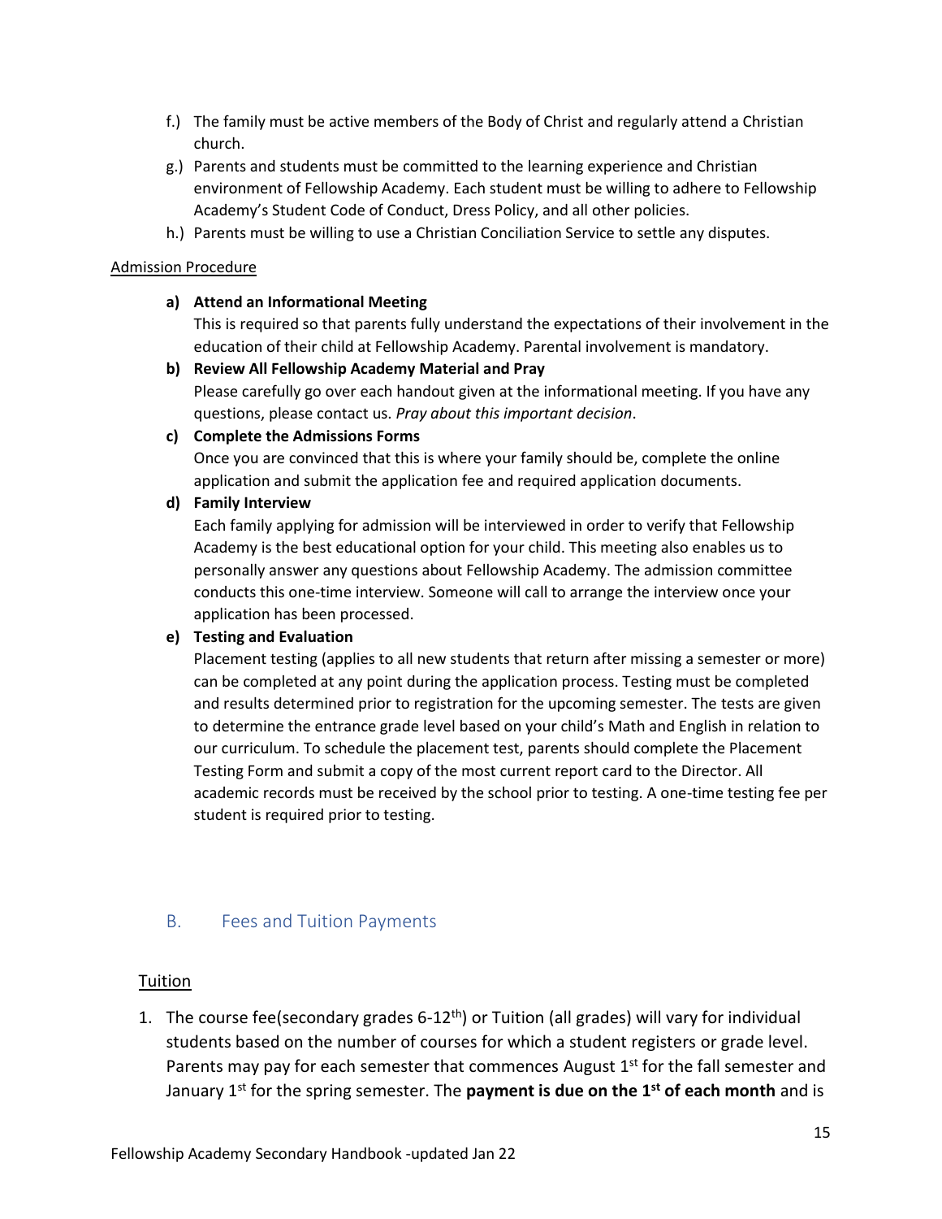f.) The family must be active members of the Body of Christ and regularly attend a Christian church.

g.) Parents and students must be committed to the learning experience and Christian environment of Fellowship Academy. Each student must be willing to adhere to Fellowship Academy's Student Code of Conduct, Dress Policy, and all other policies.

h.) Parents must be willing to use a Christian Conciliation Service to settle any disputes.

Admission Procedure

**a) Attend an Informational Meeting**

This is required so that parents fully understand the expectations of their involvement in the education of their child at Fellowship Academy. Parental involvement is mandatory.

**b) Review All Fellowship Academy Material and Pray**

Please carefully go over each handout given at the informational meeting. If you have any questions, please contact us. *Pray about this important decision*.

**c) Complete the Admissions Forms**

Once you are convinced that this is where your family should be, complete the online application and submit the application fee and required application documents.

**d) Family Interview**

Each family applying for admission will be interviewed in order to verify that Fellowship Academy is the best educational option for your child. This meeting also enables us to personally answer any questions about Fellowship Academy. The admission committee conducts this one-time interview. Someone will call to arrange the interview once your application has been processed.

**e) Testing and Evaluation**

Placement testing (applies to all new students that return after missing a semester or more) can be completed at any point during the application process. Testing must be completed and results determined prior to registration for the upcoming semester. The tests are given to determine the entrance grade level based on your child's Math and English in relation to our curriculum. To schedule the placement test, parents should complete the Placement Testing Form and submit a copy of the most current report card to the Director. All academic records must be received by the school prior to testing. A one-time testing fee per student is required prior to testing.

## B. Fees and Tuition Payments

Tuition

1. The course fee(secondary grades 6-12th) or Tuition (all grades) will vary for individual students based on the number of courses for which a student registers or grade level. Parents may pay for each semester that commences August 1st for the fall semester and January 1st for the spring semester. The **payment is due on the 1st of each month** and is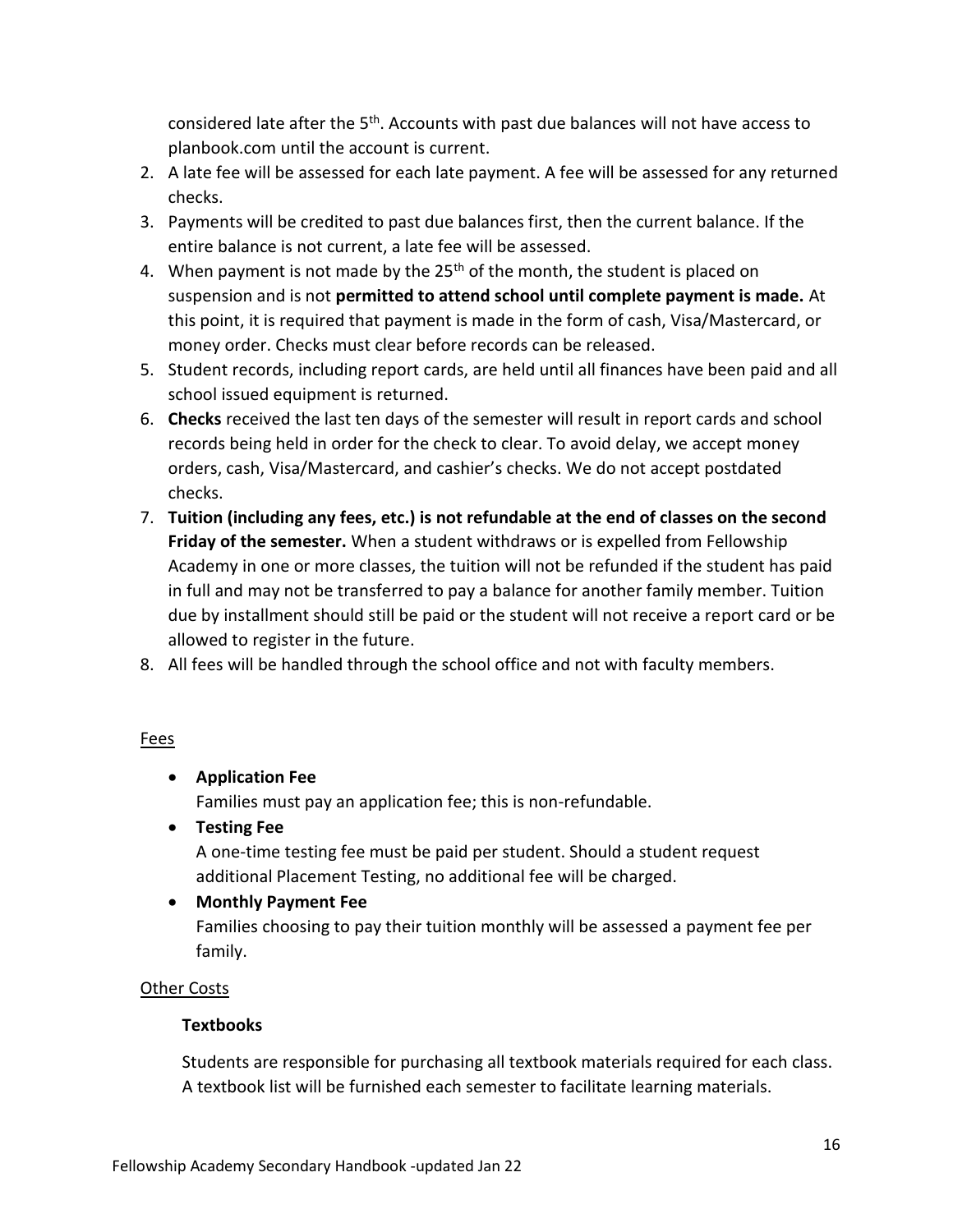considered late after the 5th. Accounts with past due balances will not have access to planbook.com until the account is current.

2. A late fee will be assessed for each late payment. A fee will be assessed for any returned checks.
3. Payments will be credited to past due balances first, then the current balance. If the entire balance is not current, a late fee will be assessed.
4. When payment is not made by the 25th of the month, the student is placed on suspension and is not **permitted to attend school until complete payment is made.** At this point, it is required that payment is made in the form of cash, Visa/Mastercard, or money order. Checks must clear before records can be released.
5. Student records, including report cards, are held until all finances have been paid and all school issued equipment is returned.
6. **Checks** received the last ten days of the semester will result in report cards and school records being held in order for the check to clear. To avoid delay, we accept money orders, cash, Visa/Mastercard, and cashier's checks. We do not accept postdated checks.
7. **Tuition (including any fees, etc.) is not refundable at the end of classes on the second Friday of the semester.** When a student withdraws or is expelled from Fellowship Academy in one or more classes, the tuition will not be refunded if the student has paid in full and may not be transferred to pay a balance for another family member. Tuition due by installment should still be paid or the student will not receive a report card or be allowed to register in the future.
8. All fees will be handled through the school office and not with faculty members.

Fees

- **Application Fee**
  Families must pay an application fee; this is non-refundable.
- **Testing Fee**
  A one-time testing fee must be paid per student. Should a student request additional Placement Testing, no additional fee will be charged.
- **Monthly Payment Fee**
  Families choosing to pay their tuition monthly will be assessed a payment fee per family.

Other Costs

**Textbooks**

Students are responsible for purchasing all textbook materials required for each class. A textbook list will be furnished each semester to facilitate learning materials.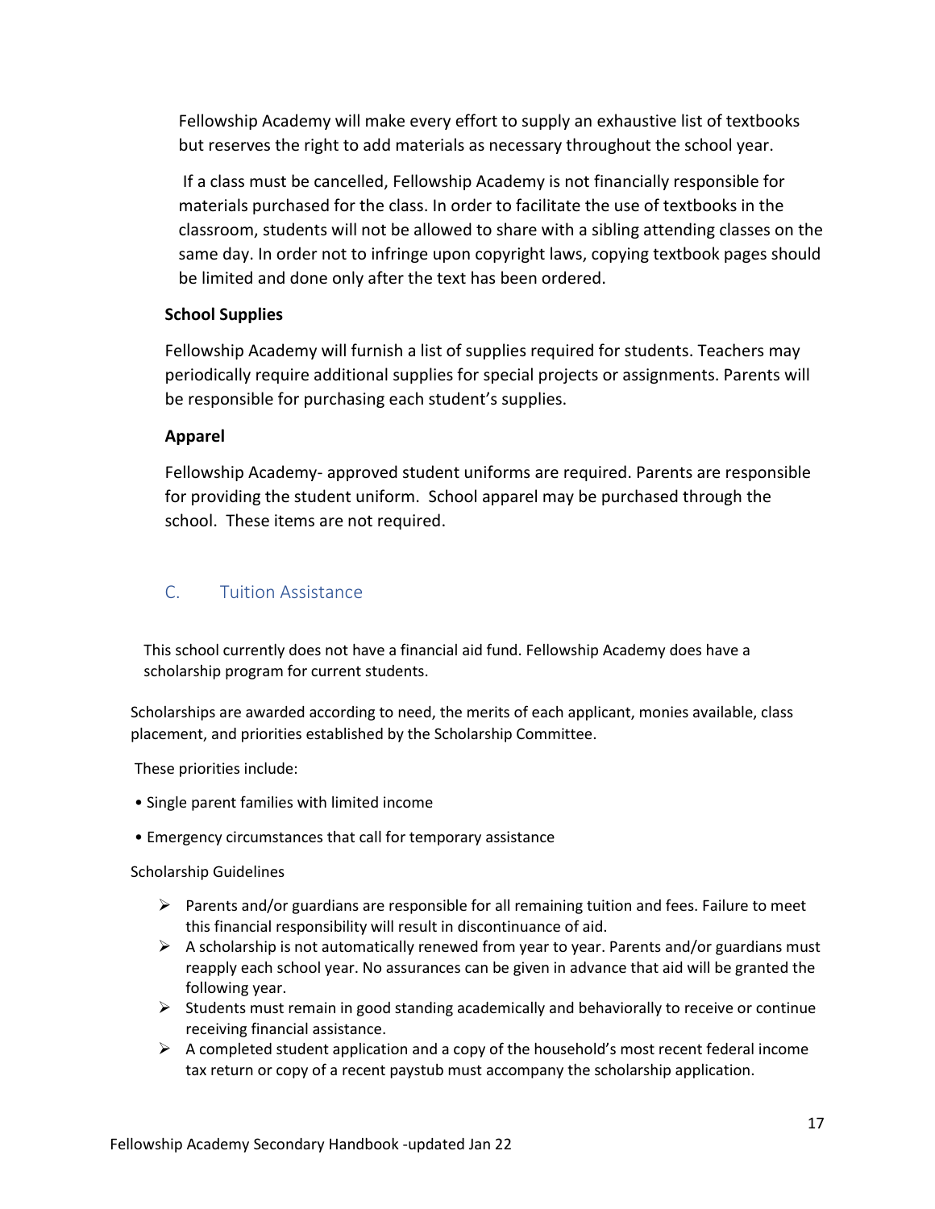Fellowship Academy will make every effort to supply an exhaustive list of textbooks but reserves the right to add materials as necessary throughout the school year.

If a class must be cancelled, Fellowship Academy is not financially responsible for materials purchased for the class. In order to facilitate the use of textbooks in the classroom, students will not be allowed to share with a sibling attending classes on the same day. In order not to infringe upon copyright laws, copying textbook pages should be limited and done only after the text has been ordered.

**School Supplies**

Fellowship Academy will furnish a list of supplies required for students. Teachers may periodically require additional supplies for special projects or assignments. Parents will be responsible for purchasing each student's supplies.

**Apparel**

Fellowship Academy- approved student uniforms are required. Parents are responsible for providing the student uniform. School apparel may be purchased through the school. These items are not required.

## C. Tuition Assistance

This school currently does not have a financial aid fund. Fellowship Academy does have a scholarship program for current students.

Scholarships are awarded according to need, the merits of each applicant, monies available, class placement, and priorities established by the Scholarship Committee.

These priorities include:

- Single parent families with limited income
- Emergency circumstances that call for temporary assistance

Scholarship Guidelines

- Parents and/or guardians are responsible for all remaining tuition and fees. Failure to meet this financial responsibility will result in discontinuance of aid.
- A scholarship is not automatically renewed from year to year. Parents and/or guardians must reapply each school year. No assurances can be given in advance that aid will be granted the following year.
- Students must remain in good standing academically and behaviorally to receive or continue receiving financial assistance.
- A completed student application and a copy of the household's most recent federal income tax return or copy of a recent paystub must accompany the scholarship application.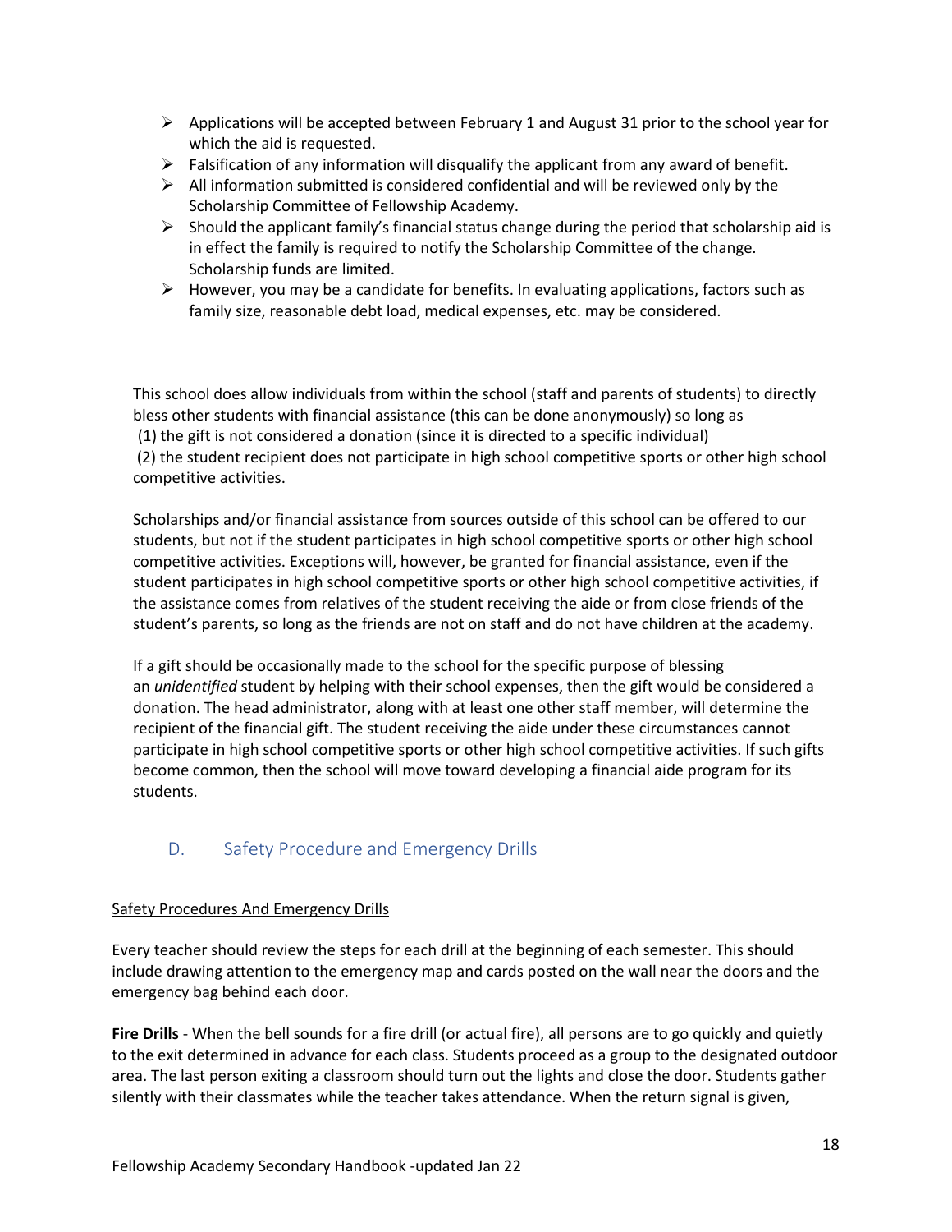- Applications will be accepted between February 1 and August 31 prior to the school year for which the aid is requested.
- Falsification of any information will disqualify the applicant from any award of benefit.
- All information submitted is considered confidential and will be reviewed only by the Scholarship Committee of Fellowship Academy.
- Should the applicant family's financial status change during the period that scholarship aid is in effect the family is required to notify the Scholarship Committee of the change. Scholarship funds are limited.
- However, you may be a candidate for benefits. In evaluating applications, factors such as family size, reasonable debt load, medical expenses, etc. may be considered.

This school does allow individuals from within the school (staff and parents of students) to directly bless other students with financial assistance (this can be done anonymously) so long as
(1) the gift is not considered a donation (since it is directed to a specific individual)
(2) the student recipient does not participate in high school competitive sports or other high school competitive activities.

Scholarships and/or financial assistance from sources outside of this school can be offered to our students, but not if the student participates in high school competitive sports or other high school competitive activities. Exceptions will, however, be granted for financial assistance, even if the student participates in high school competitive sports or other high school competitive activities, if the assistance comes from relatives of the student receiving the aide or from close friends of the student's parents, so long as the friends are not on staff and do not have children at the academy.

If a gift should be occasionally made to the school for the specific purpose of blessing an *unidentified* student by helping with their school expenses, then the gift would be considered a donation. The head administrator, along with at least one other staff member, will determine the recipient of the financial gift. The student receiving the aide under these circumstances cannot participate in high school competitive sports or other high school competitive activities. If such gifts become common, then the school will move toward developing a financial aide program for its students.

## D. Safety Procedure and Emergency Drills

Safety Procedures And Emergency Drills

Every teacher should review the steps for each drill at the beginning of each semester. This should include drawing attention to the emergency map and cards posted on the wall near the doors and the emergency bag behind each door.

**Fire Drills** - When the bell sounds for a fire drill (or actual fire), all persons are to go quickly and quietly to the exit determined in advance for each class. Students proceed as a group to the designated outdoor area. The last person exiting a classroom should turn out the lights and close the door. Students gather silently with their classmates while the teacher takes attendance. When the return signal is given,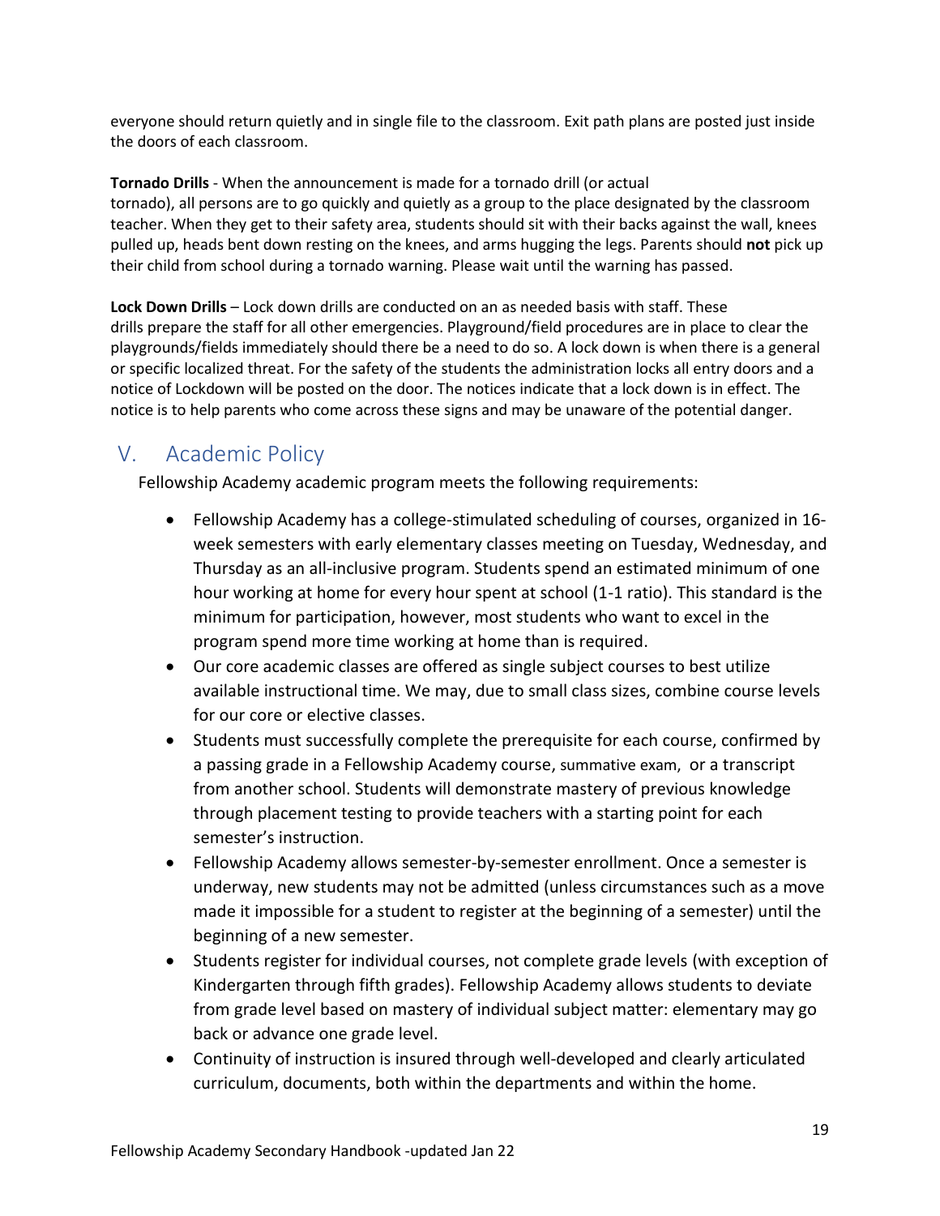everyone should return quietly and in single file to the classroom. Exit path plans are posted just inside the doors of each classroom.

**Tornado Drills** - When the announcement is made for a tornado drill (or actual tornado), all persons are to go quickly and quietly as a group to the place designated by the classroom teacher. When they get to their safety area, students should sit with their backs against the wall, knees pulled up, heads bent down resting on the knees, and arms hugging the legs. Parents should **not** pick up their child from school during a tornado warning. Please wait until the warning has passed.

**Lock Down Drills** – Lock down drills are conducted on an as needed basis with staff. These drills prepare the staff for all other emergencies. Playground/field procedures are in place to clear the playgrounds/fields immediately should there be a need to do so. A lock down is when there is a general or specific localized threat. For the safety of the students the administration locks all entry doors and a notice of Lockdown will be posted on the door. The notices indicate that a lock down is in effect. The notice is to help parents who come across these signs and may be unaware of the potential danger.

## V. Academic Policy

Fellowship Academy academic program meets the following requirements:

- Fellowship Academy has a college-stimulated scheduling of courses, organized in 16-week semesters with early elementary classes meeting on Tuesday, Wednesday, and Thursday as an all-inclusive program. Students spend an estimated minimum of one hour working at home for every hour spent at school (1-1 ratio). This standard is the minimum for participation, however, most students who want to excel in the program spend more time working at home than is required.
- Our core academic classes are offered as single subject courses to best utilize available instructional time. We may, due to small class sizes, combine course levels for our core or elective classes.
- Students must successfully complete the prerequisite for each course, confirmed by a passing grade in a Fellowship Academy course, summative exam, or a transcript from another school. Students will demonstrate mastery of previous knowledge through placement testing to provide teachers with a starting point for each semester's instruction.
- Fellowship Academy allows semester-by-semester enrollment. Once a semester is underway, new students may not be admitted (unless circumstances such as a move made it impossible for a student to register at the beginning of a semester) until the beginning of a new semester.
- Students register for individual courses, not complete grade levels (with exception of Kindergarten through fifth grades). Fellowship Academy allows students to deviate from grade level based on mastery of individual subject matter: elementary may go back or advance one grade level.
- Continuity of instruction is insured through well-developed and clearly articulated curriculum, documents, both within the departments and within the home.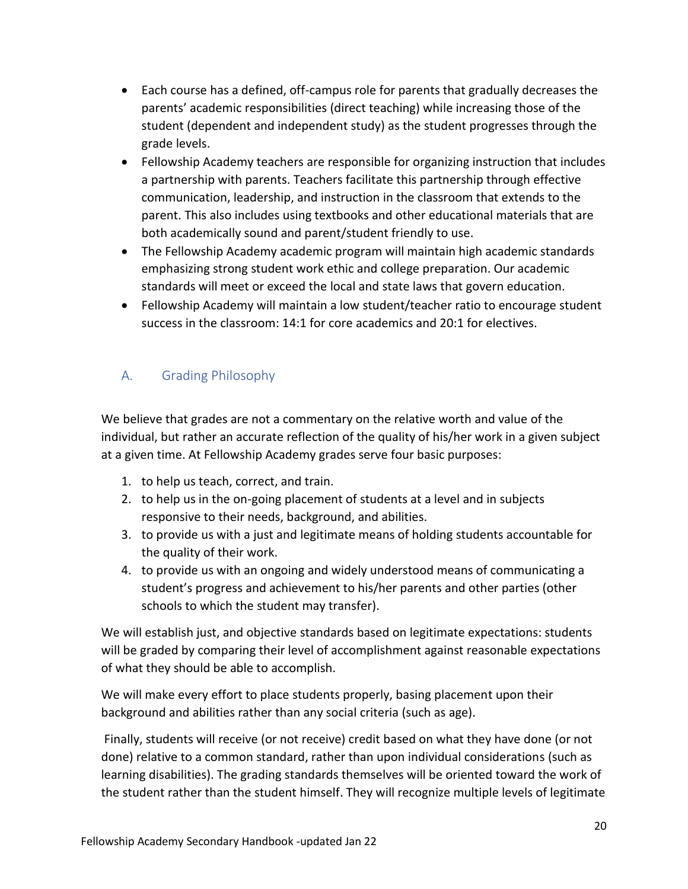- Each course has a defined, off-campus role for parents that gradually decreases the parents' academic responsibilities (direct teaching) while increasing those of the student (dependent and independent study) as the student progresses through the grade levels.
- Fellowship Academy teachers are responsible for organizing instruction that includes a partnership with parents. Teachers facilitate this partnership through effective communication, leadership, and instruction in the classroom that extends to the parent. This also includes using textbooks and other educational materials that are both academically sound and parent/student friendly to use.
- The Fellowship Academy academic program will maintain high academic standards emphasizing strong student work ethic and college preparation. Our academic standards will meet or exceed the local and state laws that govern education.
- Fellowship Academy will maintain a low student/teacher ratio to encourage student success in the classroom: 14:1 for core academics and 20:1 for electives.

## A. Grading Philosophy

We believe that grades are not a commentary on the relative worth and value of the individual, but rather an accurate reflection of the quality of his/her work in a given subject at a given time. At Fellowship Academy grades serve four basic purposes:

1. to help us teach, correct, and train.
2. to help us in the on-going placement of students at a level and in subjects responsive to their needs, background, and abilities.
3. to provide us with a just and legitimate means of holding students accountable for the quality of their work.
4. to provide us with an ongoing and widely understood means of communicating a student's progress and achievement to his/her parents and other parties (other schools to which the student may transfer).

We will establish just, and objective standards based on legitimate expectations: students will be graded by comparing their level of accomplishment against reasonable expectations of what they should be able to accomplish.

We will make every effort to place students properly, basing placement upon their background and abilities rather than any social criteria (such as age).

Finally, students will receive (or not receive) credit based on what they have done (or not done) relative to a common standard, rather than upon individual considerations (such as learning disabilities). The grading standards themselves will be oriented toward the work of the student rather than the student himself. They will recognize multiple levels of legitimate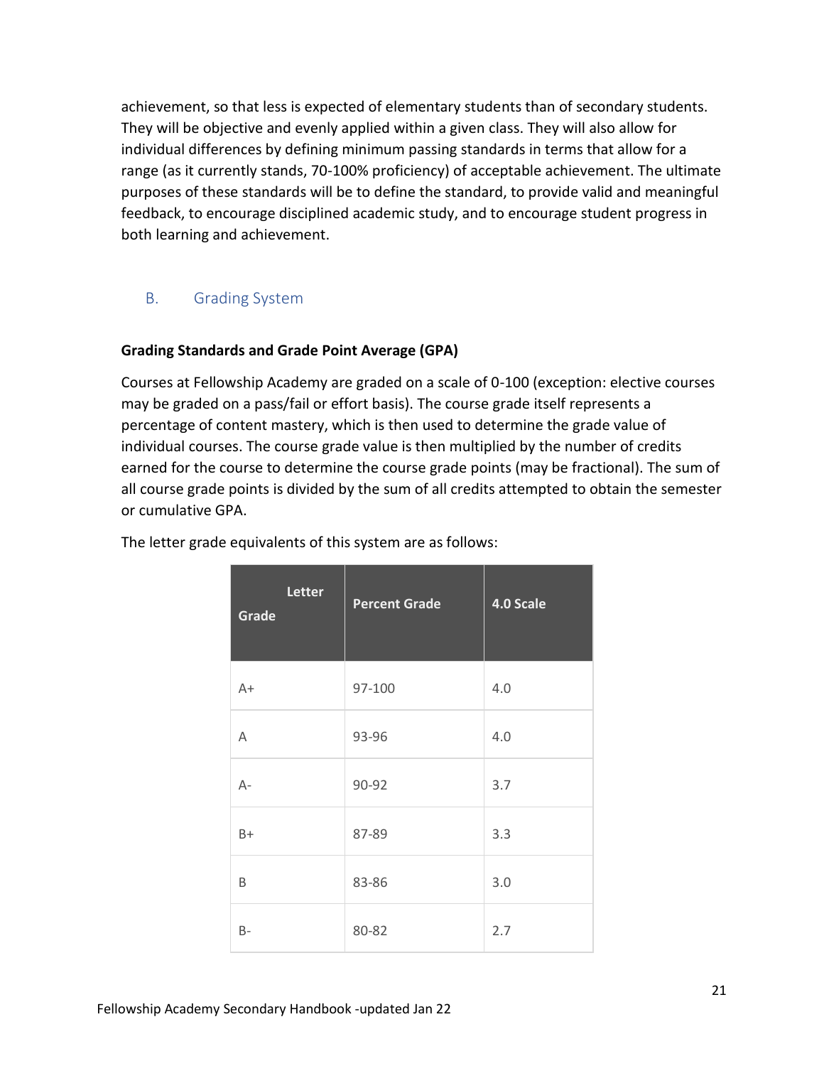achievement, so that less is expected of elementary students than of secondary students. They will be objective and evenly applied within a given class. They will also allow for individual differences by defining minimum passing standards in terms that allow for a range (as it currently stands, 70-100% proficiency) of acceptable achievement. The ultimate purposes of these standards will be to define the standard, to provide valid and meaningful feedback, to encourage disciplined academic study, and to encourage student progress in both learning and achievement.

## B. Grading System

**Grading Standards and Grade Point Average (GPA)**

Courses at Fellowship Academy are graded on a scale of 0-100 (exception: elective courses may be graded on a pass/fail or effort basis). The course grade itself represents a percentage of content mastery, which is then used to determine the grade value of individual courses. The course grade value is then multiplied by the number of credits earned for the course to determine the course grade points (may be fractional). The sum of all course grade points is divided by the sum of all credits attempted to obtain the semester or cumulative GPA.

The letter grade equivalents of this system are as follows:

| Letter Grade | Percent Grade | 4.0 Scale |
|---|---|---|
| A+ | 97-100 | 4.0 |
| A | 93-96 | 4.0 |
| A- | 90-92 | 3.7 |
| B+ | 87-89 | 3.3 |
| B | 83-86 | 3.0 |
| B- | 80-82 | 2.7 |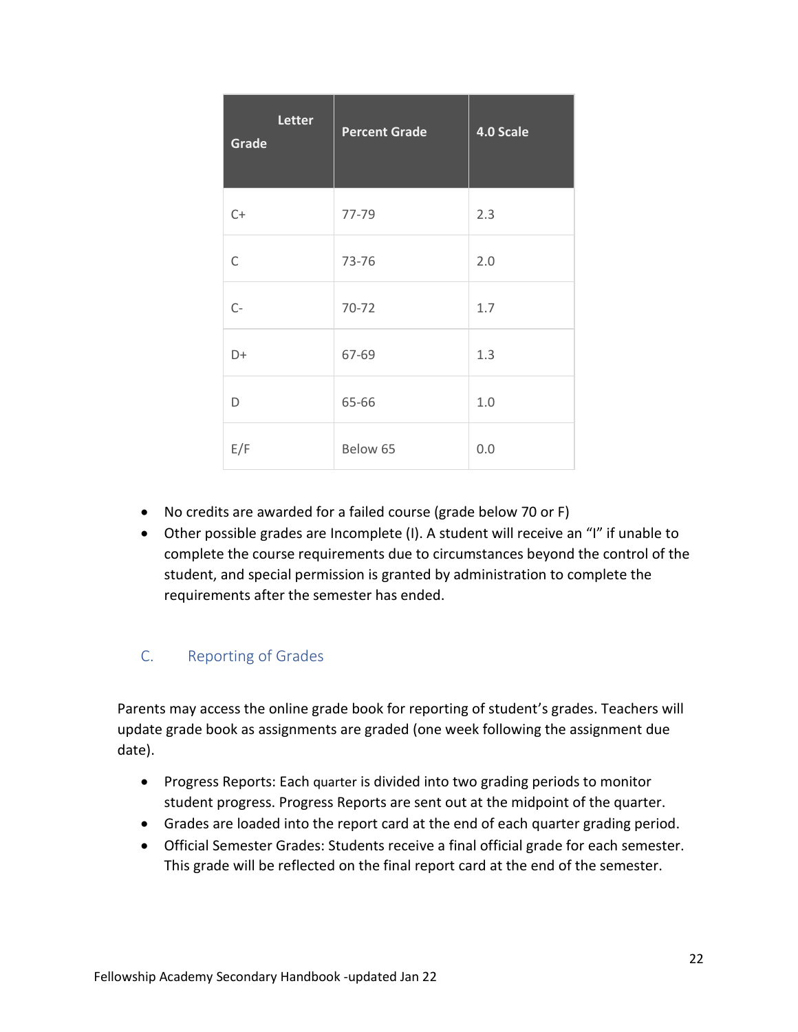| Letter Grade | Percent Grade | 4.0 Scale |
|---|---|---|
| C+ | 77-79 | 2.3 |
| C | 73-76 | 2.0 |
| C- | 70-72 | 1.7 |
| D+ | 67-69 | 1.3 |
| D | 65-66 | 1.0 |
| E/F | Below 65 | 0.0 |

- No credits are awarded for a failed course (grade below 70 or F)
- Other possible grades are Incomplete (I). A student will receive an "I" if unable to complete the course requirements due to circumstances beyond the control of the student, and special permission is granted by administration to complete the requirements after the semester has ended.

## C. Reporting of Grades

Parents may access the online grade book for reporting of student's grades. Teachers will update grade book as assignments are graded (one week following the assignment due date).

- Progress Reports: Each quarter is divided into two grading periods to monitor student progress. Progress Reports are sent out at the midpoint of the quarter.
- Grades are loaded into the report card at the end of each quarter grading period.
- Official Semester Grades: Students receive a final official grade for each semester. This grade will be reflected on the final report card at the end of the semester.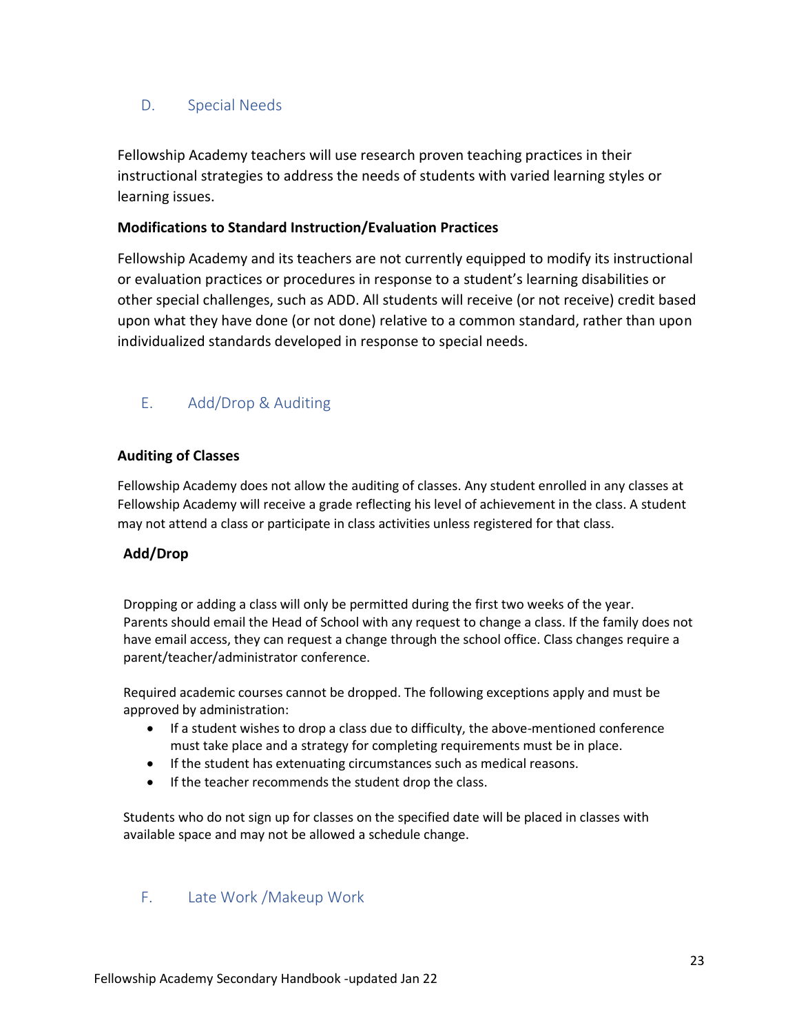## D. Special Needs

Fellowship Academy teachers will use research proven teaching practices in their instructional strategies to address the needs of students with varied learning styles or learning issues.

**Modifications to Standard Instruction/Evaluation Practices**

Fellowship Academy and its teachers are not currently equipped to modify its instructional or evaluation practices or procedures in response to a student's learning disabilities or other special challenges, such as ADD. All students will receive (or not receive) credit based upon what they have done (or not done) relative to a common standard, rather than upon individualized standards developed in response to special needs.

## E. Add/Drop & Auditing

**Auditing of Classes**

Fellowship Academy does not allow the auditing of classes. Any student enrolled in any classes at Fellowship Academy will receive a grade reflecting his level of achievement in the class. A student may not attend a class or participate in class activities unless registered for that class.

**Add/Drop**

Dropping or adding a class will only be permitted during the first two weeks of the year. Parents should email the Head of School with any request to change a class. If the family does not have email access, they can request a change through the school office. Class changes require a parent/teacher/administrator conference.

Required academic courses cannot be dropped. The following exceptions apply and must be approved by administration:

- If a student wishes to drop a class due to difficulty, the above-mentioned conference must take place and a strategy for completing requirements must be in place.
- If the student has extenuating circumstances such as medical reasons.
- If the teacher recommends the student drop the class.

Students who do not sign up for classes on the specified date will be placed in classes with available space and may not be allowed a schedule change.

## F. Late Work /Makeup Work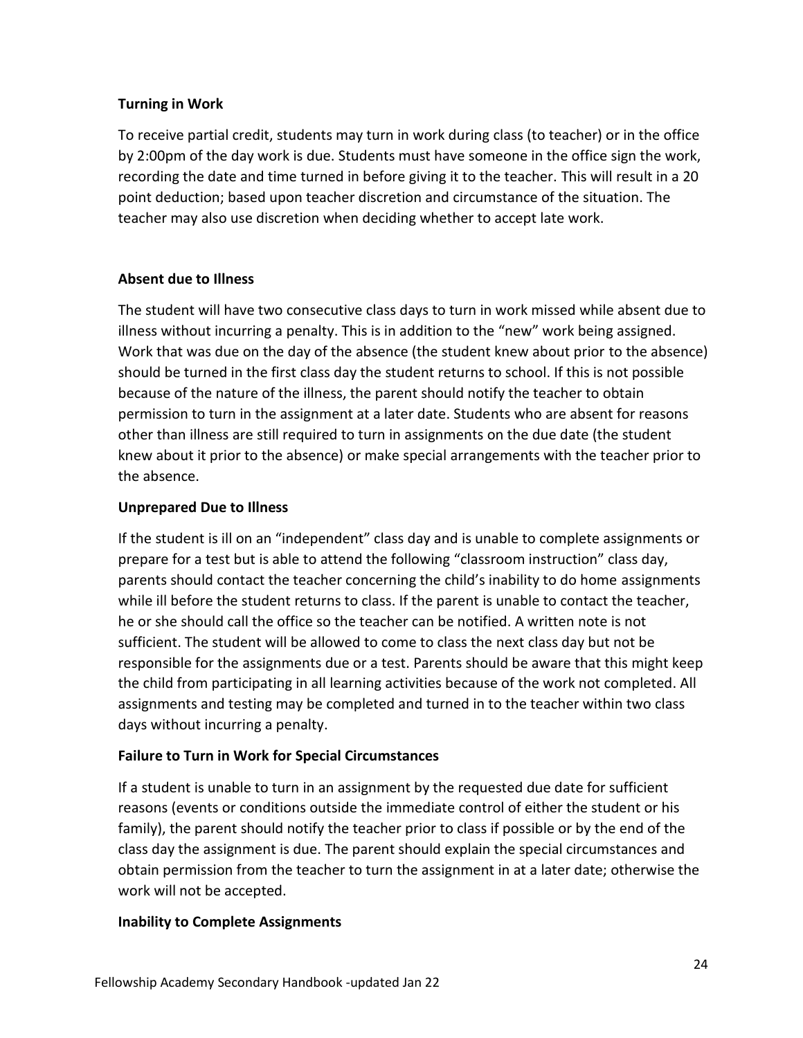### Turning in Work

To receive partial credit, students may turn in work during class (to teacher) or in the office by 2:00pm of the day work is due. Students must have someone in the office sign the work, recording the date and time turned in before giving it to the teacher. This will result in a 20 point deduction; based upon teacher discretion and circumstance of the situation. The teacher may also use discretion when deciding whether to accept late work.

### Absent due to Illness

The student will have two consecutive class days to turn in work missed while absent due to illness without incurring a penalty. This is in addition to the "new" work being assigned. Work that was due on the day of the absence (the student knew about prior to the absence) should be turned in the first class day the student returns to school. If this is not possible because of the nature of the illness, the parent should notify the teacher to obtain permission to turn in the assignment at a later date. Students who are absent for reasons other than illness are still required to turn in assignments on the due date (the student knew about it prior to the absence) or make special arrangements with the teacher prior to the absence.

### Unprepared Due to Illness

If the student is ill on an "independent" class day and is unable to complete assignments or prepare for a test but is able to attend the following "classroom instruction" class day, parents should contact the teacher concerning the child's inability to do home assignments while ill before the student returns to class. If the parent is unable to contact the teacher, he or she should call the office so the teacher can be notified. A written note is not sufficient. The student will be allowed to come to class the next class day but not be responsible for the assignments due or a test. Parents should be aware that this might keep the child from participating in all learning activities because of the work not completed. All assignments and testing may be completed and turned in to the teacher within two class days without incurring a penalty.

### Failure to Turn in Work for Special Circumstances

If a student is unable to turn in an assignment by the requested due date for sufficient reasons (events or conditions outside the immediate control of either the student or his family), the parent should notify the teacher prior to class if possible or by the end of the class day the assignment is due. The parent should explain the special circumstances and obtain permission from the teacher to turn the assignment in at a later date; otherwise the work will not be accepted.

### Inability to Complete Assignments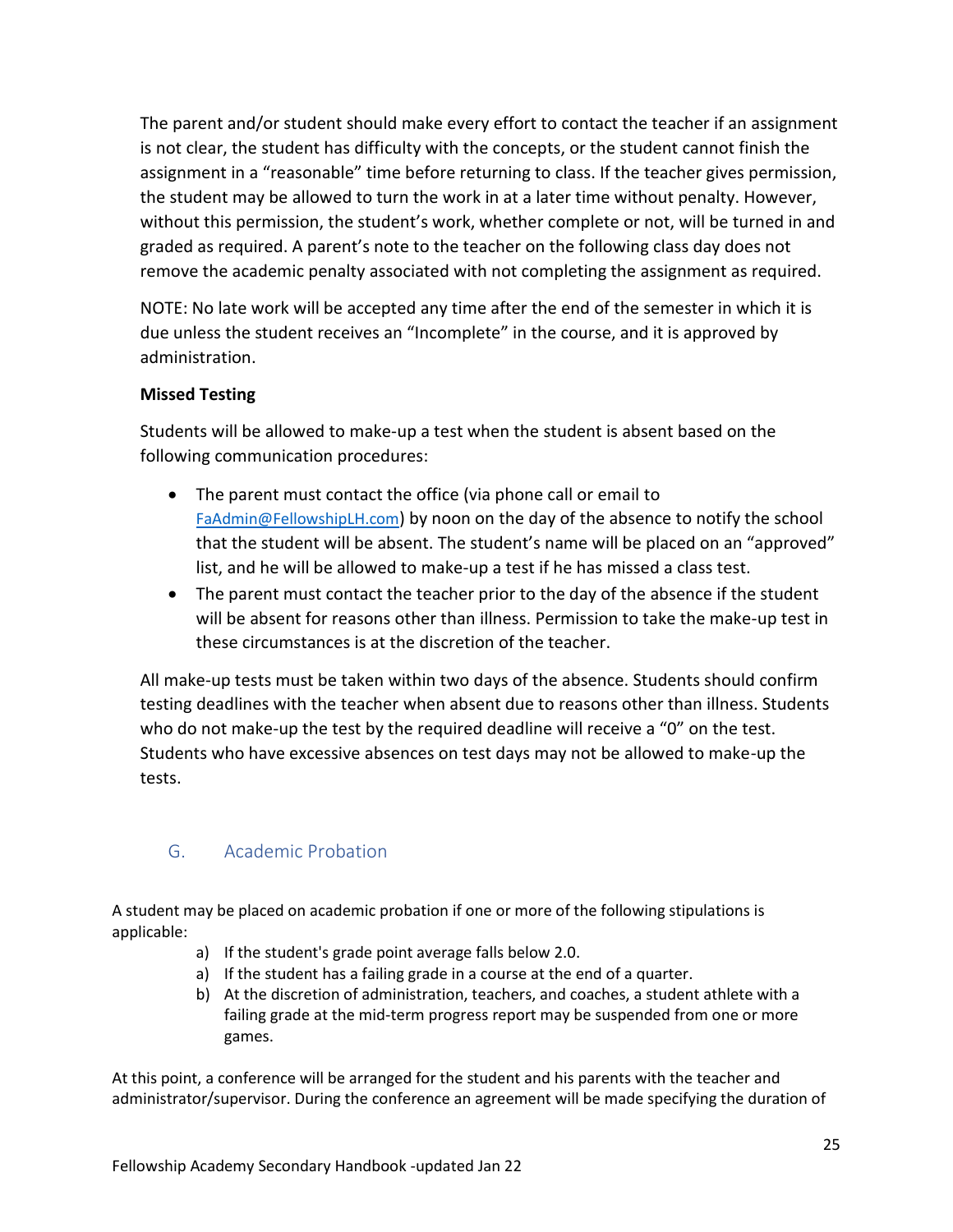The parent and/or student should make every effort to contact the teacher if an assignment is not clear, the student has difficulty with the concepts, or the student cannot finish the assignment in a "reasonable" time before returning to class. If the teacher gives permission, the student may be allowed to turn the work in at a later time without penalty. However, without this permission, the student's work, whether complete or not, will be turned in and graded as required. A parent's note to the teacher on the following class day does not remove the academic penalty associated with not completing the assignment as required.

NOTE: No late work will be accepted any time after the end of the semester in which it is due unless the student receives an "Incomplete" in the course, and it is approved by administration.

**Missed Testing**

Students will be allowed to make-up a test when the student is absent based on the following communication procedures:

- The parent must contact the office (via phone call or email to FaAdmin@FellowshipLH.com) by noon on the day of the absence to notify the school that the student will be absent. The student's name will be placed on an "approved" list, and he will be allowed to make-up a test if he has missed a class test.
- The parent must contact the teacher prior to the day of the absence if the student will be absent for reasons other than illness. Permission to take the make-up test in these circumstances is at the discretion of the teacher.

All make-up tests must be taken within two days of the absence. Students should confirm testing deadlines with the teacher when absent due to reasons other than illness. Students who do not make-up the test by the required deadline will receive a "0" on the test. Students who have excessive absences on test days may not be allowed to make-up the tests.

## G. Academic Probation

A student may be placed on academic probation if one or more of the following stipulations is applicable:

a) If the student's grade point average falls below 2.0.
a) If the student has a failing grade in a course at the end of a quarter.
b) At the discretion of administration, teachers, and coaches, a student athlete with a failing grade at the mid-term progress report may be suspended from one or more games.

At this point, a conference will be arranged for the student and his parents with the teacher and administrator/supervisor. During the conference an agreement will be made specifying the duration of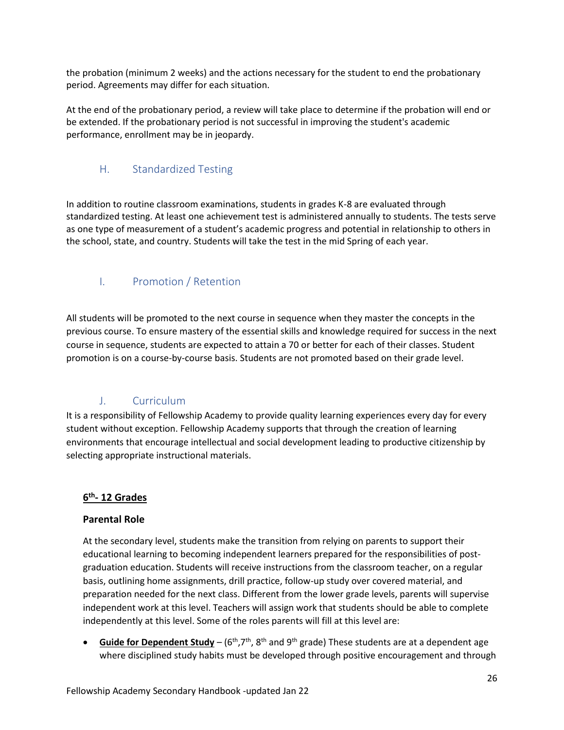the probation (minimum 2 weeks) and the actions necessary for the student to end the probationary period. Agreements may differ for each situation.

At the end of the probationary period, a review will take place to determine if the probation will end or be extended. If the probationary period is not successful in improving the student's academic performance, enrollment may be in jeopardy.

## H. Standardized Testing

In addition to routine classroom examinations, students in grades K-8 are evaluated through standardized testing. At least one achievement test is administered annually to students. The tests serve as one type of measurement of a student's academic progress and potential in relationship to others in the school, state, and country. Students will take the test in the mid Spring of each year.

## I. Promotion / Retention

All students will be promoted to the next course in sequence when they master the concepts in the previous course. To ensure mastery of the essential skills and knowledge required for success in the next course in sequence, students are expected to attain a 70 or better for each of their classes. Student promotion is on a course-by-course basis. Students are not promoted based on their grade level.

## J. Curriculum

It is a responsibility of Fellowship Academy to provide quality learning experiences every day for every student without exception. Fellowship Academy supports that through the creation of learning environments that encourage intellectual and social development leading to productive citizenship by selecting appropriate instructional materials.

### 6th- 12 Grades

#### Parental Role

At the secondary level, students make the transition from relying on parents to support their educational learning to becoming independent learners prepared for the responsibilities of post-graduation education. Students will receive instructions from the classroom teacher, on a regular basis, outlining home assignments, drill practice, follow-up study over covered material, and preparation needed for the next class. Different from the lower grade levels, parents will supervise independent work at this level. Teachers will assign work that students should be able to complete independently at this level. Some of the roles parents will fill at this level are:

- **Guide for Dependent Study** – (6th, 7th, 8th and 9th grade) These students are at a dependent age where disciplined study habits must be developed through positive encouragement and through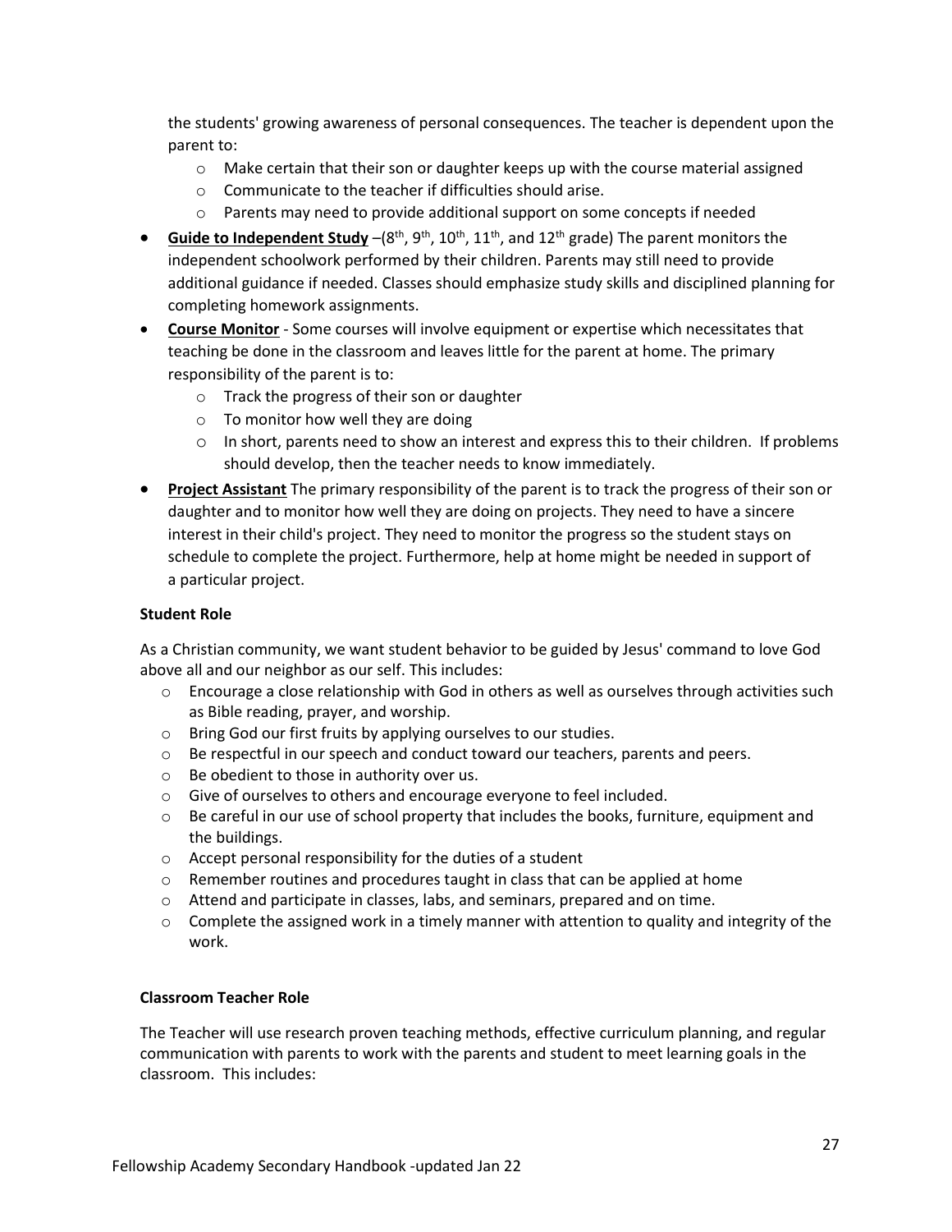the students' growing awareness of personal consequences. The teacher is dependent upon the parent to:

  - Make certain that their son or daughter keeps up with the course material assigned
  - Communicate to the teacher if difficulties should arise.
  - Parents may need to provide additional support on some concepts if needed

- **Guide to Independent Study** –(8th, 9th, 10th, 11th, and 12th grade) The parent monitors the independent schoolwork performed by their children. Parents may still need to provide additional guidance if needed. Classes should emphasize study skills and disciplined planning for completing homework assignments.
- **Course Monitor** - Some courses will involve equipment or expertise which necessitates that teaching be done in the classroom and leaves little for the parent at home. The primary responsibility of the parent is to:
  - Track the progress of their son or daughter
  - To monitor how well they are doing
  - In short, parents need to show an interest and express this to their children. If problems should develop, then the teacher needs to know immediately.
- **Project Assistant** The primary responsibility of the parent is to track the progress of their son or daughter and to monitor how well they are doing on projects. They need to have a sincere interest in their child's project. They need to monitor the progress so the student stays on schedule to complete the project. Furthermore, help at home might be needed in support of a particular project.

### Student Role

As a Christian community, we want student behavior to be guided by Jesus' command to love God above all and our neighbor as our self. This includes:

- Encourage a close relationship with God in others as well as ourselves through activities such as Bible reading, prayer, and worship.
- Bring God our first fruits by applying ourselves to our studies.
- Be respectful in our speech and conduct toward our teachers, parents and peers.
- Be obedient to those in authority over us.
- Give of ourselves to others and encourage everyone to feel included.
- Be careful in our use of school property that includes the books, furniture, equipment and the buildings.
- Accept personal responsibility for the duties of a student
- Remember routines and procedures taught in class that can be applied at home
- Attend and participate in classes, labs, and seminars, prepared and on time.
- Complete the assigned work in a timely manner with attention to quality and integrity of the work.

### Classroom Teacher Role

The Teacher will use research proven teaching methods, effective curriculum planning, and regular communication with parents to work with the parents and student to meet learning goals in the classroom. This includes: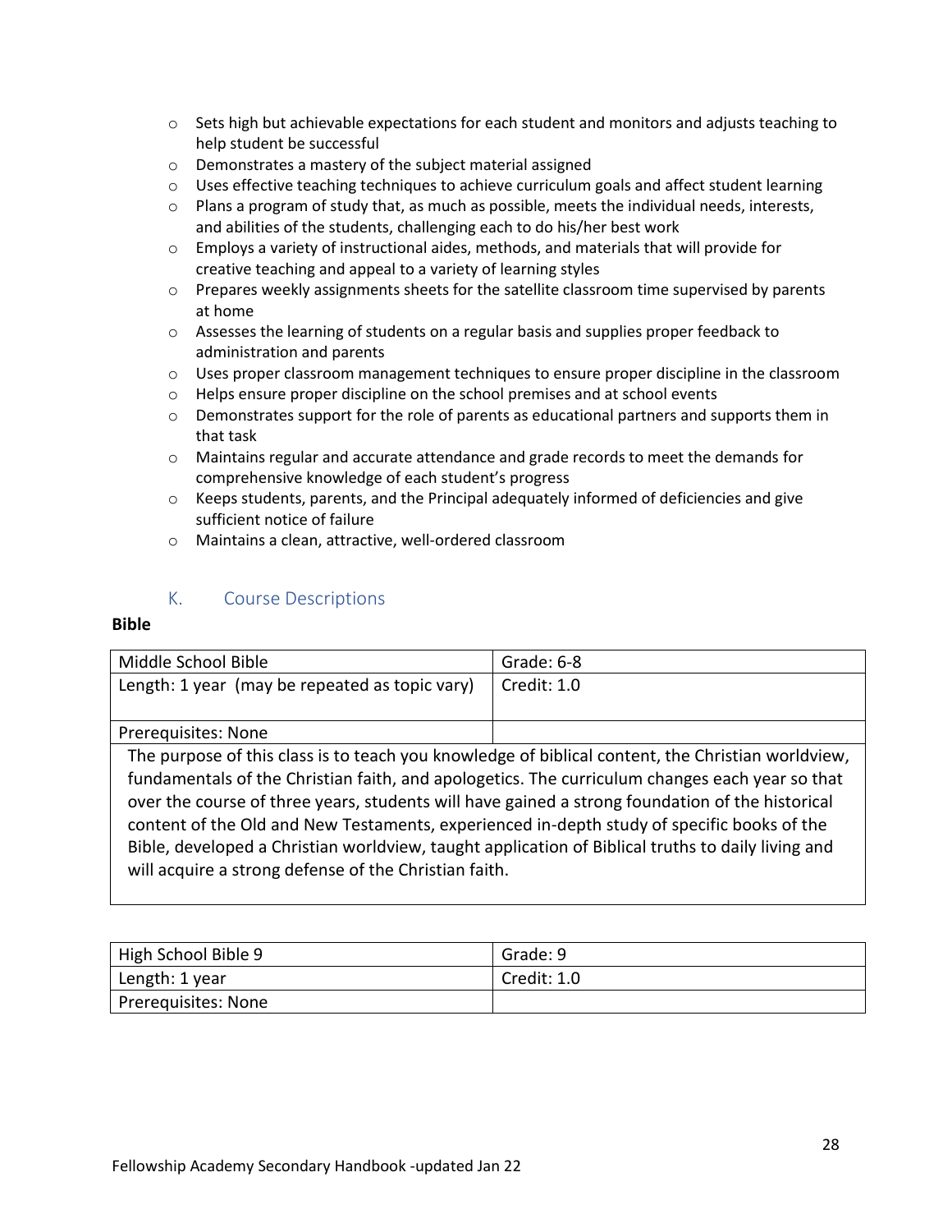- Sets high but achievable expectations for each student and monitors and adjusts teaching to help student be successful
- Demonstrates a mastery of the subject material assigned
- Uses effective teaching techniques to achieve curriculum goals and affect student learning
- Plans a program of study that, as much as possible, meets the individual needs, interests, and abilities of the students, challenging each to do his/her best work
- Employs a variety of instructional aides, methods, and materials that will provide for creative teaching and appeal to a variety of learning styles
- Prepares weekly assignments sheets for the satellite classroom time supervised by parents at home
- Assesses the learning of students on a regular basis and supplies proper feedback to administration and parents
- Uses proper classroom management techniques to ensure proper discipline in the classroom
- Helps ensure proper discipline on the school premises and at school events
- Demonstrates support for the role of parents as educational partners and supports them in that task
- Maintains regular and accurate attendance and grade records to meet the demands for comprehensive knowledge of each student's progress
- Keeps students, parents, and the Principal adequately informed of deficiencies and give sufficient notice of failure
- Maintains a clean, attractive, well-ordered classroom

## K. Course Descriptions

**Bible**

| Middle School Bible | Grade: 6-8 |
|---|---|
| Length: 1 year (may be repeated as topic vary) | Credit: 1.0 |
| Prerequisites: None | |

The purpose of this class is to teach you knowledge of biblical content, the Christian worldview, fundamentals of the Christian faith, and apologetics. The curriculum changes each year so that over the course of three years, students will have gained a strong foundation of the historical content of the Old and New Testaments, experienced in-depth study of specific books of the Bible, developed a Christian worldview, taught application of Biblical truths to daily living and will acquire a strong defense of the Christian faith.

| High School Bible 9 | Grade: 9 |
|---|---|
| Length: 1 year | Credit: 1.0 |
| Prerequisites: None | |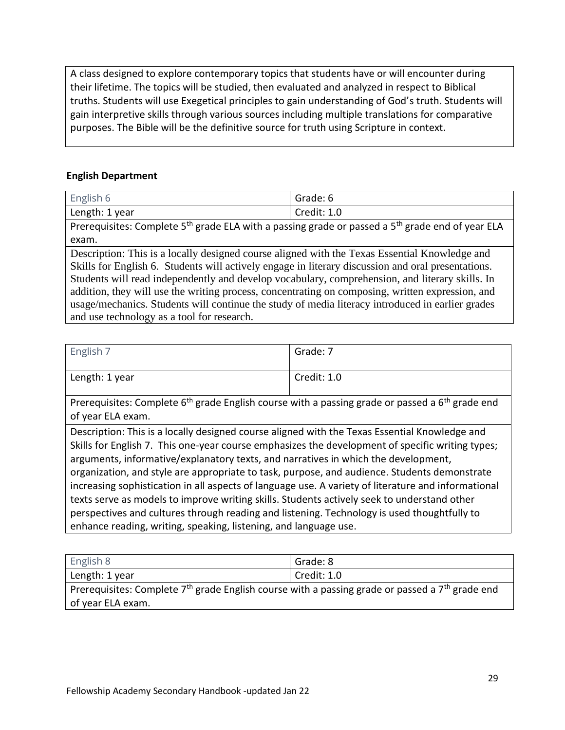| A class designed to explore contemporary topics that students have or will encounter during their lifetime. The topics will be studied, then evaluated and analyzed in respect to Biblical truths. Students will use Exegetical principles to gain understanding of God's truth. Students will gain interpretive skills through various sources including multiple translations for comparative purposes. The Bible will be the definitive source for truth using Scripture in context. |
| --- |

**English Department**

| English 6 | Grade: 6 |
| --- | --- |
| Length: 1 year | Credit: 1.0 |
| Prerequisites: Complete 5th grade ELA with a passing grade or passed a 5th grade end of year ELA exam. | |
| Description: This is a locally designed course aligned with the Texas Essential Knowledge and Skills for English 6. Students will actively engage in literary discussion and oral presentations. Students will read independently and develop vocabulary, comprehension, and literary skills. In addition, they will use the writing process, concentrating on composing, written expression, and usage/mechanics. Students will continue the study of media literacy introduced in earlier grades and use technology as a tool for research. | |

| English 7 | Grade: 7 |
| --- | --- |
| Length: 1 year | Credit: 1.0 |
| Prerequisites: Complete 6th grade English course with a passing grade or passed a 6th grade end of year ELA exam. | |
| Description: This is a locally designed course aligned with the Texas Essential Knowledge and Skills for English 7. This one-year course emphasizes the development of specific writing types; arguments, informative/explanatory texts, and narratives in which the development, organization, and style are appropriate to task, purpose, and audience. Students demonstrate increasing sophistication in all aspects of language use. A variety of literature and informational texts serve as models to improve writing skills. Students actively seek to understand other perspectives and cultures through reading and listening. Technology is used thoughtfully to enhance reading, writing, speaking, listening, and language use. | |

| English 8 | Grade: 8 |
| --- | --- |
| Length: 1 year | Credit: 1.0 |
| Prerequisites: Complete 7th grade English course with a passing grade or passed a 7th grade end of year ELA exam. | |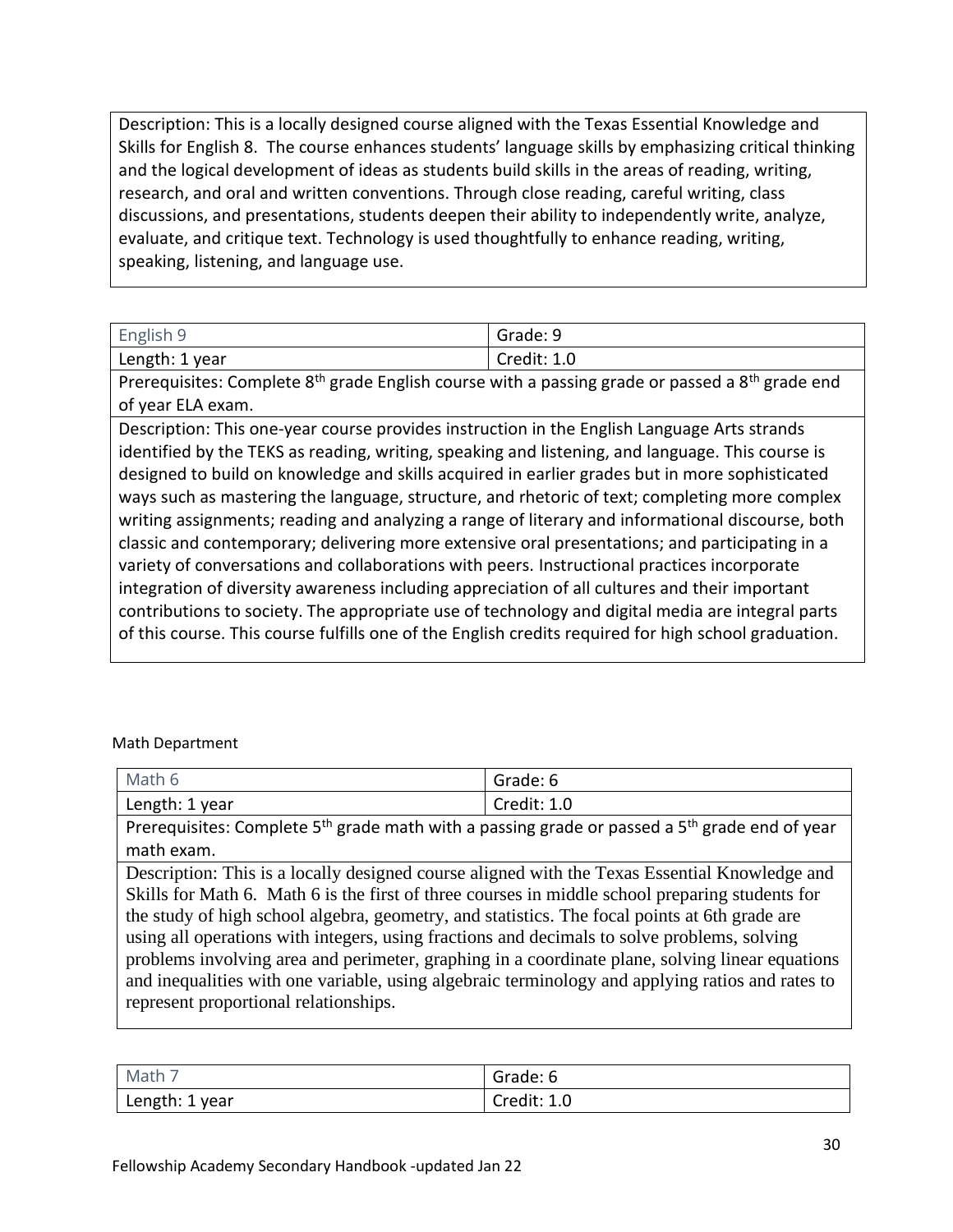| Description: This is a locally designed course aligned with the Texas Essential Knowledge and Skills for English 8. The course enhances students' language skills by emphasizing critical thinking and the logical development of ideas as students build skills in the areas of reading, writing, research, and oral and written conventions. Through close reading, careful writing, class discussions, and presentations, students deepen their ability to independently write, analyze, evaluate, and critique text. Technology is used thoughtfully to enhance reading, writing, speaking, listening, and language use. |
|---|

| English 9 | Grade: 9 |
|---|---|
| Length: 1 year | Credit: 1.0 |
| Prerequisites: Complete 8th grade English course with a passing grade or passed a 8th grade end of year ELA exam. | |
| Description: This one-year course provides instruction in the English Language Arts strands identified by the TEKS as reading, writing, speaking and listening, and language. This course is designed to build on knowledge and skills acquired in earlier grades but in more sophisticated ways such as mastering the language, structure, and rhetoric of text; completing more complex writing assignments; reading and analyzing a range of literary and informational discourse, both classic and contemporary; delivering more extensive oral presentations; and participating in a variety of conversations and collaborations with peers. Instructional practices incorporate integration of diversity awareness including appreciation of all cultures and their important contributions to society. The appropriate use of technology and digital media are integral parts of this course. This course fulfills one of the English credits required for high school graduation. | |

Math Department

| Math 6 | Grade: 6 |
|---|---|
| Length: 1 year | Credit: 1.0 |
| Prerequisites: Complete 5th grade math with a passing grade or passed a 5th grade end of year math exam. | |
| Description: This is a locally designed course aligned with the Texas Essential Knowledge and Skills for Math 6. Math 6 is the first of three courses in middle school preparing students for the study of high school algebra, geometry, and statistics. The focal points at 6th grade are using all operations with integers, using fractions and decimals to solve problems, solving problems involving area and perimeter, graphing in a coordinate plane, solving linear equations and inequalities with one variable, using algebraic terminology and applying ratios and rates to represent proportional relationships. | |

| Math 7 | Grade: 6 |
|---|---|
| Length: 1 year | Credit: 1.0 |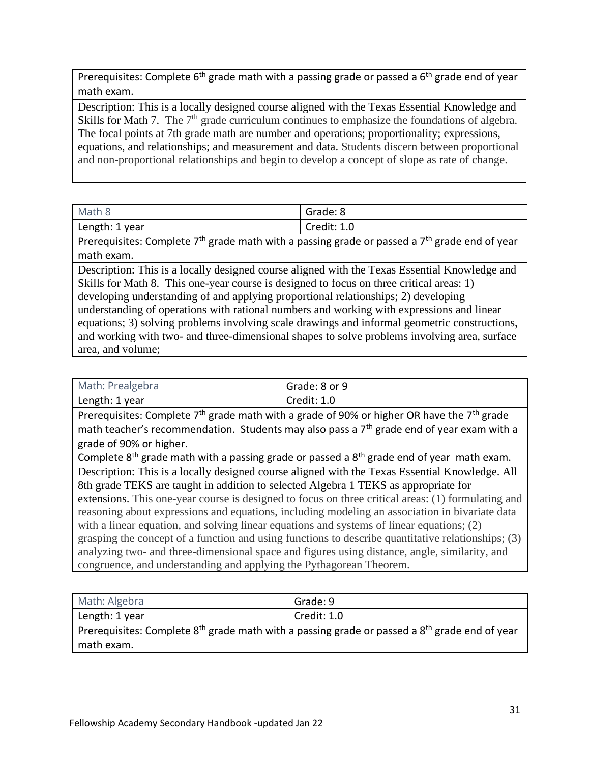| Prerequisites: Complete 6th grade math with a passing grade or passed a 6th grade end of year math exam. |
|---|
| Description: This is a locally designed course aligned with the Texas Essential Knowledge and Skills for Math 7. The 7th grade curriculum continues to emphasize the foundations of algebra. The focal points at 7th grade math are number and operations; proportionality; expressions, equations, and relationships; and measurement and data. Students discern between proportional and non-proportional relationships and begin to develop a concept of slope as rate of change. |

| Math 8 | Grade: 8 |
|---|---|
| Length: 1 year | Credit: 1.0 |
| Prerequisites: Complete 7th grade math with a passing grade or passed a 7th grade end of year math exam. | |
| Description: This is a locally designed course aligned with the Texas Essential Knowledge and Skills for Math 8. This one-year course is designed to focus on three critical areas: 1) developing understanding of and applying proportional relationships; 2) developing understanding of operations with rational numbers and working with expressions and linear equations; 3) solving problems involving scale drawings and informal geometric constructions, and working with two- and three-dimensional shapes to solve problems involving area, surface area, and volume; | |

| Math: Prealgebra | Grade: 8 or 9 |
|---|---|
| Length: 1 year | Credit: 1.0 |
| Prerequisites: Complete 7th grade math with a grade of 90% or higher OR have the 7th grade math teacher's recommendation. Students may also pass a 7th grade end of year exam with a grade of 90% or higher.<br>Complete 8th grade math with a passing grade or passed a 8th grade end of year math exam. | |
| Description: This is a locally designed course aligned with the Texas Essential Knowledge. All 8th grade TEKS are taught in addition to selected Algebra 1 TEKS as appropriate for extensions. This one-year course is designed to focus on three critical areas: (1) formulating and reasoning about expressions and equations, including modeling an association in bivariate data with a linear equation, and solving linear equations and systems of linear equations; (2) grasping the concept of a function and using functions to describe quantitative relationships; (3) analyzing two- and three-dimensional space and figures using distance, angle, similarity, and congruence, and understanding and applying the Pythagorean Theorem. | |

| Math: Algebra | Grade: 9 |
|---|---|
| Length: 1 year | Credit: 1.0 |
| Prerequisites: Complete 8th grade math with a passing grade or passed a 8th grade end of year math exam. | |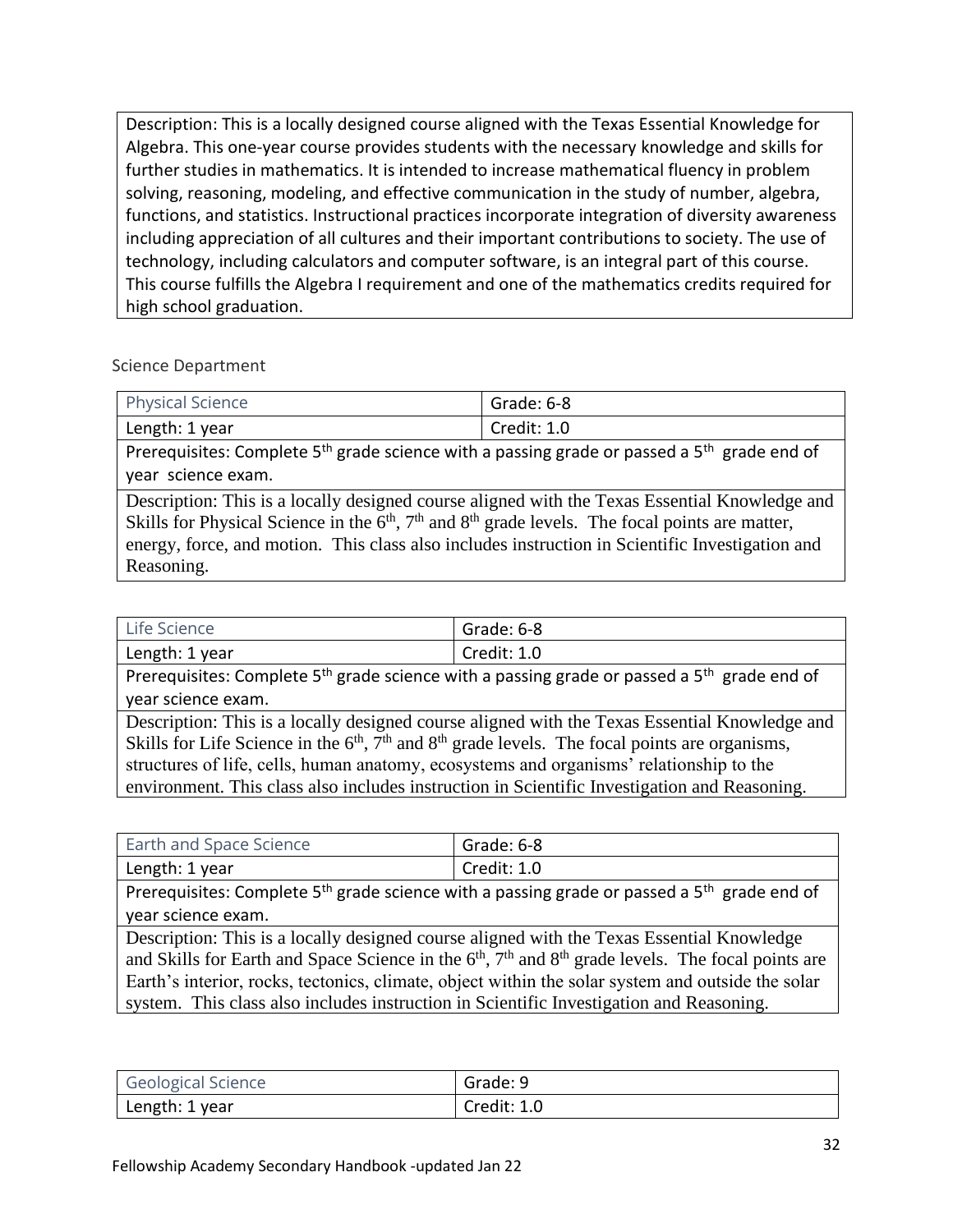| Description: This is a locally designed course aligned with the Texas Essential Knowledge for Algebra. This one-year course provides students with the necessary knowledge and skills for further studies in mathematics. It is intended to increase mathematical fluency in problem solving, reasoning, modeling, and effective communication in the study of number, algebra, functions, and statistics. Instructional practices incorporate integration of diversity awareness including appreciation of all cultures and their important contributions to society. The use of technology, including calculators and computer software, is an integral part of this course. This course fulfills the Algebra I requirement and one of the mathematics credits required for high school graduation. |
| --- |

Science Department

| Physical Science | Grade: 6-8 |
| --- | --- |
| Length: 1 year | Credit: 1.0 |
| Prerequisites: Complete 5th grade science with a passing grade or passed a 5th grade end of year science exam. | |
| Description: This is a locally designed course aligned with the Texas Essential Knowledge and Skills for Physical Science in the 6th, 7th and 8th grade levels. The focal points are matter, energy, force, and motion. This class also includes instruction in Scientific Investigation and Reasoning. | |

| Life Science | Grade: 6-8 |
| --- | --- |
| Length: 1 year | Credit: 1.0 |
| Prerequisites: Complete 5th grade science with a passing grade or passed a 5th grade end of year science exam. | |
| Description: This is a locally designed course aligned with the Texas Essential Knowledge and Skills for Life Science in the 6th, 7th and 8th grade levels. The focal points are organisms, structures of life, cells, human anatomy, ecosystems and organisms' relationship to the environment. This class also includes instruction in Scientific Investigation and Reasoning. | |

| Earth and Space Science | Grade: 6-8 |
| --- | --- |
| Length: 1 year | Credit: 1.0 |
| Prerequisites: Complete 5th grade science with a passing grade or passed a 5th grade end of year science exam. | |
| Description: This is a locally designed course aligned with the Texas Essential Knowledge and Skills for Earth and Space Science in the 6th, 7th and 8th grade levels. The focal points are Earth's interior, rocks, tectonics, climate, object within the solar system and outside the solar system. This class also includes instruction in Scientific Investigation and Reasoning. | |

| Geological Science | Grade: 9 |
| --- | --- |
| Length: 1 year | Credit: 1.0 |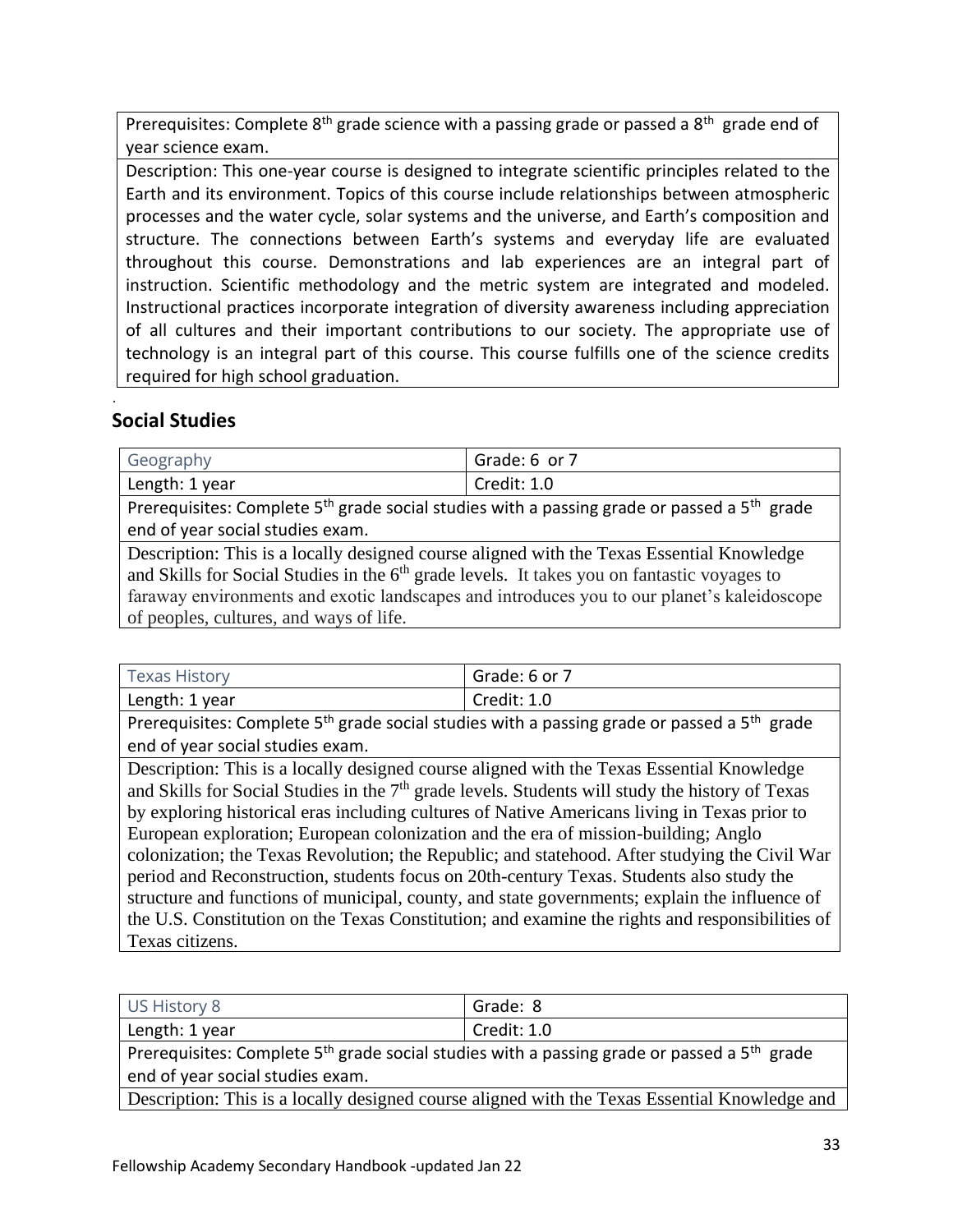| Prerequisites: Complete 8th grade science with a passing grade or passed a 8th grade end of year science exam. |
|---|
| Description: This one-year course is designed to integrate scientific principles related to the Earth and its environment. Topics of this course include relationships between atmospheric processes and the water cycle, solar systems and the universe, and Earth's composition and structure. The connections between Earth's systems and everyday life are evaluated throughout this course. Demonstrations and lab experiences are an integral part of instruction. Scientific methodology and the metric system are integrated and modeled. Instructional practices incorporate integration of diversity awareness including appreciation of all cultures and their important contributions to our society. The appropriate use of technology is an integral part of this course. This course fulfills one of the science credits required for high school graduation. |

## Social Studies

| Geography | Grade: 6 or 7 |
|---|---|
| Length: 1 year | Credit: 1.0 |
| Prerequisites: Complete 5th grade social studies with a passing grade or passed a 5th grade end of year social studies exam. | |
| Description: This is a locally designed course aligned with the Texas Essential Knowledge and Skills for Social Studies in the 6th grade levels. It takes you on fantastic voyages to faraway environments and exotic landscapes and introduces you to our planet's kaleidoscope of peoples, cultures, and ways of life. | |

| Texas History | Grade: 6 or 7 |
|---|---|
| Length: 1 year | Credit: 1.0 |
| Prerequisites: Complete 5th grade social studies with a passing grade or passed a 5th grade end of year social studies exam. | |
| Description: This is a locally designed course aligned with the Texas Essential Knowledge and Skills for Social Studies in the 7th grade levels. Students will study the history of Texas by exploring historical eras including cultures of Native Americans living in Texas prior to European exploration; European colonization and the era of mission-building; Anglo colonization; the Texas Revolution; the Republic; and statehood. After studying the Civil War period and Reconstruction, students focus on 20th-century Texas. Students also study the structure and functions of municipal, county, and state governments; explain the influence of the U.S. Constitution on the Texas Constitution; and examine the rights and responsibilities of Texas citizens. | |

| US History 8 | Grade: 8 |
|---|---|
| Length: 1 year | Credit: 1.0 |
| Prerequisites: Complete 5th grade social studies with a passing grade or passed a 5th grade end of year social studies exam. | |
| Description: This is a locally designed course aligned with the Texas Essential Knowledge and | |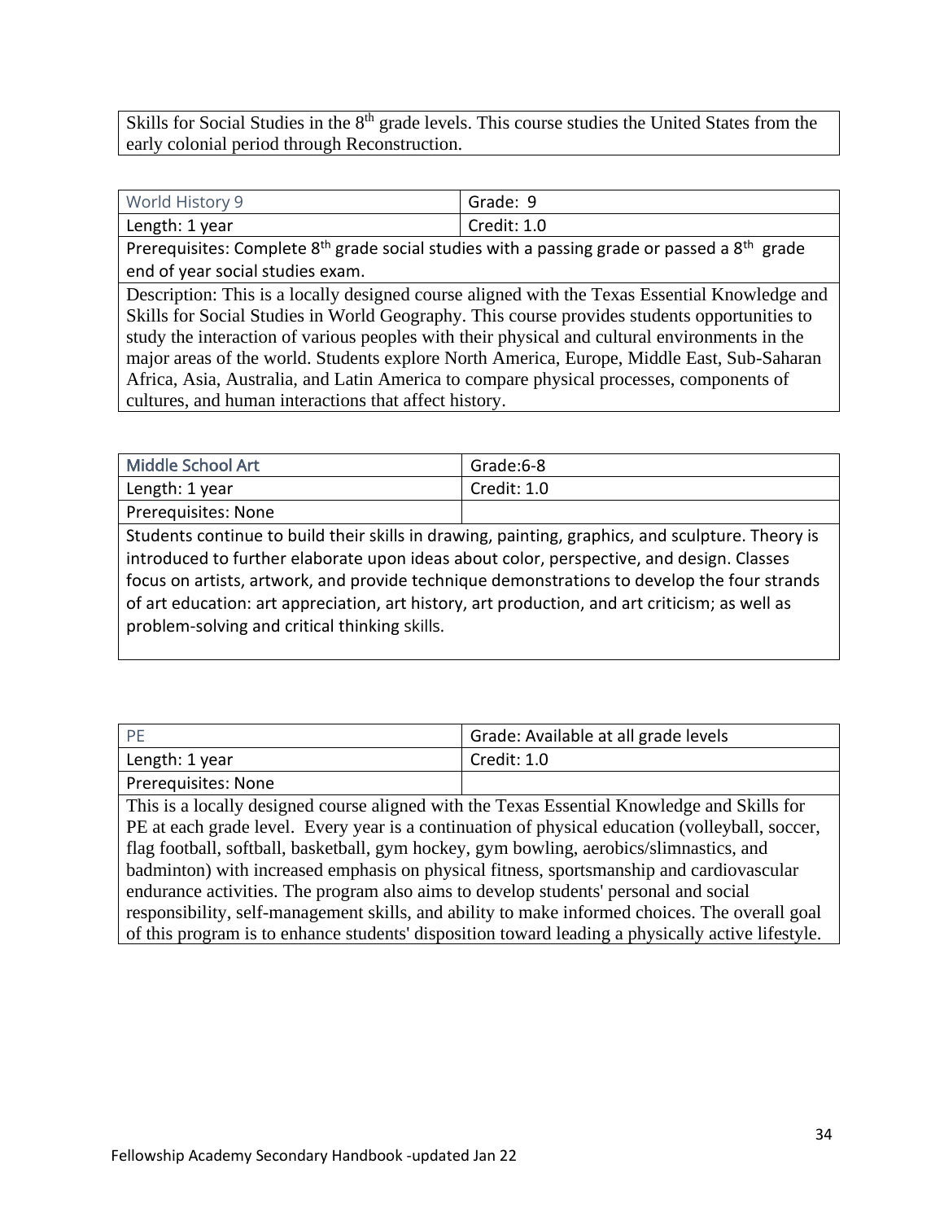| Skills for Social Studies in the 8th grade levels. This course studies the United States from the early colonial period through Reconstruction. |
| --- |

| World History 9 | Grade: 9 |
| --- | --- |
| Length: 1 year | Credit: 1.0 |
| Prerequisites: Complete 8th grade social studies with a passing grade or passed a 8th grade end of year social studies exam. | |
| Description: This is a locally designed course aligned with the Texas Essential Knowledge and Skills for Social Studies in World Geography. This course provides students opportunities to study the interaction of various peoples with their physical and cultural environments in the major areas of the world. Students explore North America, Europe, Middle East, Sub-Saharan Africa, Asia, Australia, and Latin America to compare physical processes, components of cultures, and human interactions that affect history. | |

| Middle School Art | Grade:6-8 |
| --- | --- |
| Length: 1 year | Credit: 1.0 |
| Prerequisites: None | |
| Students continue to build their skills in drawing, painting, graphics, and sculpture. Theory is introduced to further elaborate upon ideas about color, perspective, and design. Classes focus on artists, artwork, and provide technique demonstrations to develop the four strands of art education: art appreciation, art history, art production, and art criticism; as well as problem-solving and critical thinking skills. | |

| PE | Grade: Available at all grade levels |
| --- | --- |
| Length: 1 year | Credit: 1.0 |
| Prerequisites: None | |
| This is a locally designed course aligned with the Texas Essential Knowledge and Skills for PE at each grade level. Every year is a continuation of physical education (volleyball, soccer, flag football, softball, basketball, gym hockey, gym bowling, aerobics/slimnastics, and badminton) with increased emphasis on physical fitness, sportsmanship and cardiovascular endurance activities. The program also aims to develop students' personal and social responsibility, self-management skills, and ability to make informed choices. The overall goal of this program is to enhance students' disposition toward leading a physically active lifestyle. | |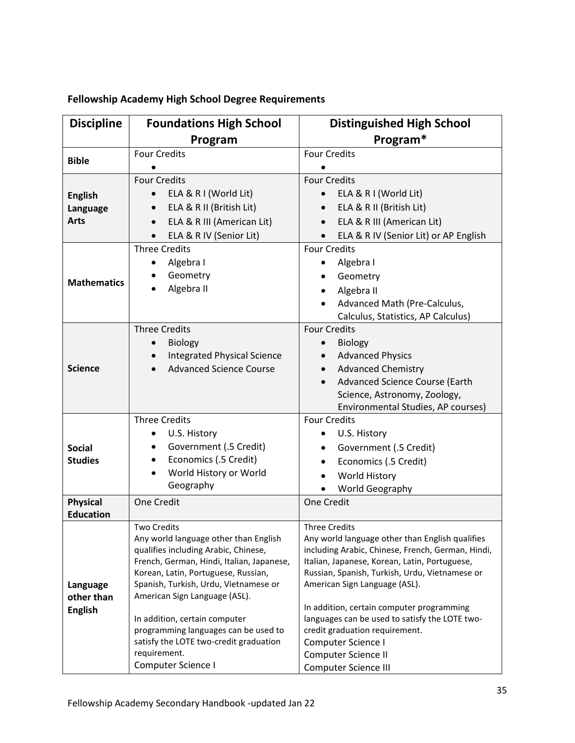**Fellowship Academy High School Degree Requirements**

| Discipline | Foundations High School Program | Distinguished High School Program* |
|---|---|---|
| **Bible** | Four Credits<br>• | Four Credits<br>• |
| **English Language Arts** | Four Credits<br>• ELA & R I (World Lit)<br>• ELA & R II (British Lit)<br>• ELA & R III (American Lit)<br>• ELA & R IV (Senior Lit) | Four Credits<br>• ELA & R I (World Lit)<br>• ELA & R II (British Lit)<br>• ELA & R III (American Lit)<br>• ELA & R IV (Senior Lit) or AP English |
| **Mathematics** | Three Credits<br>• Algebra I<br>• Geometry<br>• Algebra II | Four Credits<br>• Algebra I<br>• Geometry<br>• Algebra II<br>• Advanced Math (Pre-Calculus, Calculus, Statistics, AP Calculus) |
| **Science** | Three Credits<br>• Biology<br>• Integrated Physical Science<br>• Advanced Science Course | Four Credits<br>• Biology<br>• Advanced Physics<br>• Advanced Chemistry<br>• Advanced Science Course (Earth Science, Astronomy, Zoology, Environmental Studies, AP courses) |
| **Social Studies** | Three Credits<br>• U.S. History<br>• Government (.5 Credit)<br>• Economics (.5 Credit)<br>• World History or World Geography | Four Credits<br>• U.S. History<br>• Government (.5 Credit)<br>• Economics (.5 Credit)<br>• World History<br>• World Geography |
| **Physical Education** | One Credit | One Credit |
| **Language other than English** | Two Credits<br>Any world language other than English qualifies including Arabic, Chinese, French, German, Hindi, Italian, Japanese, Korean, Latin, Portuguese, Russian, Spanish, Turkish, Urdu, Vietnamese or American Sign Language (ASL).<br><br>In addition, certain computer programming languages can be used to satisfy the LOTE two-credit graduation requirement.<br>Computer Science I | Three Credits<br>Any world language other than English qualifies including Arabic, Chinese, French, German, Hindi, Italian, Japanese, Korean, Latin, Portuguese, Russian, Spanish, Turkish, Urdu, Vietnamese or American Sign Language (ASL).<br><br>In addition, certain computer programming languages can be used to satisfy the LOTE two-credit graduation requirement.<br>Computer Science I<br>Computer Science II<br>Computer Science III |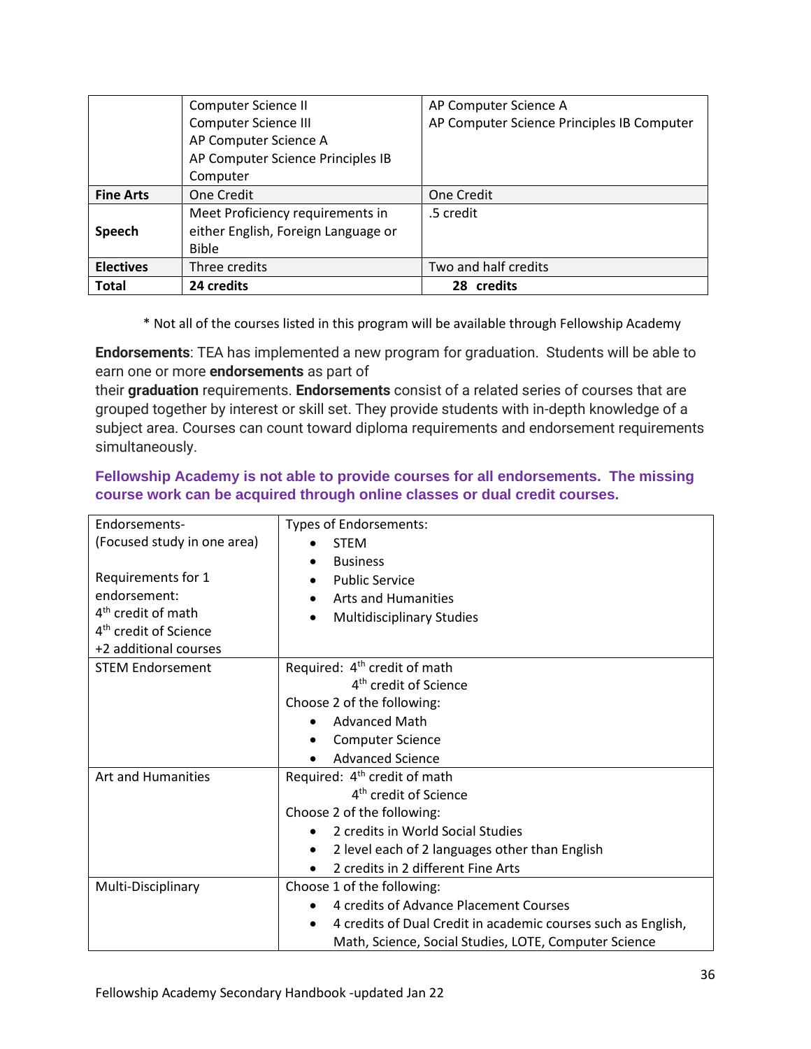| | | |
|---|---|---|
| | Computer Science II<br>Computer Science III<br>AP Computer Science A<br>AP Computer Science Principles IB Computer | AP Computer Science A<br>AP Computer Science Principles IB Computer |
| **Fine Arts** | One Credit | One Credit |
| **Speech** | Meet Proficiency requirements in either English, Foreign Language or Bible | .5 credit |
| **Electives** | Three credits | Two and half credits |
| **Total** | **24 credits** | **28 credits** |

* Not all of the courses listed in this program will be available through Fellowship Academy

**Endorsements**: TEA has implemented a new program for graduation. Students will be able to earn one or more **endorsements** as part of their **graduation** requirements. **Endorsements** consist of a related series of courses that are grouped together by interest or skill set. They provide students with in-depth knowledge of a subject area. Courses can count toward diploma requirements and endorsement requirements simultaneously.

**Fellowship Academy is not able to provide courses for all endorsements. The missing course work can be acquired through online classes or dual credit courses.**

| | |
|---|---|
| Endorsements-<br>(Focused study in one area)<br><br>Requirements for 1 endorsement:<br>4th credit of math<br>4th credit of Science<br>+2 additional courses | Types of Endorsements:<br>• STEM<br>• Business<br>• Public Service<br>• Arts and Humanities<br>• Multidisciplinary Studies |
| STEM Endorsement | Required: 4th credit of math<br>4th credit of Science<br>Choose 2 of the following:<br>• Advanced Math<br>• Computer Science<br>• Advanced Science |
| Art and Humanities | Required: 4th credit of math<br>4th credit of Science<br>Choose 2 of the following:<br>• 2 credits in World Social Studies<br>• 2 level each of 2 languages other than English<br>• 2 credits in 2 different Fine Arts |
| Multi-Disciplinary | Choose 1 of the following:<br>• 4 credits of Advance Placement Courses<br>• 4 credits of Dual Credit in academic courses such as English, Math, Science, Social Studies, LOTE, Computer Science |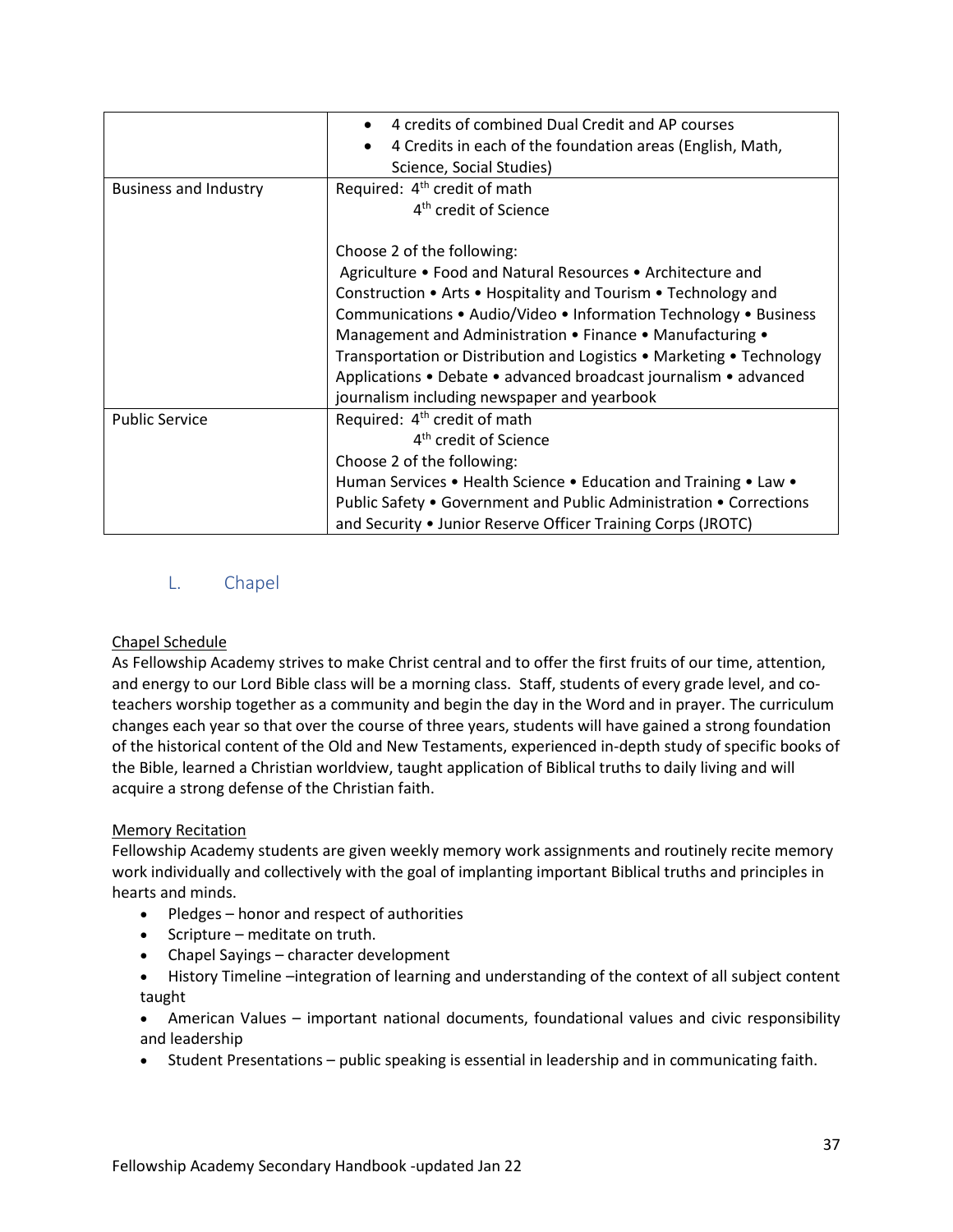| | |
|---|---|
| | • 4 credits of combined Dual Credit and AP courses<br>• 4 Credits in each of the foundation areas (English, Math, Science, Social Studies) |
| Business and Industry | Required: 4th credit of math<br>4th credit of Science<br><br>Choose 2 of the following:<br>Agriculture • Food and Natural Resources • Architecture and Construction • Arts • Hospitality and Tourism • Technology and Communications • Audio/Video • Information Technology • Business Management and Administration • Finance • Manufacturing • Transportation or Distribution and Logistics • Marketing • Technology Applications • Debate • advanced broadcast journalism • advanced journalism including newspaper and yearbook |
| Public Service | Required: 4th credit of math<br>4th credit of Science<br>Choose 2 of the following:<br>Human Services • Health Science • Education and Training • Law • Public Safety • Government and Public Administration • Corrections and Security • Junior Reserve Officer Training Corps (JROTC) |

## L. Chapel

Chapel Schedule

As Fellowship Academy strives to make Christ central and to offer the first fruits of our time, attention, and energy to our Lord Bible class will be a morning class. Staff, students of every grade level, and co-teachers worship together as a community and begin the day in the Word and in prayer. The curriculum changes each year so that over the course of three years, students will have gained a strong foundation of the historical content of the Old and New Testaments, experienced in-depth study of specific books of the Bible, learned a Christian worldview, taught application of Biblical truths to daily living and will acquire a strong defense of the Christian faith.

Memory Recitation

Fellowship Academy students are given weekly memory work assignments and routinely recite memory work individually and collectively with the goal of implanting important Biblical truths and principles in hearts and minds.

- Pledges – honor and respect of authorities
- Scripture – meditate on truth.
- Chapel Sayings – character development
- History Timeline –integration of learning and understanding of the context of all subject content taught
- American Values – important national documents, foundational values and civic responsibility and leadership
- Student Presentations – public speaking is essential in leadership and in communicating faith.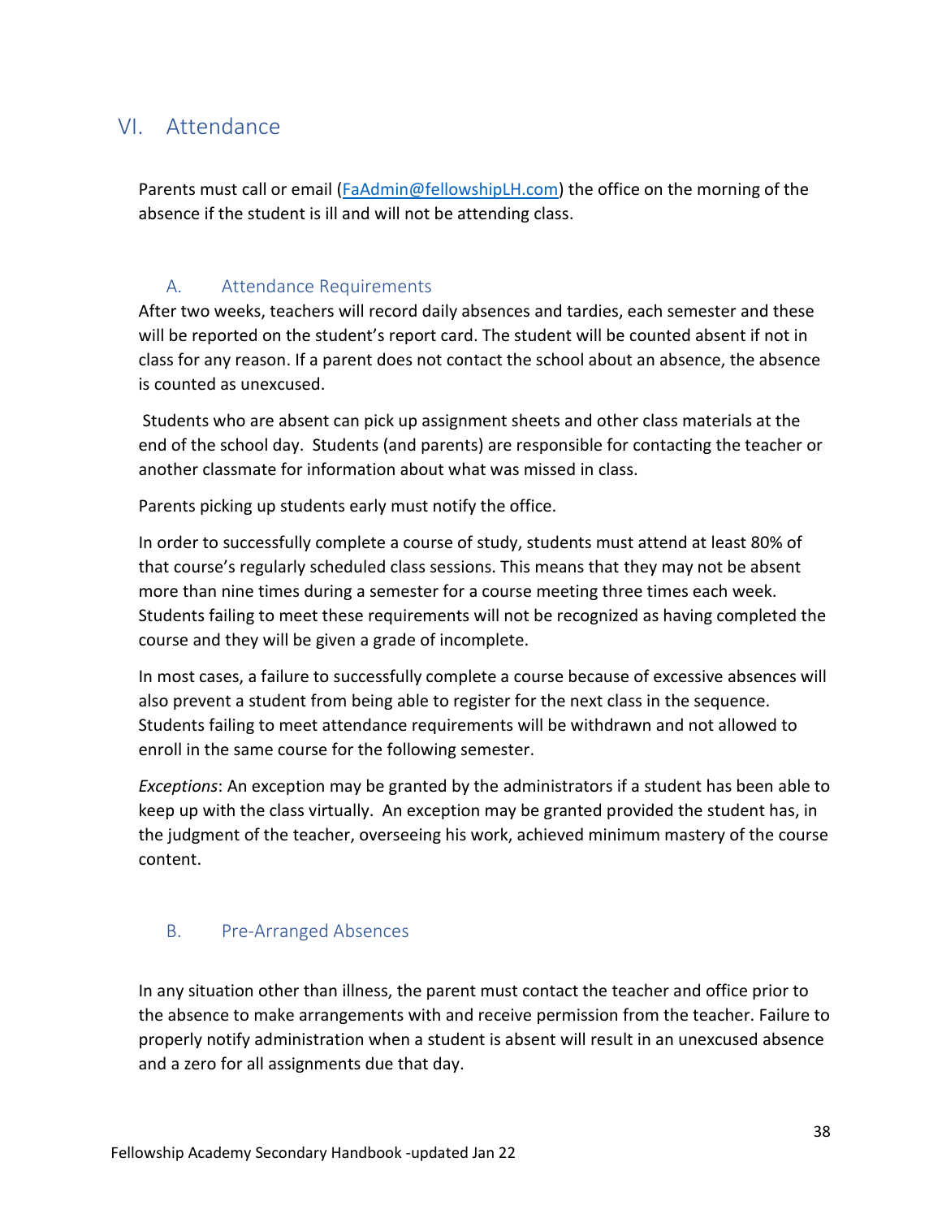## VI. Attendance

Parents must call or email (FaAdmin@fellowshipLH.com) the office on the morning of the absence if the student is ill and will not be attending class.

### A. Attendance Requirements

After two weeks, teachers will record daily absences and tardies, each semester and these will be reported on the student's report card. The student will be counted absent if not in class for any reason. If a parent does not contact the school about an absence, the absence is counted as unexcused.

Students who are absent can pick up assignment sheets and other class materials at the end of the school day. Students (and parents) are responsible for contacting the teacher or another classmate for information about what was missed in class.

Parents picking up students early must notify the office.

In order to successfully complete a course of study, students must attend at least 80% of that course's regularly scheduled class sessions. This means that they may not be absent more than nine times during a semester for a course meeting three times each week. Students failing to meet these requirements will not be recognized as having completed the course and they will be given a grade of incomplete.

In most cases, a failure to successfully complete a course because of excessive absences will also prevent a student from being able to register for the next class in the sequence. Students failing to meet attendance requirements will be withdrawn and not allowed to enroll in the same course for the following semester.

*Exceptions*: An exception may be granted by the administrators if a student has been able to keep up with the class virtually. An exception may be granted provided the student has, in the judgment of the teacher, overseeing his work, achieved minimum mastery of the course content.

### B. Pre-Arranged Absences

In any situation other than illness, the parent must contact the teacher and office prior to the absence to make arrangements with and receive permission from the teacher. Failure to properly notify administration when a student is absent will result in an unexcused absence and a zero for all assignments due that day.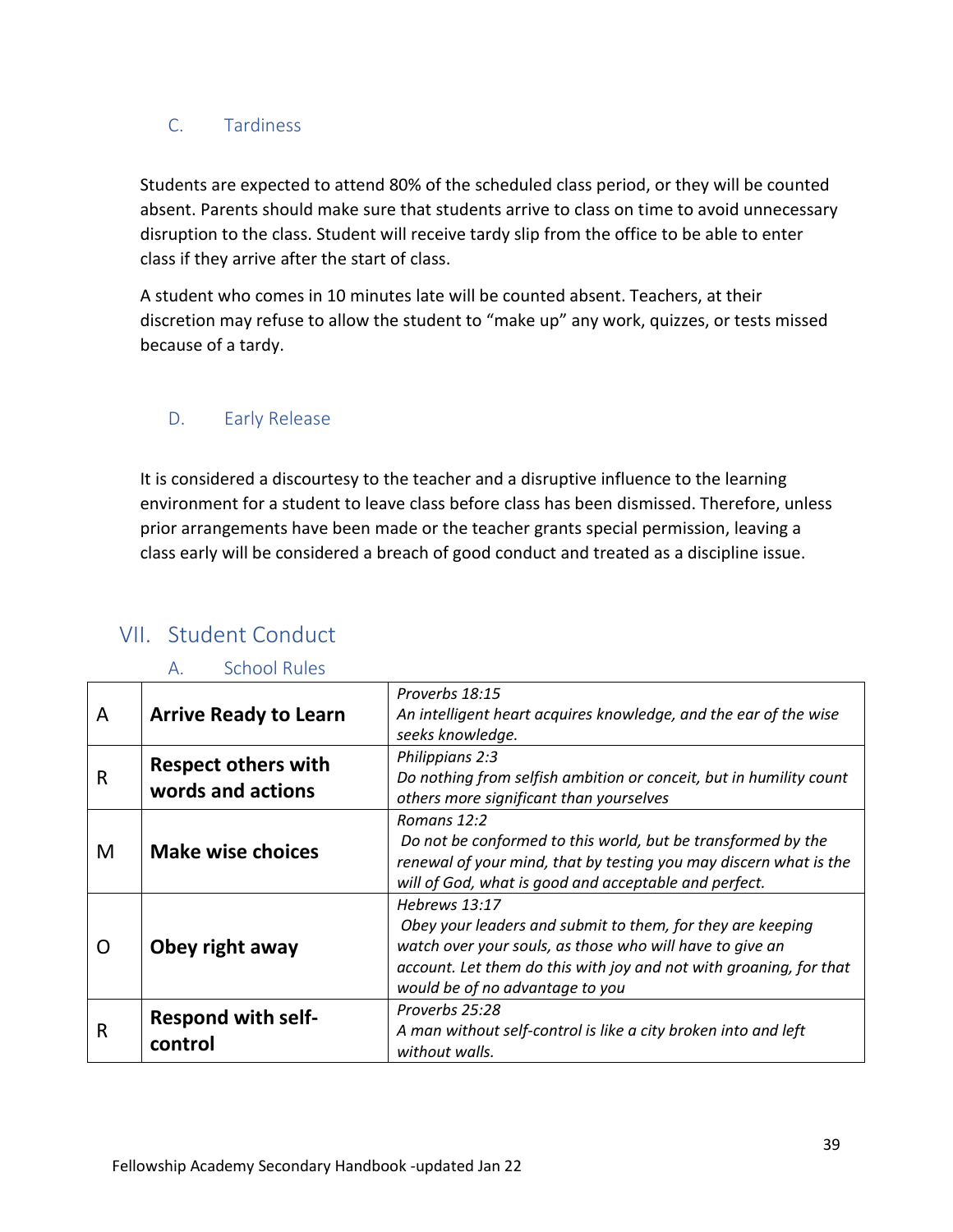### C. Tardiness

Students are expected to attend 80% of the scheduled class period, or they will be counted absent. Parents should make sure that students arrive to class on time to avoid unnecessary disruption to the class. Student will receive tardy slip from the office to be able to enter class if they arrive after the start of class.

A student who comes in 10 minutes late will be counted absent. Teachers, at their discretion may refuse to allow the student to "make up" any work, quizzes, or tests missed because of a tardy.

### D. Early Release

It is considered a discourtesy to the teacher and a disruptive influence to the learning environment for a student to leave class before class has been dismissed. Therefore, unless prior arrangements have been made or the teacher grants special permission, leaving a class early will be considered a breach of good conduct and treated as a discipline issue.

## VII. Student Conduct

### A. School Rules

| | | |
|---|---|---|
| A | **Arrive Ready to Learn** | *Proverbs 18:15*<br>*An intelligent heart acquires knowledge, and the ear of the wise seeks knowledge.* |
| R | **Respect others with words and actions** | *Philippians 2:3*<br>*Do nothing from selfish ambition or conceit, but in humility count others more significant than yourselves* |
| M | **Make wise choices** | *Romans 12:2*<br>*Do not be conformed to this world, but be transformed by the renewal of your mind, that by testing you may discern what is the will of God, what is good and acceptable and perfect.* |
| O | **Obey right away** | *Hebrews 13:17*<br>*Obey your leaders and submit to them, for they are keeping watch over your souls, as those who will have to give an account. Let them do this with joy and not with groaning, for that would be of no advantage to you* |
| R | **Respond with self-control** | *Proverbs 25:28*<br>*A man without self-control is like a city broken into and left without walls.* |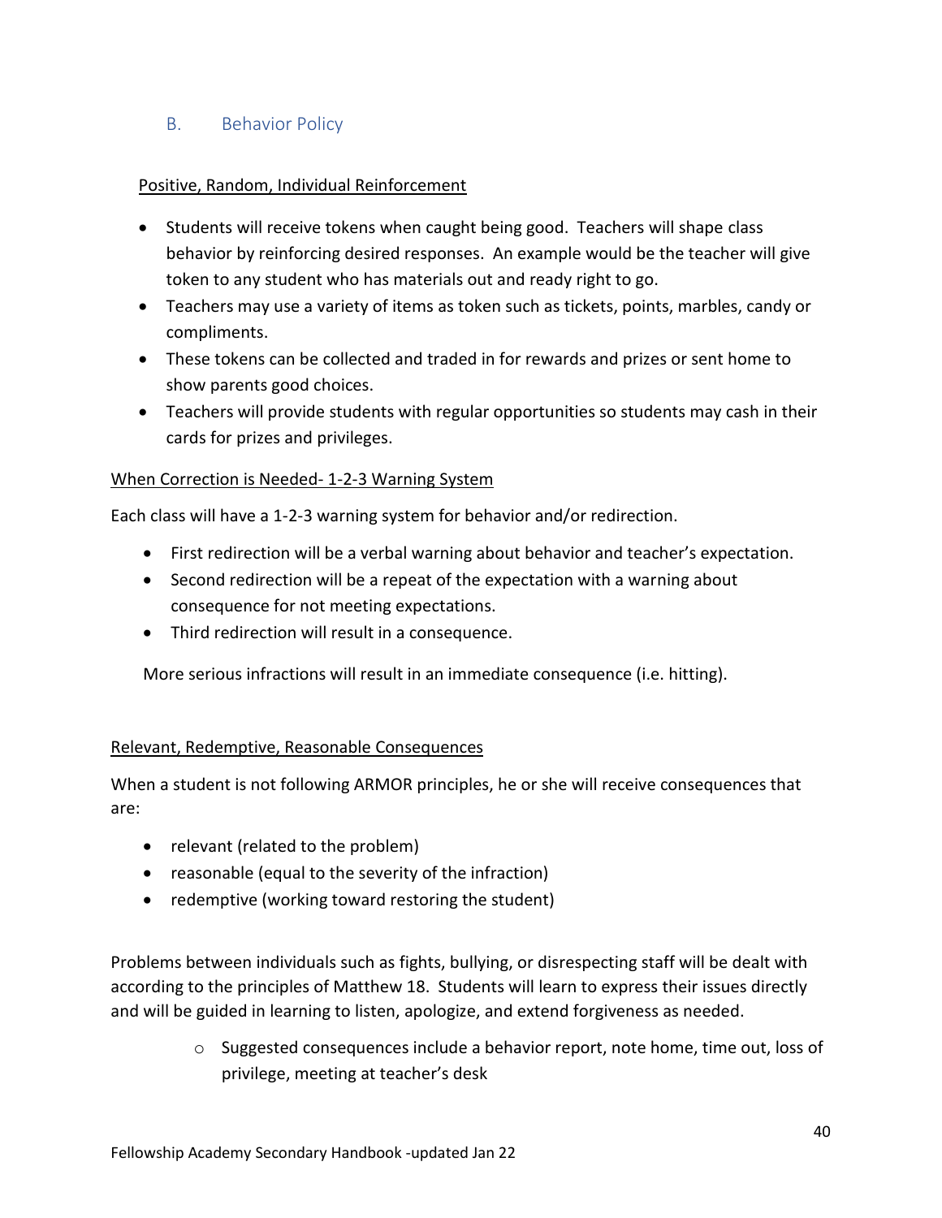## B. Behavior Policy

Positive, Random, Individual Reinforcement

- Students will receive tokens when caught being good. Teachers will shape class behavior by reinforcing desired responses. An example would be the teacher will give token to any student who has materials out and ready right to go.
- Teachers may use a variety of items as token such as tickets, points, marbles, candy or compliments.
- These tokens can be collected and traded in for rewards and prizes or sent home to show parents good choices.
- Teachers will provide students with regular opportunities so students may cash in their cards for prizes and privileges.

When Correction is Needed- 1-2-3 Warning System

Each class will have a 1-2-3 warning system for behavior and/or redirection.

- First redirection will be a verbal warning about behavior and teacher's expectation.
- Second redirection will be a repeat of the expectation with a warning about consequence for not meeting expectations.
- Third redirection will result in a consequence.

More serious infractions will result in an immediate consequence (i.e. hitting).

Relevant, Redemptive, Reasonable Consequences

When a student is not following ARMOR principles, he or she will receive consequences that are:

- relevant (related to the problem)
- reasonable (equal to the severity of the infraction)
- redemptive (working toward restoring the student)

Problems between individuals such as fights, bullying, or disrespecting staff will be dealt with according to the principles of Matthew 18. Students will learn to express their issues directly and will be guided in learning to listen, apologize, and extend forgiveness as needed.

- Suggested consequences include a behavior report, note home, time out, loss of privilege, meeting at teacher's desk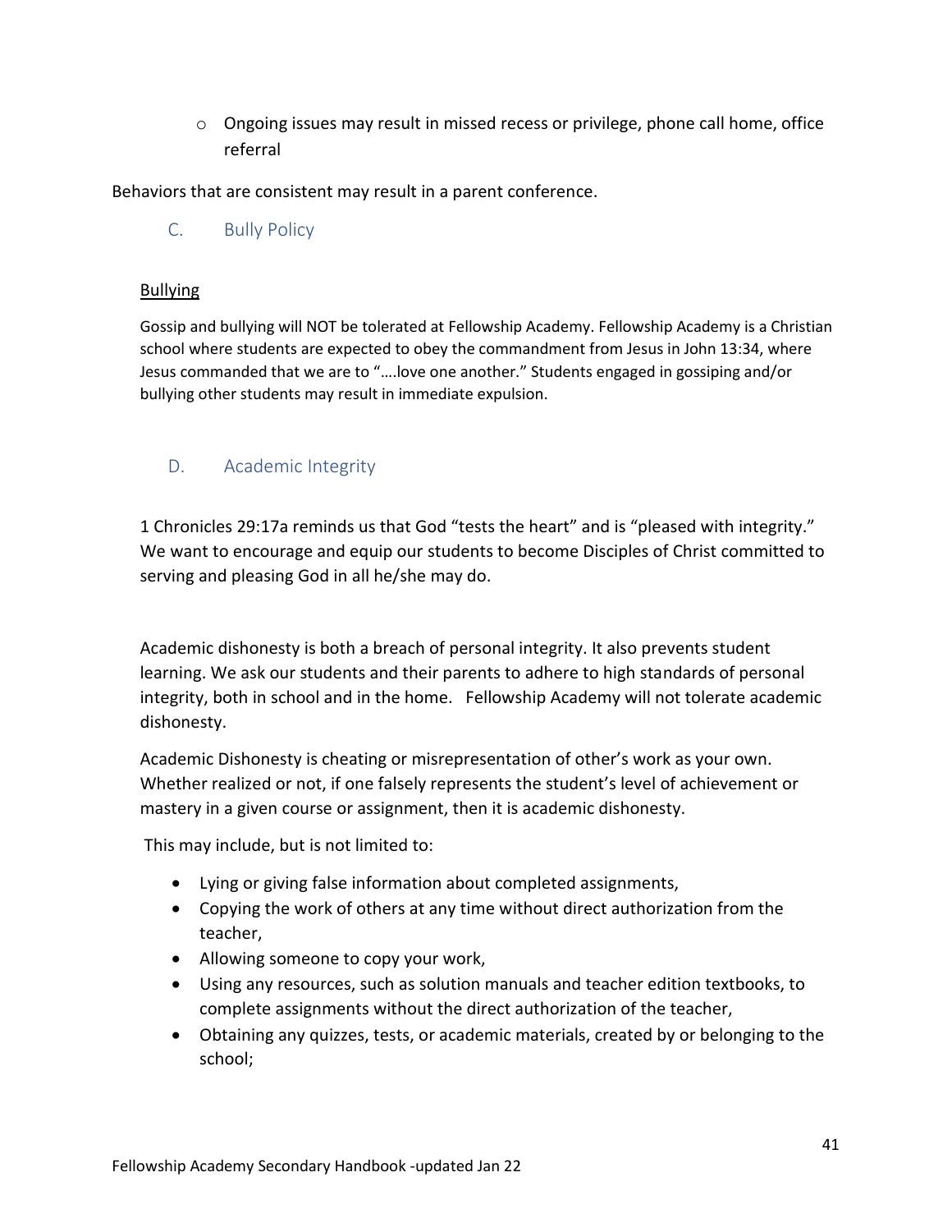- Ongoing issues may result in missed recess or privilege, phone call home, office referral

Behaviors that are consistent may result in a parent conference.

## C. Bully Policy

Bullying

Gossip and bullying will NOT be tolerated at Fellowship Academy. Fellowship Academy is a Christian school where students are expected to obey the commandment from Jesus in John 13:34, where Jesus commanded that we are to "….love one another." Students engaged in gossiping and/or bullying other students may result in immediate expulsion.

## D. Academic Integrity

1 Chronicles 29:17a reminds us that God "tests the heart" and is "pleased with integrity." We want to encourage and equip our students to become Disciples of Christ committed to serving and pleasing God in all he/she may do.

Academic dishonesty is both a breach of personal integrity. It also prevents student learning. We ask our students and their parents to adhere to high standards of personal integrity, both in school and in the home. Fellowship Academy will not tolerate academic dishonesty.

Academic Dishonesty is cheating or misrepresentation of other's work as your own. Whether realized or not, if one falsely represents the student's level of achievement or mastery in a given course or assignment, then it is academic dishonesty.

This may include, but is not limited to:

- Lying or giving false information about completed assignments,
- Copying the work of others at any time without direct authorization from the teacher,
- Allowing someone to copy your work,
- Using any resources, such as solution manuals and teacher edition textbooks, to complete assignments without the direct authorization of the teacher,
- Obtaining any quizzes, tests, or academic materials, created by or belonging to the school;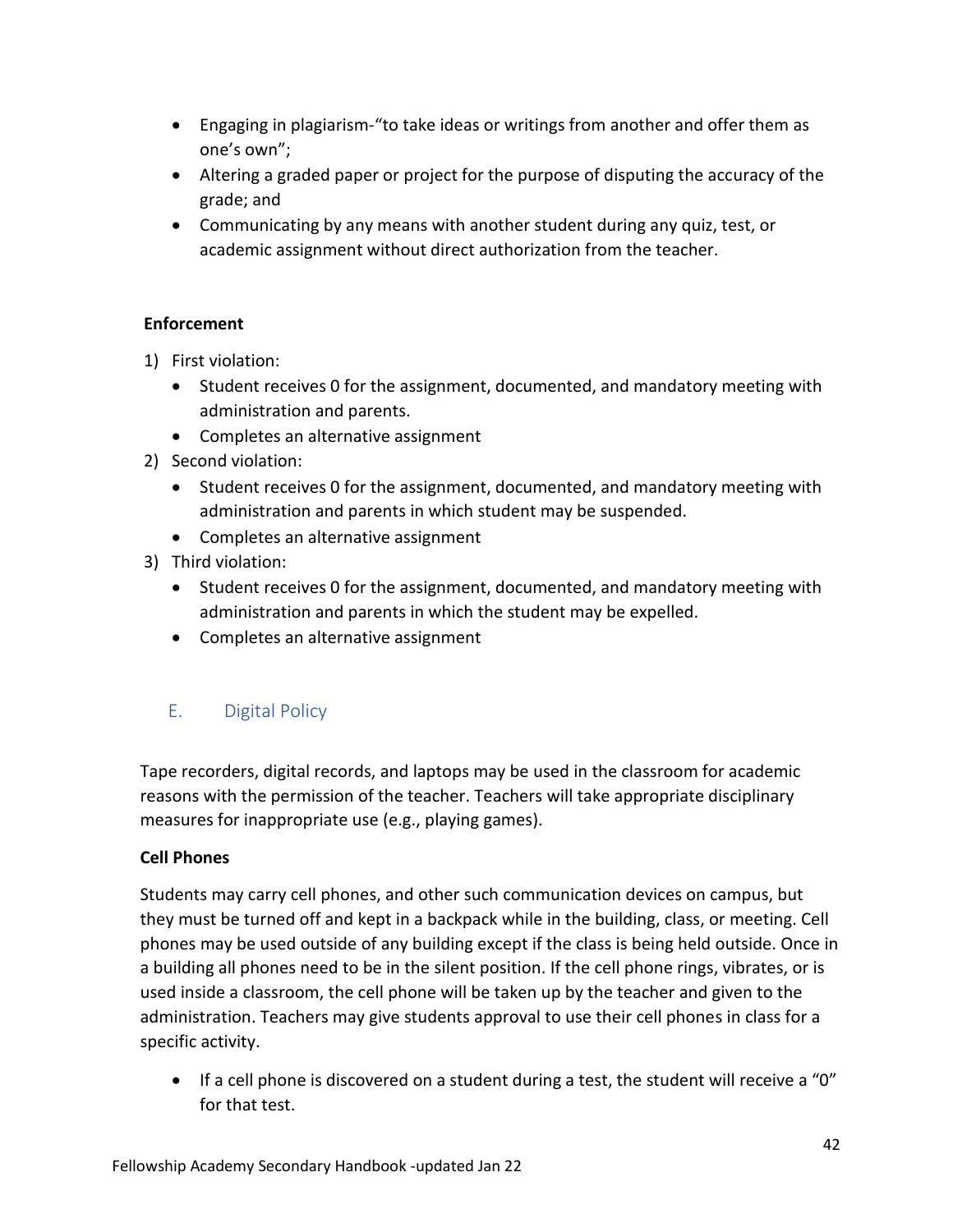- Engaging in plagiarism-"to take ideas or writings from another and offer them as one's own";
- Altering a graded paper or project for the purpose of disputing the accuracy of the grade; and
- Communicating by any means with another student during any quiz, test, or academic assignment without direct authorization from the teacher.

**Enforcement**

1) First violation:
   - Student receives 0 for the assignment, documented, and mandatory meeting with administration and parents.
   - Completes an alternative assignment
2) Second violation:
   - Student receives 0 for the assignment, documented, and mandatory meeting with administration and parents in which student may be suspended.
   - Completes an alternative assignment
3) Third violation:
   - Student receives 0 for the assignment, documented, and mandatory meeting with administration and parents in which the student may be expelled.
   - Completes an alternative assignment

## E. Digital Policy

Tape recorders, digital records, and laptops may be used in the classroom for academic reasons with the permission of the teacher. Teachers will take appropriate disciplinary measures for inappropriate use (e.g., playing games).

**Cell Phones**

Students may carry cell phones, and other such communication devices on campus, but they must be turned off and kept in a backpack while in the building, class, or meeting. Cell phones may be used outside of any building except if the class is being held outside. Once in a building all phones need to be in the silent position. If the cell phone rings, vibrates, or is used inside a classroom, the cell phone will be taken up by the teacher and given to the administration. Teachers may give students approval to use their cell phones in class for a specific activity.

- If a cell phone is discovered on a student during a test, the student will receive a "0" for that test.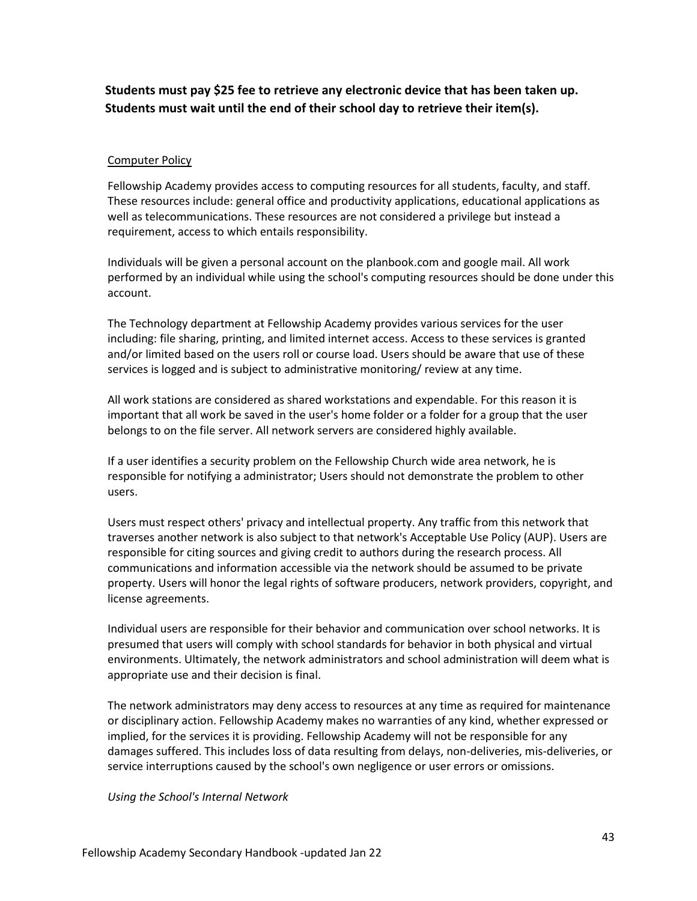**Students must pay $25 fee to retrieve any electronic device that has been taken up. Students must wait until the end of their school day to retrieve their item(s).**

Computer Policy

Fellowship Academy provides access to computing resources for all students, faculty, and staff. These resources include: general office and productivity applications, educational applications as well as telecommunications. These resources are not considered a privilege but instead a requirement, access to which entails responsibility.

Individuals will be given a personal account on the planbook.com and google mail. All work performed by an individual while using the school's computing resources should be done under this account.

The Technology department at Fellowship Academy provides various services for the user including: file sharing, printing, and limited internet access. Access to these services is granted and/or limited based on the users roll or course load. Users should be aware that use of these services is logged and is subject to administrative monitoring/ review at any time.

All work stations are considered as shared workstations and expendable. For this reason it is important that all work be saved in the user's home folder or a folder for a group that the user belongs to on the file server. All network servers are considered highly available.

If a user identifies a security problem on the Fellowship Church wide area network, he is responsible for notifying a administrator; Users should not demonstrate the problem to other users.

Users must respect others' privacy and intellectual property. Any traffic from this network that traverses another network is also subject to that network's Acceptable Use Policy (AUP). Users are responsible for citing sources and giving credit to authors during the research process. All communications and information accessible via the network should be assumed to be private property. Users will honor the legal rights of software producers, network providers, copyright, and license agreements.

Individual users are responsible for their behavior and communication over school networks. It is presumed that users will comply with school standards for behavior in both physical and virtual environments. Ultimately, the network administrators and school administration will deem what is appropriate use and their decision is final.

The network administrators may deny access to resources at any time as required for maintenance or disciplinary action. Fellowship Academy makes no warranties of any kind, whether expressed or implied, for the services it is providing. Fellowship Academy will not be responsible for any damages suffered. This includes loss of data resulting from delays, non-deliveries, mis-deliveries, or service interruptions caused by the school's own negligence or user errors or omissions.

*Using the School's Internal Network*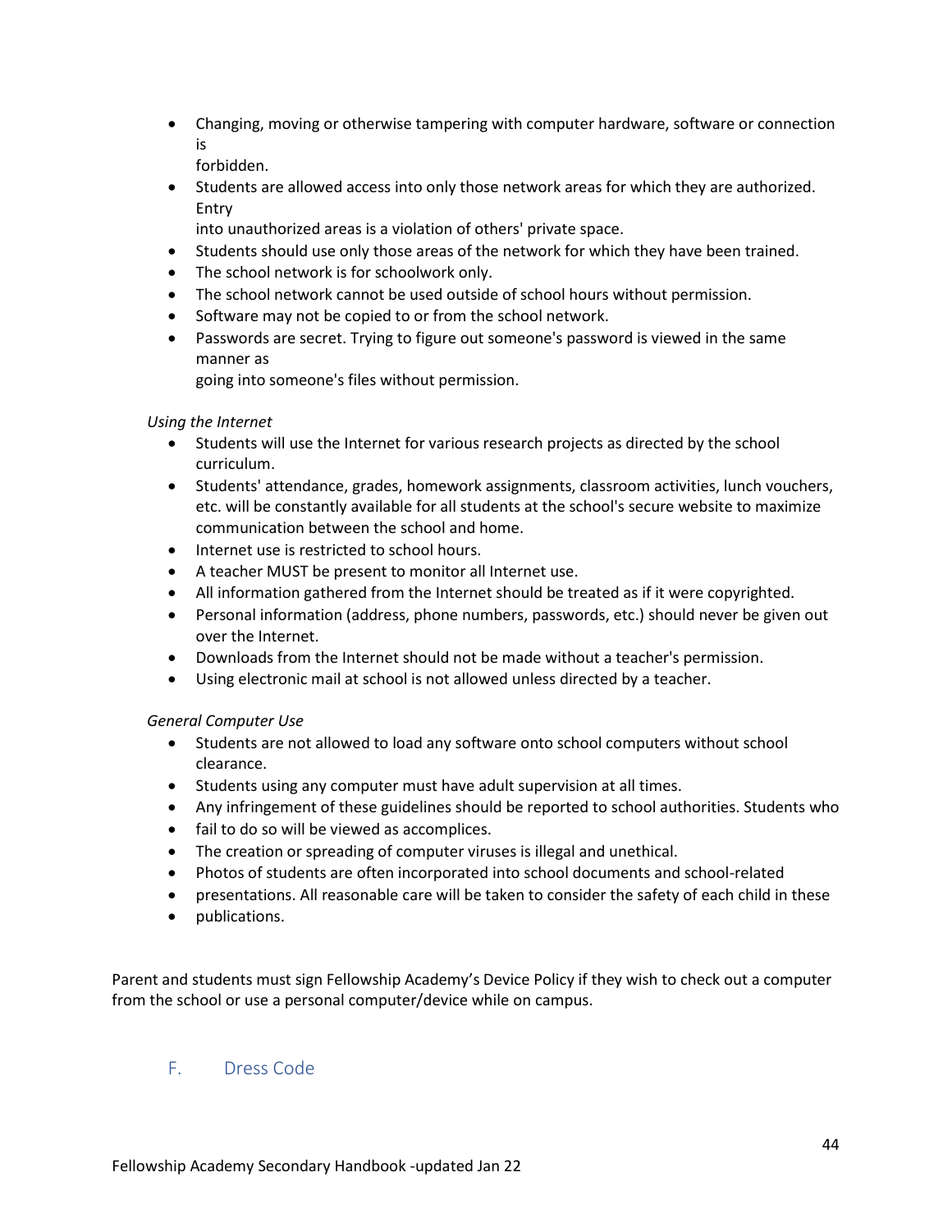- Changing, moving or otherwise tampering with computer hardware, software or connection is forbidden.
- Students are allowed access into only those network areas for which they are authorized. Entry into unauthorized areas is a violation of others' private space.
- Students should use only those areas of the network for which they have been trained.
- The school network is for schoolwork only.
- The school network cannot be used outside of school hours without permission.
- Software may not be copied to or from the school network.
- Passwords are secret. Trying to figure out someone's password is viewed in the same manner as going into someone's files without permission.

*Using the Internet*

- Students will use the Internet for various research projects as directed by the school curriculum.
- Students' attendance, grades, homework assignments, classroom activities, lunch vouchers, etc. will be constantly available for all students at the school's secure website to maximize communication between the school and home.
- Internet use is restricted to school hours.
- A teacher MUST be present to monitor all Internet use.
- All information gathered from the Internet should be treated as if it were copyrighted.
- Personal information (address, phone numbers, passwords, etc.) should never be given out over the Internet.
- Downloads from the Internet should not be made without a teacher's permission.
- Using electronic mail at school is not allowed unless directed by a teacher.

*General Computer Use*

- Students are not allowed to load any software onto school computers without school clearance.
- Students using any computer must have adult supervision at all times.
- Any infringement of these guidelines should be reported to school authorities. Students who
- fail to do so will be viewed as accomplices.
- The creation or spreading of computer viruses is illegal and unethical.
- Photos of students are often incorporated into school documents and school-related
- presentations. All reasonable care will be taken to consider the safety of each child in these
- publications.

Parent and students must sign Fellowship Academy's Device Policy if they wish to check out a computer from the school or use a personal computer/device while on campus.

## F. Dress Code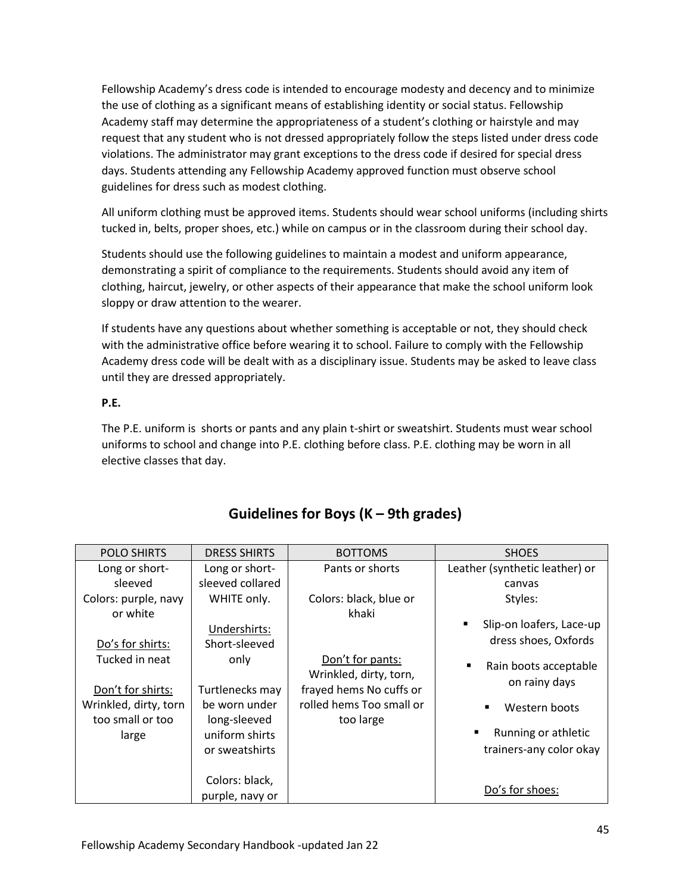Fellowship Academy's dress code is intended to encourage modesty and decency and to minimize the use of clothing as a significant means of establishing identity or social status. Fellowship Academy staff may determine the appropriateness of a student's clothing or hairstyle and may request that any student who is not dressed appropriately follow the steps listed under dress code violations. The administrator may grant exceptions to the dress code if desired for special dress days. Students attending any Fellowship Academy approved function must observe school guidelines for dress such as modest clothing.

All uniform clothing must be approved items. Students should wear school uniforms (including shirts tucked in, belts, proper shoes, etc.) while on campus or in the classroom during their school day.

Students should use the following guidelines to maintain a modest and uniform appearance, demonstrating a spirit of compliance to the requirements. Students should avoid any item of clothing, haircut, jewelry, or other aspects of their appearance that make the school uniform look sloppy or draw attention to the wearer.

If students have any questions about whether something is acceptable or not, they should check with the administrative office before wearing it to school. Failure to comply with the Fellowship Academy dress code will be dealt with as a disciplinary issue. Students may be asked to leave class until they are dressed appropriately.

**P.E.**

The P.E. uniform is shorts or pants and any plain t-shirt or sweatshirt. Students must wear school uniforms to school and change into P.E. clothing before class. P.E. clothing may be worn in all elective classes that day.

## Guidelines for Boys (K – 9th grades)

| POLO SHIRTS | DRESS SHIRTS | BOTTOMS | SHOES |
|---|---|---|---|
| Long or short-sleeved<br>Colors: purple, navy or white<br><br><u>Do's for shirts:</u><br>Tucked in neat<br><br><u>Don't for shirts:</u><br>Wrinkled, dirty, torn too small or too large | Long or short-sleeved collared WHITE only.<br><br><u>Undershirts:</u><br>Short-sleeved only<br><br>Turtlenecks may be worn under long-sleeved uniform shirts or sweatshirts<br><br>Colors: black, purple, navy or | Pants or shorts<br><br>Colors: black, blue or khaki<br><br><u>Don't for pants:</u><br>Wrinkled, dirty, torn, frayed hems No cuffs or rolled hems Too small or too large | Leather (synthetic leather) or canvas<br>Styles:<br>▪ Slip-on loafers, Lace-up dress shoes, Oxfords<br>▪ Rain boots acceptable on rainy days<br>▪ Western boots<br>▪ Running or athletic trainers-any color okay<br><br><u>Do's for shoes:</u> |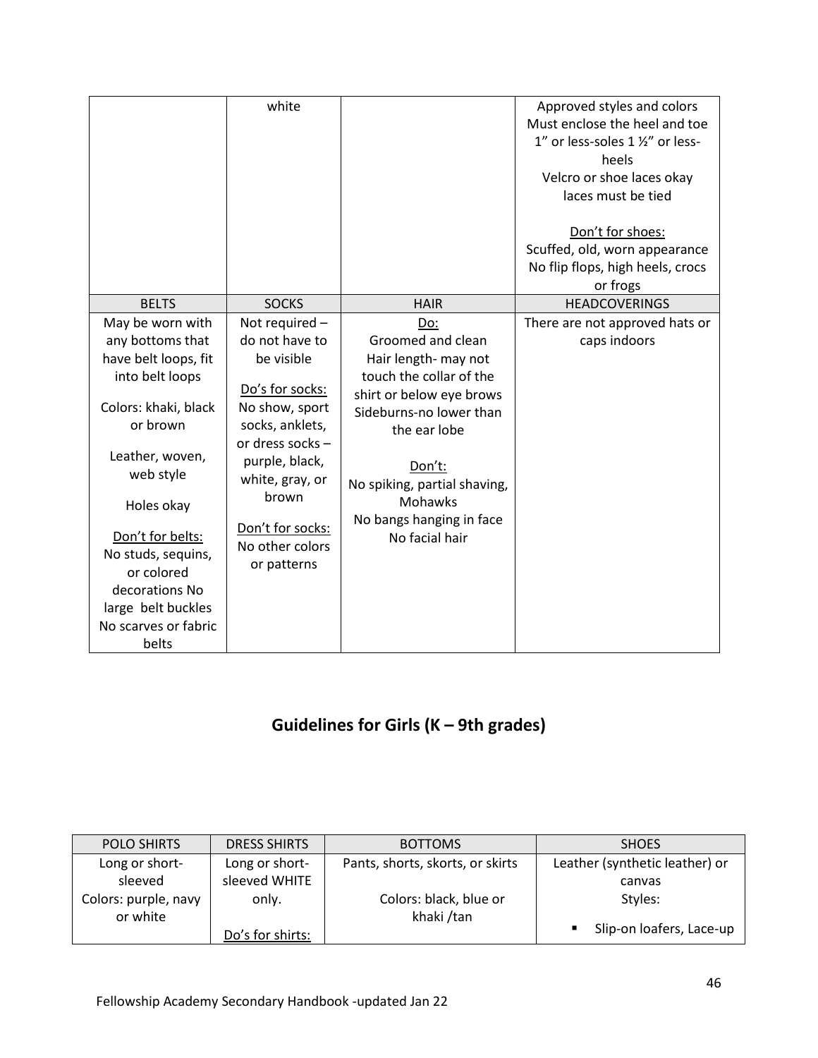| | | | |
|---|---|---|---|
| | white | | Approved styles and colors<br>Must enclose the heel and toe<br>1" or less-soles 1 ½" or less-heels<br>Velcro or shoe laces okay<br>laces must be tied<br><br><u>Don't for shoes:</u><br>Scuffed, old, worn appearance<br>No flip flops, high heels, crocs or frogs |
| BELTS | SOCKS | HAIR | HEADCOVERINGS |
| May be worn with any bottoms that have belt loops, fit into belt loops<br><br>Colors: khaki, black or brown<br><br>Leather, woven, web style<br><br>Holes okay<br><br><u>Don't for belts:</u><br>No studs, sequins, or colored decorations No large belt buckles<br>No scarves or fabric belts | Not required – do not have to be visible<br><br><u>Do's for socks:</u><br>No show, sport socks, anklets, or dress socks – purple, black, white, gray, or brown<br><br><u>Don't for socks:</u><br>No other colors or patterns | <u>Do:</u><br>Groomed and clean<br>Hair length- may not touch the collar of the shirt or below eye brows<br>Sideburns-no lower than the ear lobe<br><br><u>Don't:</u><br>No spiking, partial shaving, Mohawks<br>No bangs hanging in face<br>No facial hair | There are not approved hats or caps indoors |

## Guidelines for Girls (K – 9th grades)

| POLO SHIRTS | DRESS SHIRTS | BOTTOMS | SHOES |
|---|---|---|---|
| Long or short-sleeved<br>Colors: purple, navy or white | Long or short-sleeved WHITE only.<br><br><u>Do's for shirts:</u> | Pants, shorts, skorts, or skirts<br><br>Colors: black, blue or khaki /tan | Leather (synthetic leather) or canvas<br>Styles:<br><br>▪ Slip-on loafers, Lace-up |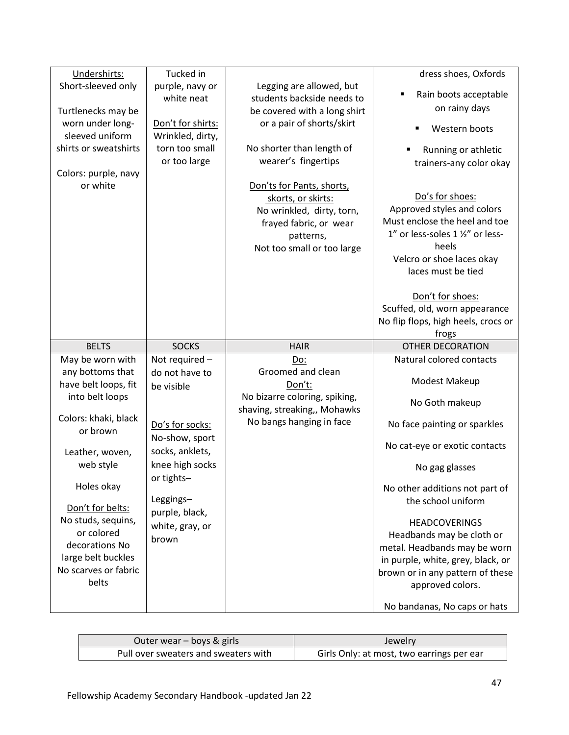| Undershirts:<br>Short-sleeved only<br><br>Turtlenecks may be worn under long-sleeved uniform shirts or sweatshirts<br><br>Colors: purple, navy or white | Tucked in purple, navy or white neat<br><br>Don't for shirts:<br>Wrinkled, dirty, torn too small or too large | Legging are allowed, but students backside needs to be covered with a long shirt or a pair of shorts/skirt<br><br>No shorter than length of wearer's fingertips<br><br>Don'ts for Pants, shorts, skorts, or skirts:<br>No wrinkled, dirty, torn, frayed fabric, or wear patterns,<br>Not too small or too large | dress shoes, Oxfords<br>▪ Rain boots acceptable on rainy days<br>▪ Western boots<br>▪ Running or athletic trainers-any color okay<br><br>Do's for shoes:<br>Approved styles and colors<br>Must enclose the heel and toe<br>1" or less-soles 1 ½" or less-heels<br>Velcro or shoe laces okay laces must be tied<br><br>Don't for shoes:<br>Scuffed, old, worn appearance<br>No flip flops, high heels, crocs or frogs |
|---|---|---|---|
| **BELTS** | **SOCKS** | **HAIR** | **OTHER DECORATION** |
| May be worn with any bottoms that have belt loops, fit into belt loops<br><br>Colors: khaki, black or brown<br><br>Leather, woven, web style<br><br>Holes okay<br><br>Don't for belts:<br>No studs, sequins, or colored decorations No large belt buckles<br>No scarves or fabric belts | Not required – do not have to be visible<br><br>Do's for socks:<br>No-show, sport socks, anklets, knee high socks or tights–<br><br>Leggings– purple, black, white, gray, or brown | Do:<br>Groomed and clean<br>Don't:<br>No bizarre coloring, spiking, shaving, streaking,, Mohawks<br>No bangs hanging in face | Natural colored contacts<br><br>Modest Makeup<br><br>No Goth makeup<br><br>No face painting or sparkles<br><br>No cat-eye or exotic contacts<br><br>No gag glasses<br><br>No other additions not part of the school uniform<br><br>HEADCOVERINGS<br>Headbands may be cloth or metal. Headbands may be worn in purple, white, grey, black, or brown or in any pattern of these approved colors.<br><br>No bandanas, No caps or hats |

| Outer wear – boys & girls | Jewelry |
|---|---|
| Pull over sweaters and sweaters with | Girls Only: at most, two earrings per ear |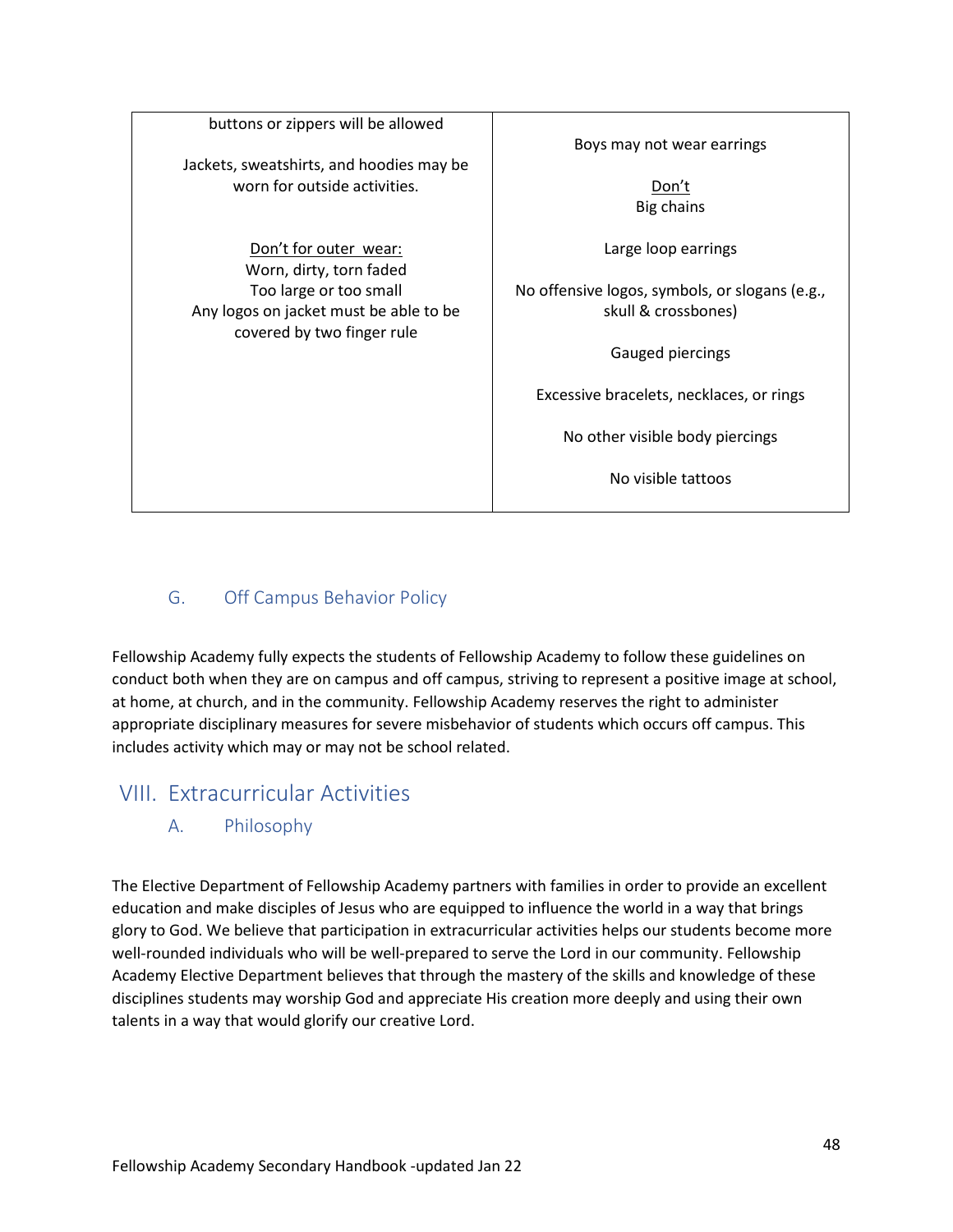| buttons or zippers will be allowed<br><br>Jackets, sweatshirts, and hoodies may be worn for outside activities.<br><br><u>Don't for outer wear:</u><br>Worn, dirty, torn faded<br>Too large or too small<br>Any logos on jacket must be able to be covered by two finger rule | Boys may not wear earrings<br><br><u>Don't</u><br>Big chains<br><br>Large loop earrings<br><br>No offensive logos, symbols, or slogans (e.g., skull & crossbones)<br><br>Gauged piercings<br><br>Excessive bracelets, necklaces, or rings<br><br>No other visible body piercings<br><br>No visible tattoos |
|---|---|

### G. Off Campus Behavior Policy

Fellowship Academy fully expects the students of Fellowship Academy to follow these guidelines on conduct both when they are on campus and off campus, striving to represent a positive image at school, at home, at church, and in the community. Fellowship Academy reserves the right to administer appropriate disciplinary measures for severe misbehavior of students which occurs off campus. This includes activity which may or may not be school related.

## VIII. Extracurricular Activities

### A. Philosophy

The Elective Department of Fellowship Academy partners with families in order to provide an excellent education and make disciples of Jesus who are equipped to influence the world in a way that brings glory to God. We believe that participation in extracurricular activities helps our students become more well-rounded individuals who will be well-prepared to serve the Lord in our community. Fellowship Academy Elective Department believes that through the mastery of the skills and knowledge of these disciplines students may worship God and appreciate His creation more deeply and using their own talents in a way that would glorify our creative Lord.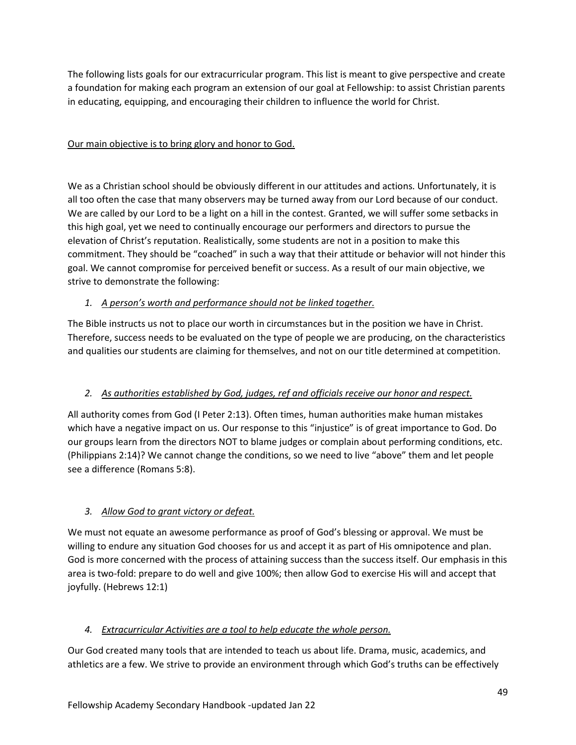The following lists goals for our extracurricular program. This list is meant to give perspective and create a foundation for making each program an extension of our goal at Fellowship: to assist Christian parents in educating, equipping, and encouraging their children to influence the world for Christ.

<u>Our main objective is to bring glory and honor to God.</u>

We as a Christian school should be obviously different in our attitudes and actions. Unfortunately, it is all too often the case that many observers may be turned away from our Lord because of our conduct. We are called by our Lord to be a light on a hill in the contest. Granted, we will suffer some setbacks in this high goal, yet we need to continually encourage our performers and directors to pursue the elevation of Christ's reputation. Realistically, some students are not in a position to make this commitment. They should be "coached" in such a way that their attitude or behavior will not hinder this goal. We cannot compromise for perceived benefit or success. As a result of our main objective, we strive to demonstrate the following:

1. *<u>A person's worth and performance should not be linked together.</u>*

The Bible instructs us not to place our worth in circumstances but in the position we have in Christ. Therefore, success needs to be evaluated on the type of people we are producing, on the characteristics and qualities our students are claiming for themselves, and not on our title determined at competition.

2. *<u>As authorities established by God, judges, ref and officials receive our honor and respect.</u>*

All authority comes from God (I Peter 2:13). Often times, human authorities make human mistakes which have a negative impact on us. Our response to this "injustice" is of great importance to God. Do our groups learn from the directors NOT to blame judges or complain about performing conditions, etc. (Philippians 2:14)? We cannot change the conditions, so we need to live "above" them and let people see a difference (Romans 5:8).

3. *<u>Allow God to grant victory or defeat.</u>*

We must not equate an awesome performance as proof of God's blessing or approval. We must be willing to endure any situation God chooses for us and accept it as part of His omnipotence and plan. God is more concerned with the process of attaining success than the success itself. Our emphasis in this area is two-fold: prepare to do well and give 100%; then allow God to exercise His will and accept that joyfully. (Hebrews 12:1)

4. *<u>Extracurricular Activities are a tool to help educate the whole person.</u>*

Our God created many tools that are intended to teach us about life. Drama, music, academics, and athletics are a few. We strive to provide an environment through which God's truths can be effectively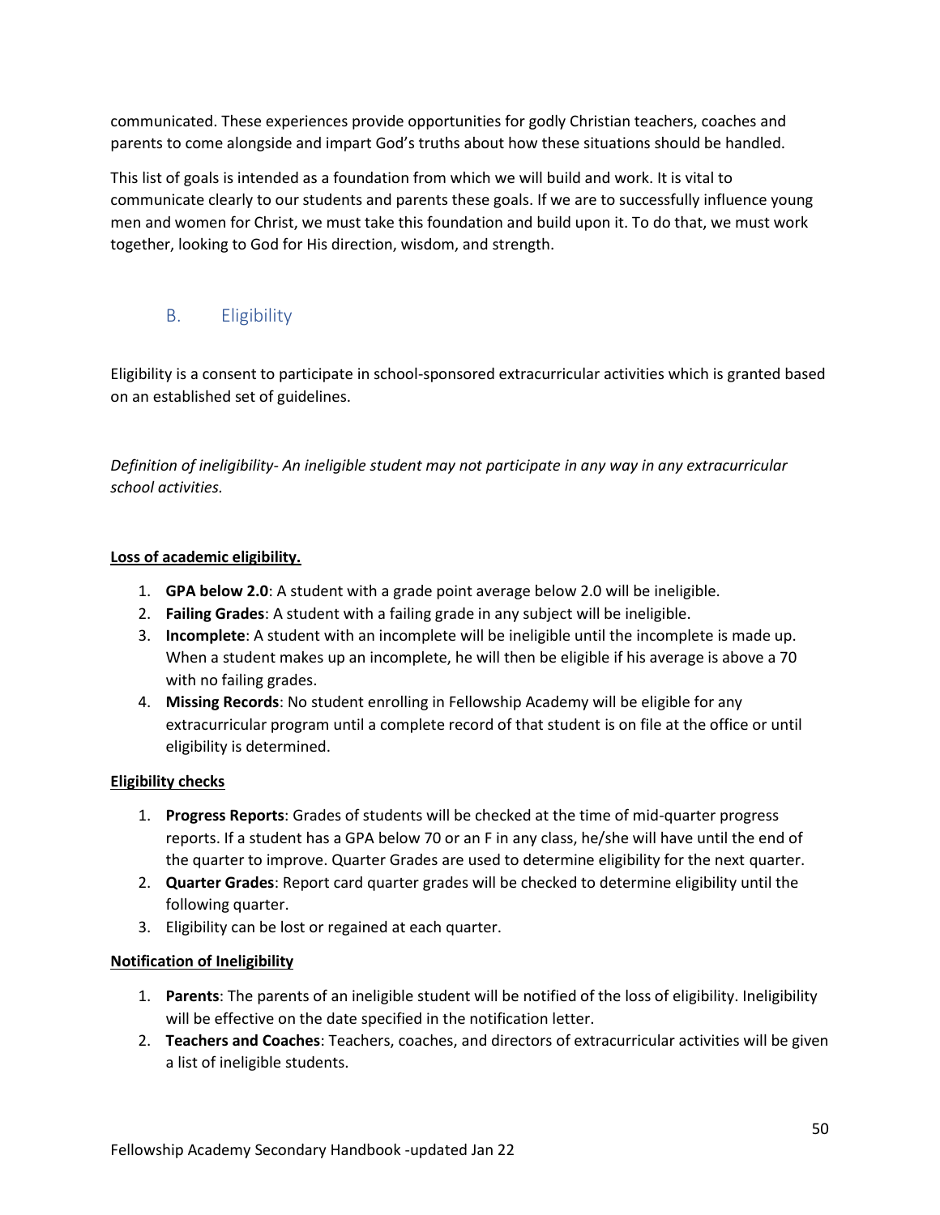communicated. These experiences provide opportunities for godly Christian teachers, coaches and parents to come alongside and impart God's truths about how these situations should be handled.

This list of goals is intended as a foundation from which we will build and work. It is vital to communicate clearly to our students and parents these goals. If we are to successfully influence young men and women for Christ, we must take this foundation and build upon it. To do that, we must work together, looking to God for His direction, wisdom, and strength.

## B. Eligibility

Eligibility is a consent to participate in school-sponsored extracurricular activities which is granted based on an established set of guidelines.

*Definition of ineligibility- An ineligible student may not participate in any way in any extracurricular school activities.*

**Loss of academic eligibility.**

1. **GPA below 2.0**: A student with a grade point average below 2.0 will be ineligible.
2. **Failing Grades**: A student with a failing grade in any subject will be ineligible.
3. **Incomplete**: A student with an incomplete will be ineligible until the incomplete is made up. When a student makes up an incomplete, he will then be eligible if his average is above a 70 with no failing grades.
4. **Missing Records**: No student enrolling in Fellowship Academy will be eligible for any extracurricular program until a complete record of that student is on file at the office or until eligibility is determined.

**Eligibility checks**

1. **Progress Reports**: Grades of students will be checked at the time of mid-quarter progress reports. If a student has a GPA below 70 or an F in any class, he/she will have until the end of the quarter to improve. Quarter Grades are used to determine eligibility for the next quarter.
2. **Quarter Grades**: Report card quarter grades will be checked to determine eligibility until the following quarter.
3. Eligibility can be lost or regained at each quarter.

**Notification of Ineligibility**

1. **Parents**: The parents of an ineligible student will be notified of the loss of eligibility. Ineligibility will be effective on the date specified in the notification letter.
2. **Teachers and Coaches**: Teachers, coaches, and directors of extracurricular activities will be given a list of ineligible students.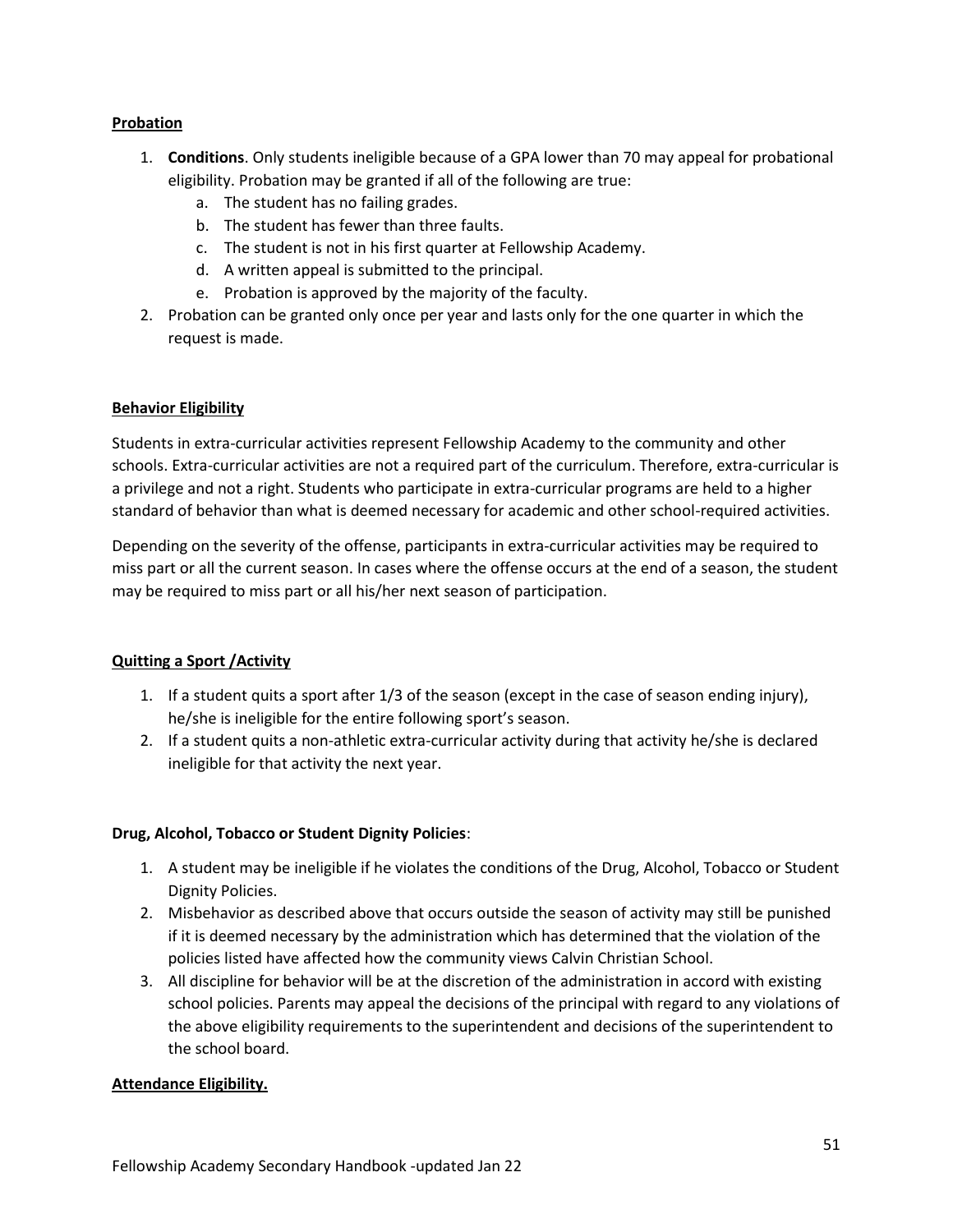**Probation**

1. **Conditions**. Only students ineligible because of a GPA lower than 70 may appeal for probational eligibility. Probation may be granted if all of the following are true:
    a. The student has no failing grades.
    b. The student has fewer than three faults.
    c. The student is not in his first quarter at Fellowship Academy.
    d. A written appeal is submitted to the principal.
    e. Probation is approved by the majority of the faculty.
2. Probation can be granted only once per year and lasts only for the one quarter in which the request is made.

**Behavior Eligibility**

Students in extra-curricular activities represent Fellowship Academy to the community and other schools. Extra-curricular activities are not a required part of the curriculum. Therefore, extra-curricular is a privilege and not a right. Students who participate in extra-curricular programs are held to a higher standard of behavior than what is deemed necessary for academic and other school-required activities.

Depending on the severity of the offense, participants in extra-curricular activities may be required to miss part or all the current season. In cases where the offense occurs at the end of a season, the student may be required to miss part or all his/her next season of participation.

**Quitting a Sport /Activity**

1. If a student quits a sport after 1/3 of the season (except in the case of season ending injury), he/she is ineligible for the entire following sport's season.
2. If a student quits a non-athletic extra-curricular activity during that activity he/she is declared ineligible for that activity the next year.

**Drug, Alcohol, Tobacco or Student Dignity Policies**:

1. A student may be ineligible if he violates the conditions of the Drug, Alcohol, Tobacco or Student Dignity Policies.
2. Misbehavior as described above that occurs outside the season of activity may still be punished if it is deemed necessary by the administration which has determined that the violation of the policies listed have affected how the community views Calvin Christian School.
3. All discipline for behavior will be at the discretion of the administration in accord with existing school policies. Parents may appeal the decisions of the principal with regard to any violations of the above eligibility requirements to the superintendent and decisions of the superintendent to the school board.

**Attendance Eligibility.**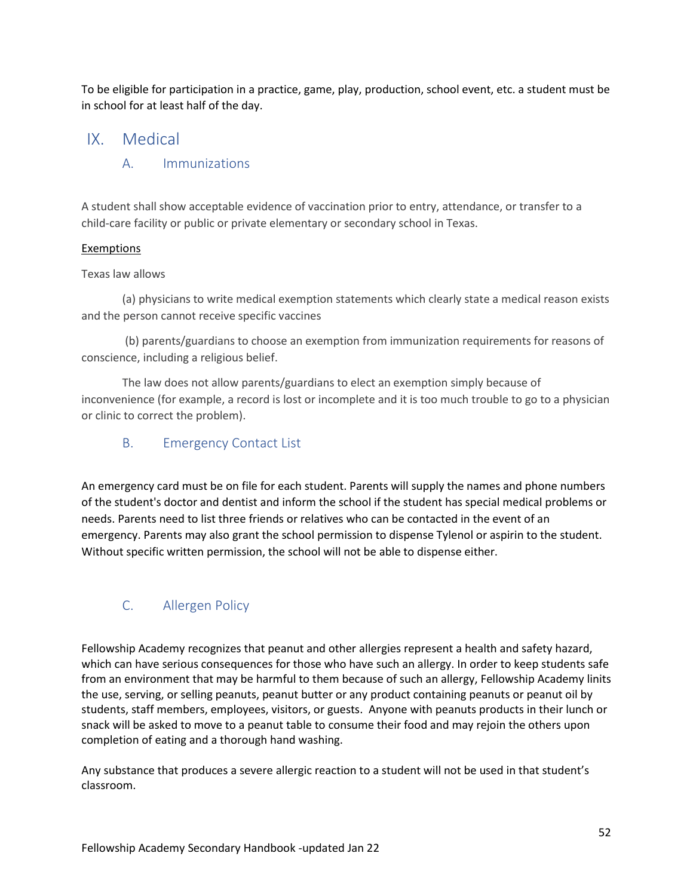To be eligible for participation in a practice, game, play, production, school event, etc. a student must be in school for at least half of the day.

# IX. Medical

## A. Immunizations

A student shall show acceptable evidence of vaccination prior to entry, attendance, or transfer to a child-care facility or public or private elementary or secondary school in Texas.

Exemptions

Texas law allows

(a) physicians to write medical exemption statements which clearly state a medical reason exists and the person cannot receive specific vaccines

(b) parents/guardians to choose an exemption from immunization requirements for reasons of conscience, including a religious belief.

The law does not allow parents/guardians to elect an exemption simply because of inconvenience (for example, a record is lost or incomplete and it is too much trouble to go to a physician or clinic to correct the problem).

## B. Emergency Contact List

An emergency card must be on file for each student. Parents will supply the names and phone numbers of the student's doctor and dentist and inform the school if the student has special medical problems or needs. Parents need to list three friends or relatives who can be contacted in the event of an emergency. Parents may also grant the school permission to dispense Tylenol or aspirin to the student. Without specific written permission, the school will not be able to dispense either.

## C. Allergen Policy

Fellowship Academy recognizes that peanut and other allergies represent a health and safety hazard, which can have serious consequences for those who have such an allergy. In order to keep students safe from an environment that may be harmful to them because of such an allergy, Fellowship Academy limits the use, serving, or selling peanuts, peanut butter or any product containing peanuts or peanut oil by students, staff members, employees, visitors, or guests. Anyone with peanuts products in their lunch or snack will be asked to move to a peanut table to consume their food and may rejoin the others upon completion of eating and a thorough hand washing.

Any substance that produces a severe allergic reaction to a student will not be used in that student's classroom.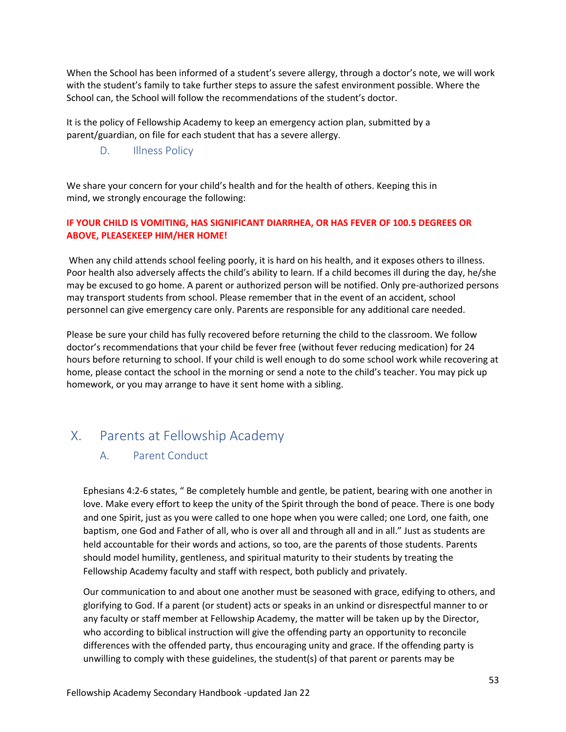When the School has been informed of a student's severe allergy, through a doctor's note, we will work with the student's family to take further steps to assure the safest environment possible. Where the School can, the School will follow the recommendations of the student's doctor.

It is the policy of Fellowship Academy to keep an emergency action plan, submitted by a parent/guardian, on file for each student that has a severe allergy.

### D. Illness Policy

We share your concern for your child's health and for the health of others. Keeping this in mind, we strongly encourage the following:

**IF YOUR CHILD IS VOMITING, HAS SIGNIFICANT DIARRHEA, OR HAS FEVER OF 100.5 DEGREES OR ABOVE, PLEASEKEEP HIM/HER HOME!**

When any child attends school feeling poorly, it is hard on his health, and it exposes others to illness. Poor health also adversely affects the child's ability to learn. If a child becomes ill during the day, he/she may be excused to go home. A parent or authorized person will be notified. Only pre-authorized persons may transport students from school. Please remember that in the event of an accident, school personnel can give emergency care only. Parents are responsible for any additional care needed.

Please be sure your child has fully recovered before returning the child to the classroom. We follow doctor's recommendations that your child be fever free (without fever reducing medication) for 24 hours before returning to school. If your child is well enough to do some school work while recovering at home, please contact the school in the morning or send a note to the child's teacher. You may pick up homework, or you may arrange to have it sent home with a sibling.

## X. Parents at Fellowship Academy

### A. Parent Conduct

Ephesians 4:2-6 states, " Be completely humble and gentle, be patient, bearing with one another in love. Make every effort to keep the unity of the Spirit through the bond of peace. There is one body and one Spirit, just as you were called to one hope when you were called; one Lord, one faith, one baptism, one God and Father of all, who is over all and through all and in all." Just as students are held accountable for their words and actions, so too, are the parents of those students. Parents should model humility, gentleness, and spiritual maturity to their students by treating the Fellowship Academy faculty and staff with respect, both publicly and privately.

Our communication to and about one another must be seasoned with grace, edifying to others, and glorifying to God. If a parent (or student) acts or speaks in an unkind or disrespectful manner to or any faculty or staff member at Fellowship Academy, the matter will be taken up by the Director, who according to biblical instruction will give the offending party an opportunity to reconcile differences with the offended party, thus encouraging unity and grace. If the offending party is unwilling to comply with these guidelines, the student(s) of that parent or parents may be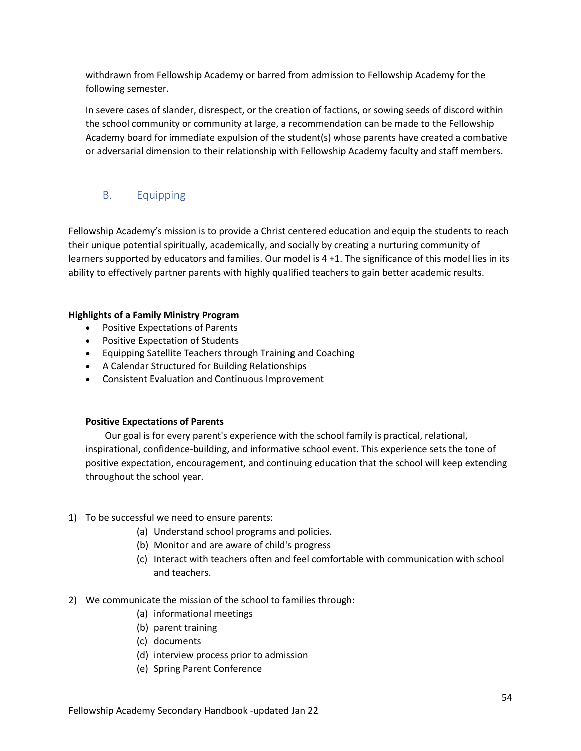withdrawn from Fellowship Academy or barred from admission to Fellowship Academy for the following semester.

In severe cases of slander, disrespect, or the creation of factions, or sowing seeds of discord within the school community or community at large, a recommendation can be made to the Fellowship Academy board for immediate expulsion of the student(s) whose parents have created a combative or adversarial dimension to their relationship with Fellowship Academy faculty and staff members.

## B. Equipping

Fellowship Academy's mission is to provide a Christ centered education and equip the students to reach their unique potential spiritually, academically, and socially by creating a nurturing community of learners supported by educators and families. Our model is 4 +1. The significance of this model lies in its ability to effectively partner parents with highly qualified teachers to gain better academic results.

**Highlights of a Family Ministry Program**

- Positive Expectations of Parents
- Positive Expectation of Students
- Equipping Satellite Teachers through Training and Coaching
- A Calendar Structured for Building Relationships
- Consistent Evaluation and Continuous Improvement

**Positive Expectations of Parents**

Our goal is for every parent's experience with the school family is practical, relational, inspirational, confidence-building, and informative school event. This experience sets the tone of positive expectation, encouragement, and continuing education that the school will keep extending throughout the school year.

1) To be successful we need to ensure parents:
   - (a) Understand school programs and policies.
   - (b) Monitor and are aware of child's progress
   - (c) Interact with teachers often and feel comfortable with communication with school and teachers.

2) We communicate the mission of the school to families through:
   - (a) informational meetings
   - (b) parent training
   - (c) documents
   - (d) interview process prior to admission
   - (e) Spring Parent Conference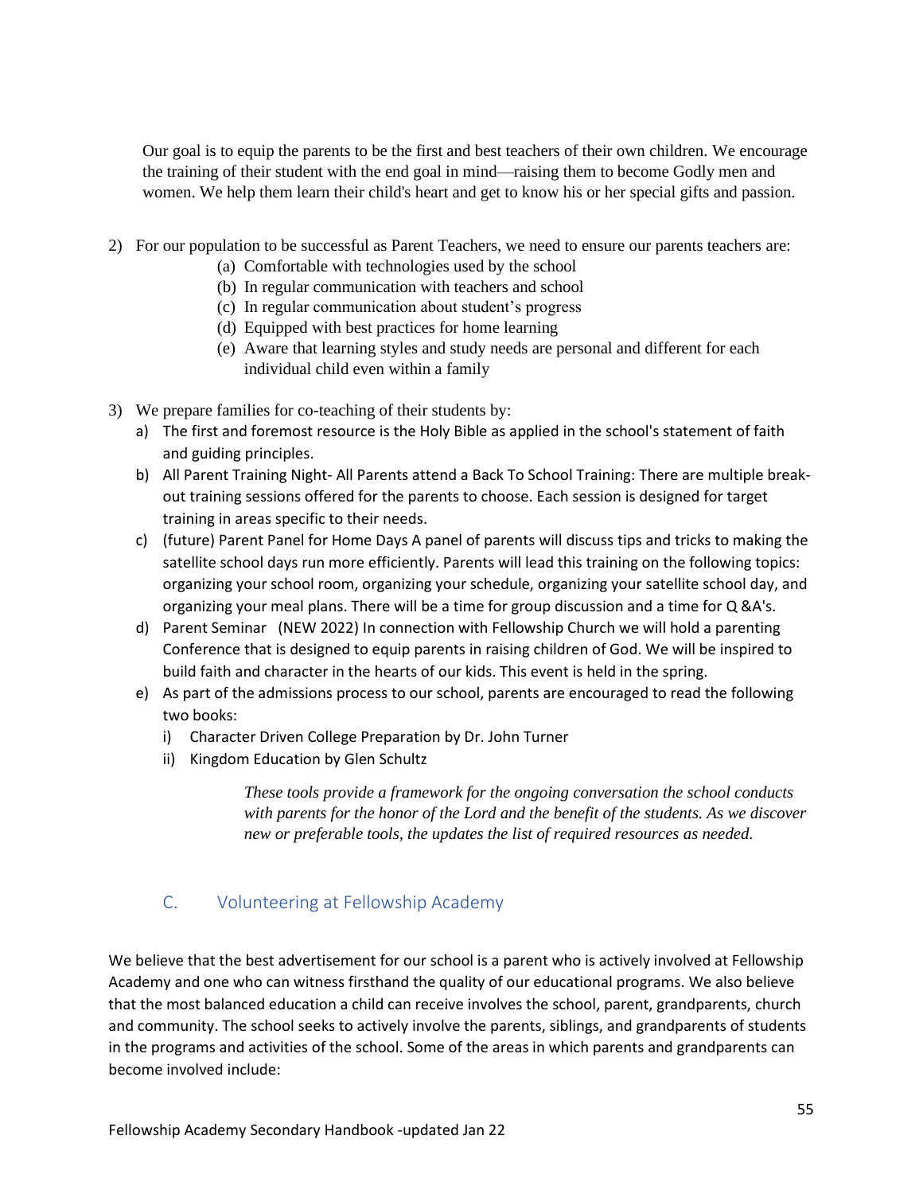Our goal is to equip the parents to be the first and best teachers of their own children. We encourage the training of their student with the end goal in mind—raising them to become Godly men and women. We help them learn their child's heart and get to know his or her special gifts and passion.

2) For our population to be successful as Parent Teachers, we need to ensure our parents teachers are:
   - (a) Comfortable with technologies used by the school
   - (b) In regular communication with teachers and school
   - (c) In regular communication about student's progress
   - (d) Equipped with best practices for home learning
   - (e) Aware that learning styles and study needs are personal and different for each individual child even within a family

3) We prepare families for co-teaching of their students by:
   - a) The first and foremost resource is the Holy Bible as applied in the school's statement of faith and guiding principles.
   - b) All Parent Training Night- All Parents attend a Back To School Training: There are multiple break-out training sessions offered for the parents to choose. Each session is designed for target training in areas specific to their needs.
   - c) (future) Parent Panel for Home Days A panel of parents will discuss tips and tricks to making the satellite school days run more efficiently. Parents will lead this training on the following topics: organizing your school room, organizing your schedule, organizing your satellite school day, and organizing your meal plans. There will be a time for group discussion and a time for Q &A's.
   - d) Parent Seminar (NEW 2022) In connection with Fellowship Church we will hold a parenting Conference that is designed to equip parents in raising children of God. We will be inspired to build faith and character in the hearts of our kids. This event is held in the spring.
   - e) As part of the admissions process to our school, parents are encouraged to read the following two books:
     - i) Character Driven College Preparation by Dr. John Turner
     - ii) Kingdom Education by Glen Schultz

     *These tools provide a framework for the ongoing conversation the school conducts with parents for the honor of the Lord and the benefit of the students. As we discover new or preferable tools, the updates the list of required resources as needed.*

## C. Volunteering at Fellowship Academy

We believe that the best advertisement for our school is a parent who is actively involved at Fellowship Academy and one who can witness firsthand the quality of our educational programs. We also believe that the most balanced education a child can receive involves the school, parent, grandparents, church and community. The school seeks to actively involve the parents, siblings, and grandparents of students in the programs and activities of the school. Some of the areas in which parents and grandparents can become involved include: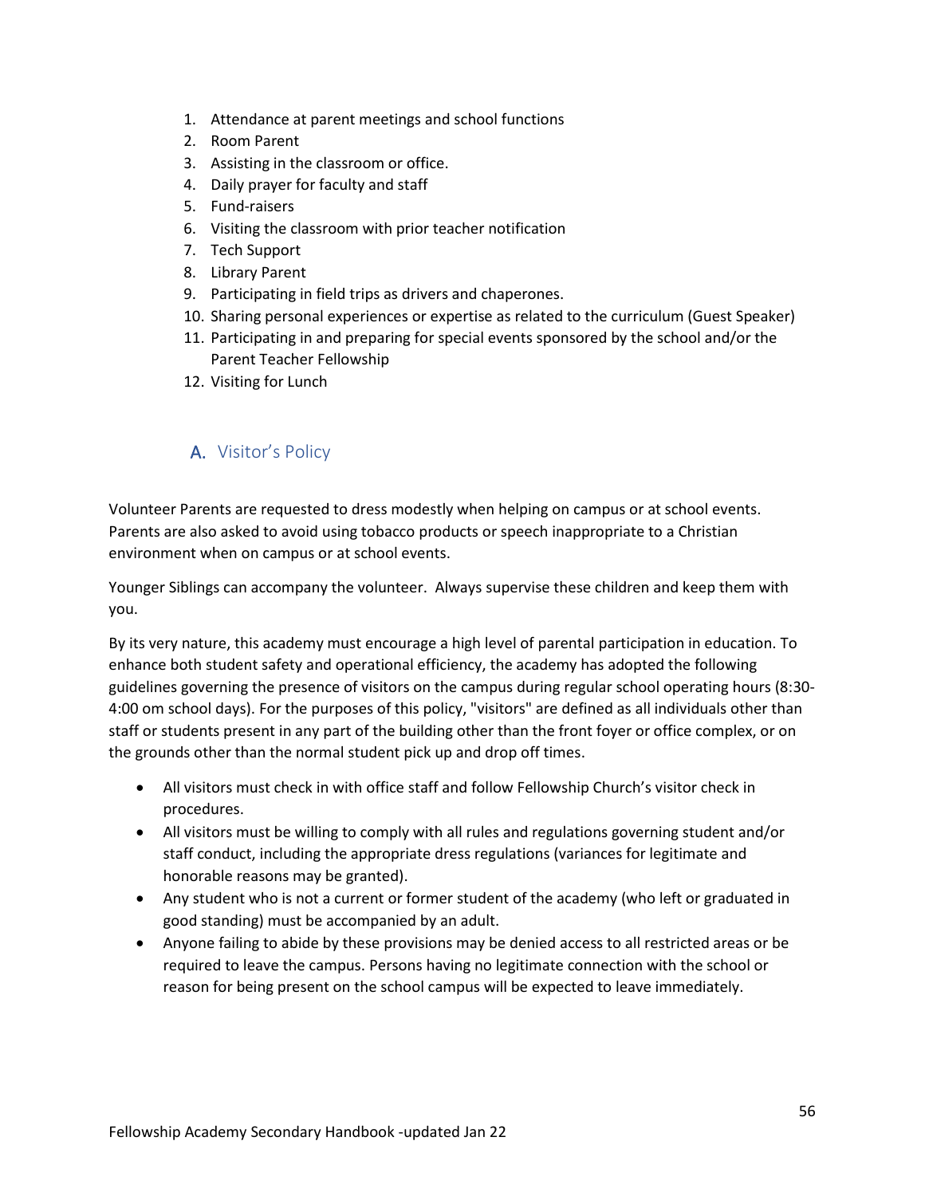1. Attendance at parent meetings and school functions
2. Room Parent
3. Assisting in the classroom or office.
4. Daily prayer for faculty and staff
5. Fund-raisers
6. Visiting the classroom with prior teacher notification
7. Tech Support
8. Library Parent
9. Participating in field trips as drivers and chaperones.
10. Sharing personal experiences or expertise as related to the curriculum (Guest Speaker)
11. Participating in and preparing for special events sponsored by the school and/or the Parent Teacher Fellowship
12. Visiting for Lunch

## A. Visitor's Policy

Volunteer Parents are requested to dress modestly when helping on campus or at school events. Parents are also asked to avoid using tobacco products or speech inappropriate to a Christian environment when on campus or at school events.

Younger Siblings can accompany the volunteer. Always supervise these children and keep them with you.

By its very nature, this academy must encourage a high level of parental participation in education. To enhance both student safety and operational efficiency, the academy has adopted the following guidelines governing the presence of visitors on the campus during regular school operating hours (8:30-4:00 om school days). For the purposes of this policy, "visitors" are defined as all individuals other than staff or students present in any part of the building other than the front foyer or office complex, or on the grounds other than the normal student pick up and drop off times.

- All visitors must check in with office staff and follow Fellowship Church's visitor check in procedures.
- All visitors must be willing to comply with all rules and regulations governing student and/or staff conduct, including the appropriate dress regulations (variances for legitimate and honorable reasons may be granted).
- Any student who is not a current or former student of the academy (who left or graduated in good standing) must be accompanied by an adult.
- Anyone failing to abide by these provisions may be denied access to all restricted areas or be required to leave the campus. Persons having no legitimate connection with the school or reason for being present on the school campus will be expected to leave immediately.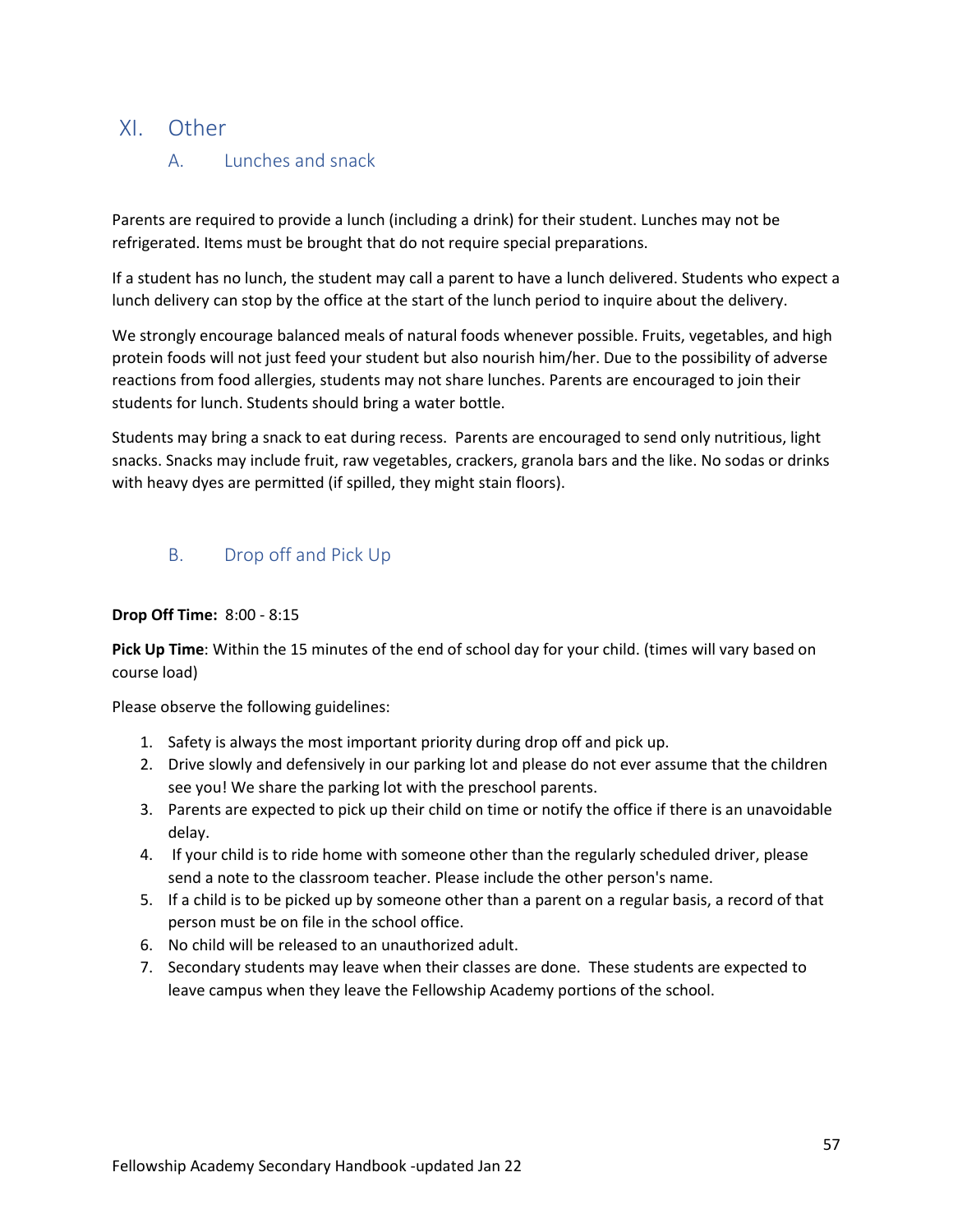# XI. Other

## A. Lunches and snack

Parents are required to provide a lunch (including a drink) for their student. Lunches may not be refrigerated. Items must be brought that do not require special preparations.

If a student has no lunch, the student may call a parent to have a lunch delivered. Students who expect a lunch delivery can stop by the office at the start of the lunch period to inquire about the delivery.

We strongly encourage balanced meals of natural foods whenever possible. Fruits, vegetables, and high protein foods will not just feed your student but also nourish him/her. Due to the possibility of adverse reactions from food allergies, students may not share lunches. Parents are encouraged to join their students for lunch. Students should bring a water bottle.

Students may bring a snack to eat during recess. Parents are encouraged to send only nutritious, light snacks. Snacks may include fruit, raw vegetables, crackers, granola bars and the like. No sodas or drinks with heavy dyes are permitted (if spilled, they might stain floors).

## B. Drop off and Pick Up

**Drop Off Time:** 8:00 - 8:15

**Pick Up Time**: Within the 15 minutes of the end of school day for your child. (times will vary based on course load)

Please observe the following guidelines:

1. Safety is always the most important priority during drop off and pick up.
2. Drive slowly and defensively in our parking lot and please do not ever assume that the children see you! We share the parking lot with the preschool parents.
3. Parents are expected to pick up their child on time or notify the office if there is an unavoidable delay.
4. If your child is to ride home with someone other than the regularly scheduled driver, please send a note to the classroom teacher. Please include the other person's name.
5. If a child is to be picked up by someone other than a parent on a regular basis, a record of that person must be on file in the school office.
6. No child will be released to an unauthorized adult.
7. Secondary students may leave when their classes are done. These students are expected to leave campus when they leave the Fellowship Academy portions of the school.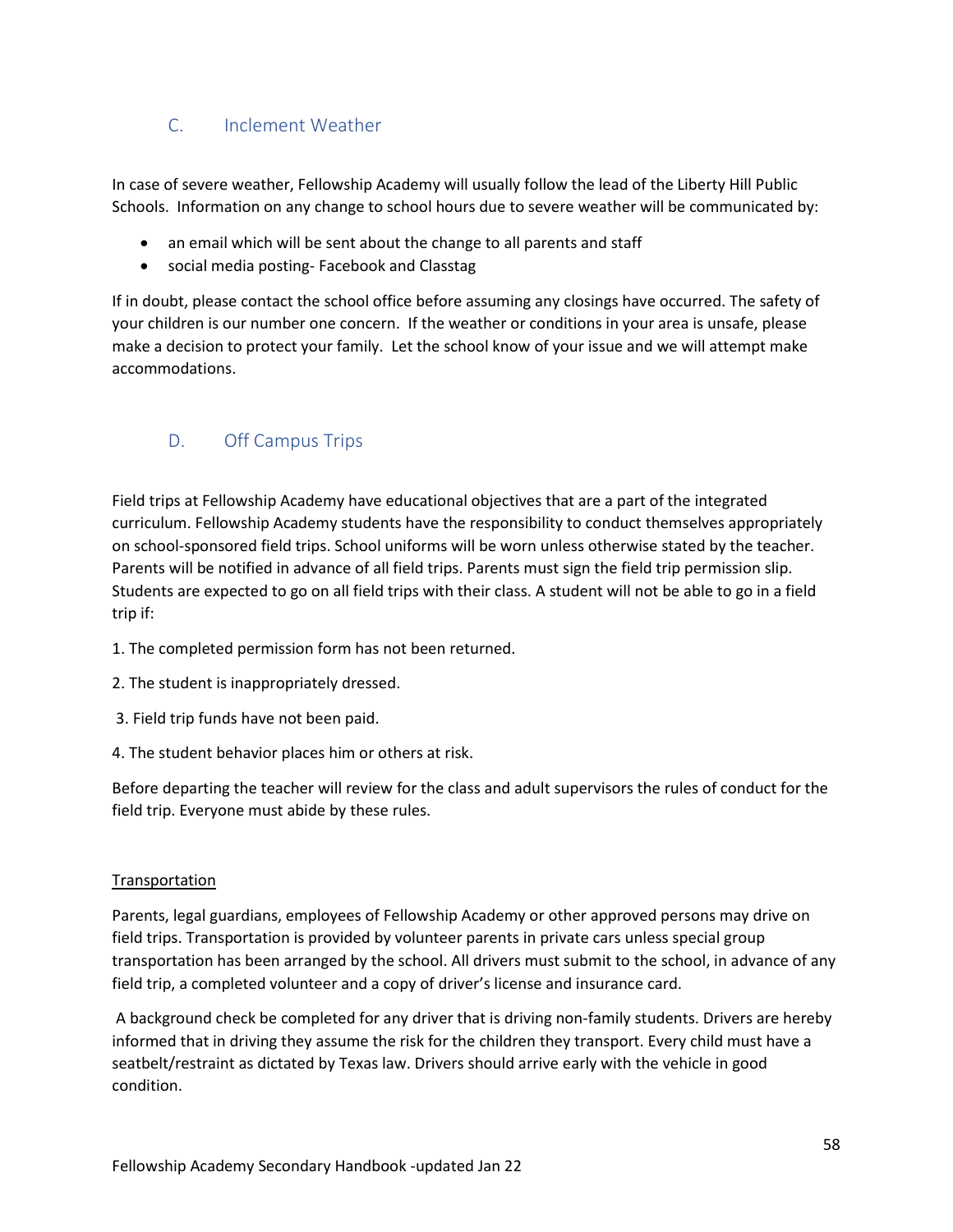## C. Inclement Weather

In case of severe weather, Fellowship Academy will usually follow the lead of the Liberty Hill Public Schools. Information on any change to school hours due to severe weather will be communicated by:

- an email which will be sent about the change to all parents and staff
- social media posting- Facebook and Classtag

If in doubt, please contact the school office before assuming any closings have occurred. The safety of your children is our number one concern. If the weather or conditions in your area is unsafe, please make a decision to protect your family. Let the school know of your issue and we will attempt make accommodations.

## D. Off Campus Trips

Field trips at Fellowship Academy have educational objectives that are a part of the integrated curriculum. Fellowship Academy students have the responsibility to conduct themselves appropriately on school-sponsored field trips. School uniforms will be worn unless otherwise stated by the teacher. Parents will be notified in advance of all field trips. Parents must sign the field trip permission slip. Students are expected to go on all field trips with their class. A student will not be able to go in a field trip if:

1. The completed permission form has not been returned.
2. The student is inappropriately dressed.
3. Field trip funds have not been paid.
4. The student behavior places him or others at risk.

Before departing the teacher will review for the class and adult supervisors the rules of conduct for the field trip. Everyone must abide by these rules.

<u>Transportation</u>

Parents, legal guardians, employees of Fellowship Academy or other approved persons may drive on field trips. Transportation is provided by volunteer parents in private cars unless special group transportation has been arranged by the school. All drivers must submit to the school, in advance of any field trip, a completed volunteer and a copy of driver's license and insurance card.

A background check be completed for any driver that is driving non-family students. Drivers are hereby informed that in driving they assume the risk for the children they transport. Every child must have a seatbelt/restraint as dictated by Texas law. Drivers should arrive early with the vehicle in good condition.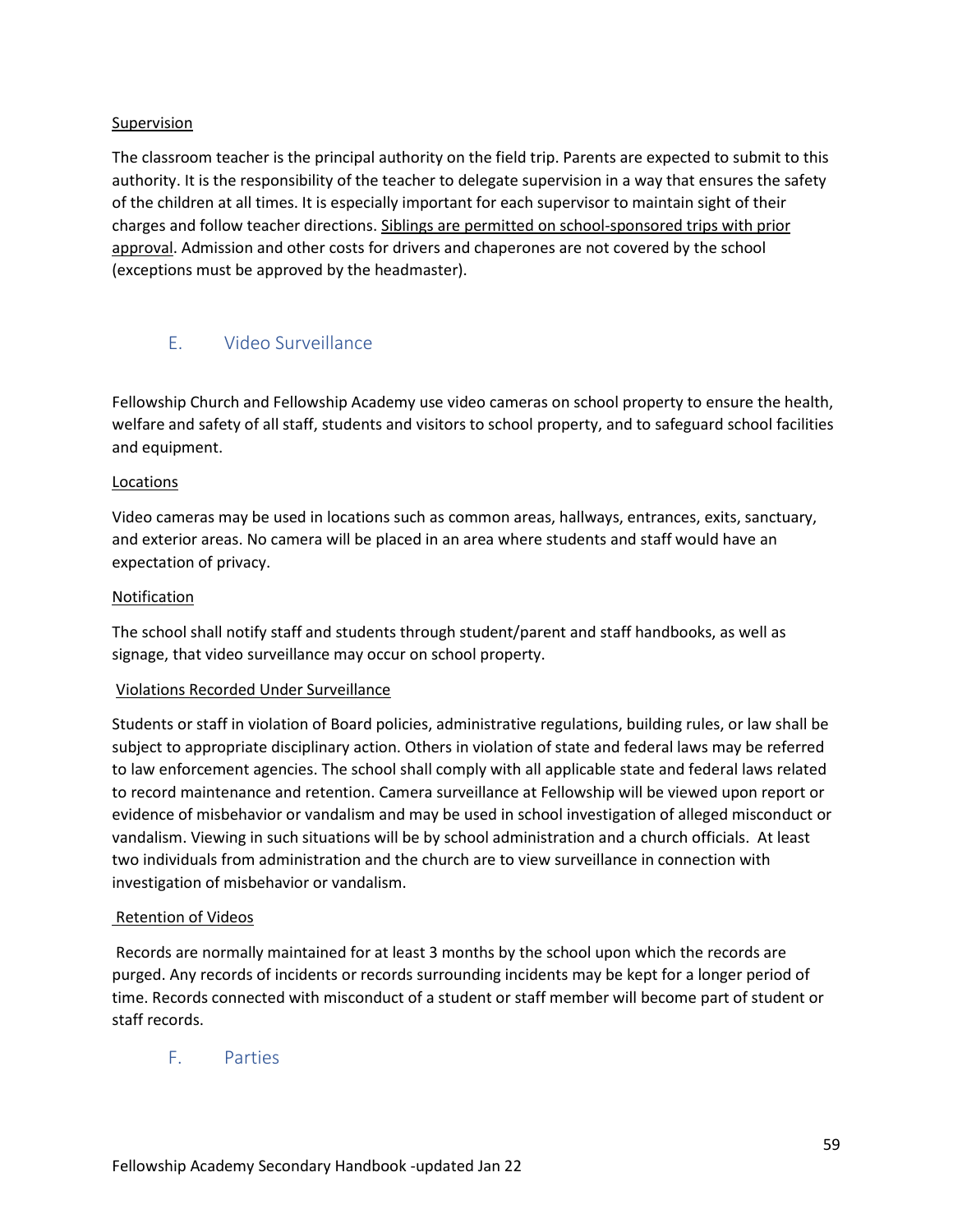Supervision

The classroom teacher is the principal authority on the field trip. Parents are expected to submit to this authority. It is the responsibility of the teacher to delegate supervision in a way that ensures the safety of the children at all times. It is especially important for each supervisor to maintain sight of their charges and follow teacher directions. Siblings are permitted on school-sponsored trips with prior approval. Admission and other costs for drivers and chaperones are not covered by the school (exceptions must be approved by the headmaster).

## E. Video Surveillance

Fellowship Church and Fellowship Academy use video cameras on school property to ensure the health, welfare and safety of all staff, students and visitors to school property, and to safeguard school facilities and equipment.

Locations

Video cameras may be used in locations such as common areas, hallways, entrances, exits, sanctuary, and exterior areas. No camera will be placed in an area where students and staff would have an expectation of privacy.

Notification

The school shall notify staff and students through student/parent and staff handbooks, as well as signage, that video surveillance may occur on school property.

Violations Recorded Under Surveillance

Students or staff in violation of Board policies, administrative regulations, building rules, or law shall be subject to appropriate disciplinary action. Others in violation of state and federal laws may be referred to law enforcement agencies. The school shall comply with all applicable state and federal laws related to record maintenance and retention. Camera surveillance at Fellowship will be viewed upon report or evidence of misbehavior or vandalism and may be used in school investigation of alleged misconduct or vandalism. Viewing in such situations will be by school administration and a church officials. At least two individuals from administration and the church are to view surveillance in connection with investigation of misbehavior or vandalism.

Retention of Videos

Records are normally maintained for at least 3 months by the school upon which the records are purged. Any records of incidents or records surrounding incidents may be kept for a longer period of time. Records connected with misconduct of a student or staff member will become part of student or staff records.

## F. Parties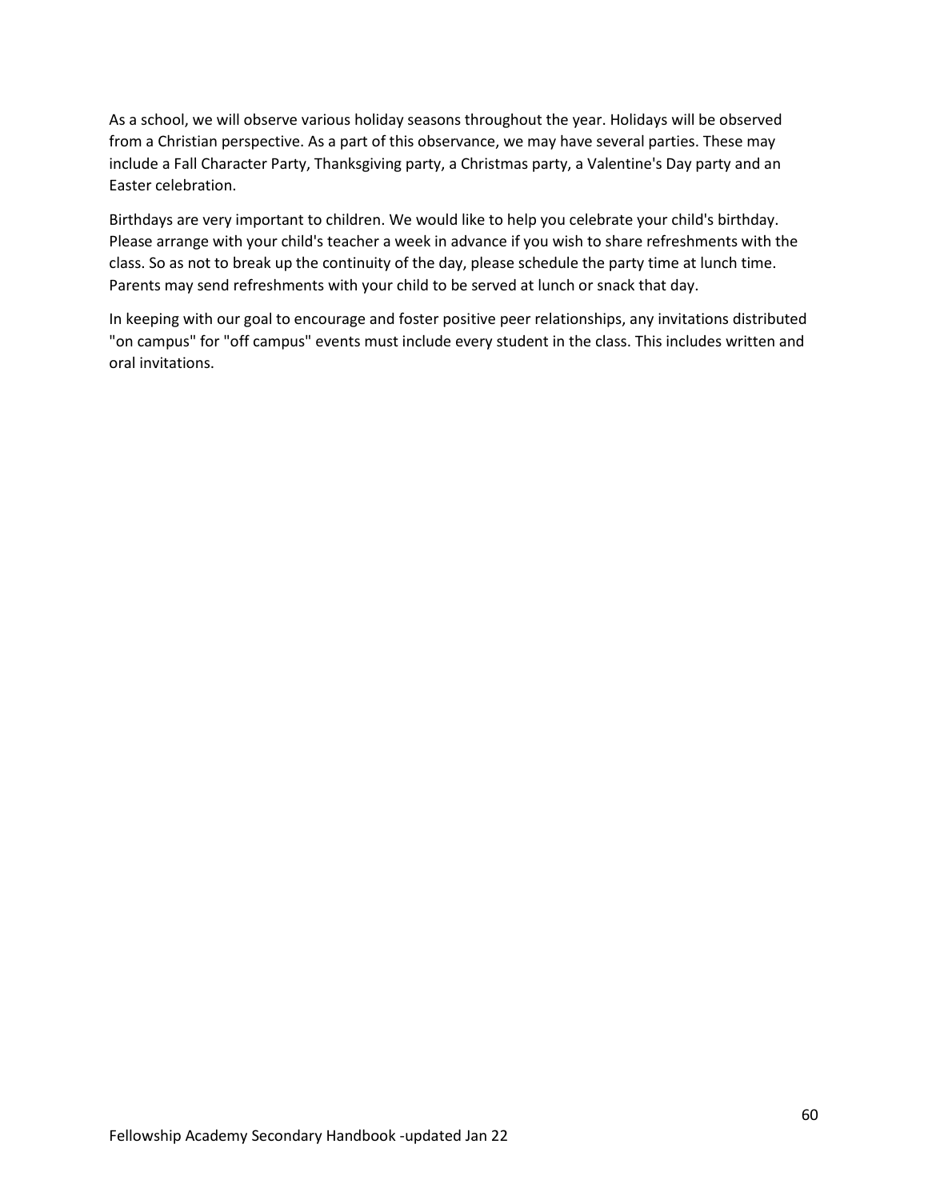As a school, we will observe various holiday seasons throughout the year. Holidays will be observed from a Christian perspective. As a part of this observance, we may have several parties. These may include a Fall Character Party, Thanksgiving party, a Christmas party, a Valentine's Day party and an Easter celebration.

Birthdays are very important to children. We would like to help you celebrate your child's birthday. Please arrange with your child's teacher a week in advance if you wish to share refreshments with the class. So as not to break up the continuity of the day, please schedule the party time at lunch time. Parents may send refreshments with your child to be served at lunch or snack that day.

In keeping with our goal to encourage and foster positive peer relationships, any invitations distributed "on campus" for "off campus" events must include every student in the class. This includes written and oral invitations.